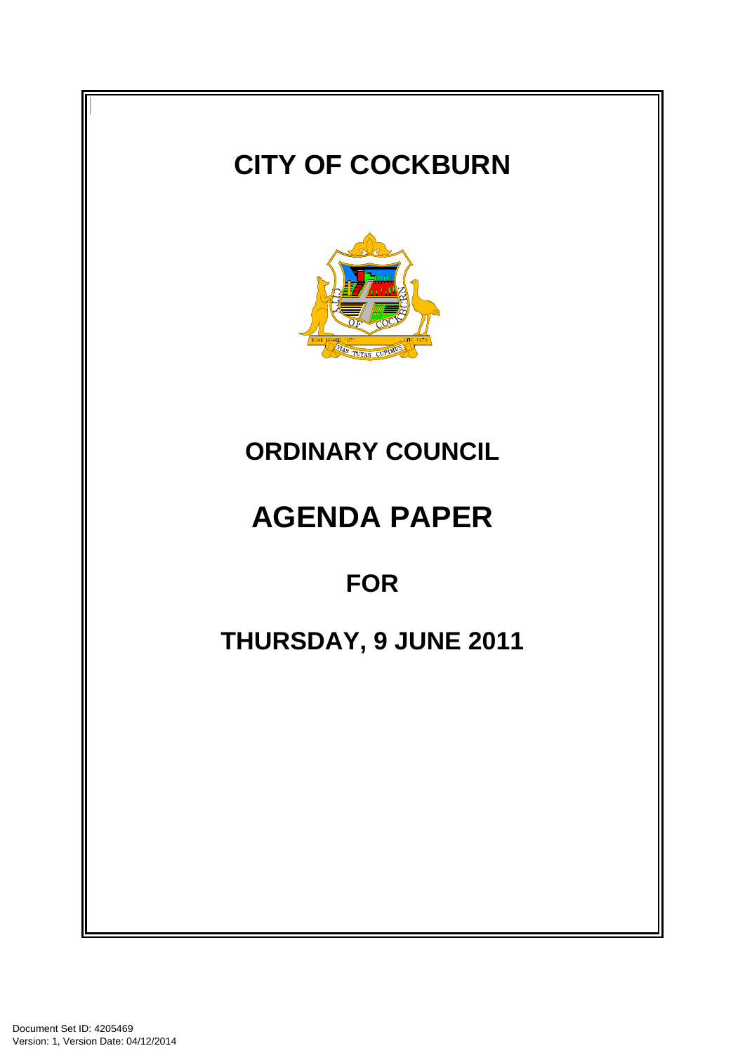# CITY OF COCKBURN

# ORDINARY COUNCIL

# AGENDA PAPER

## FOR

## THURSDAY, 9 JUNE 2011

Document Set ID: 4205469
Version: 1, Version Date: 04/12/2014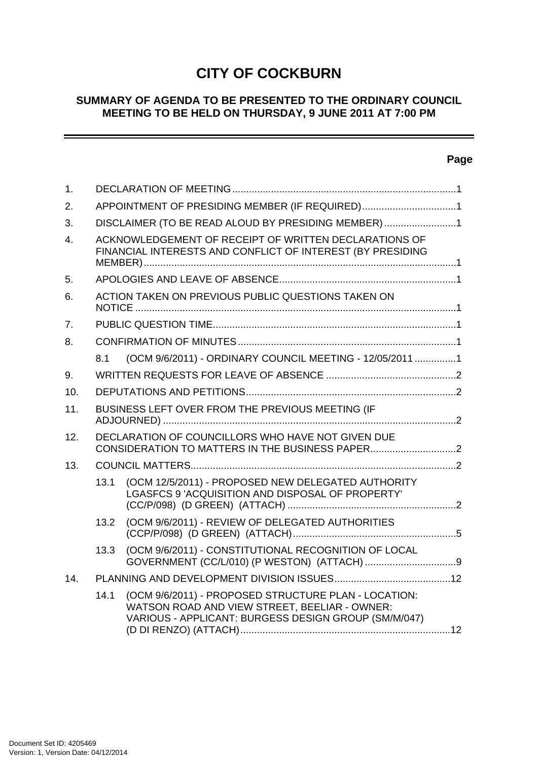# CITY OF COCKBURN

## SUMMARY OF AGENDA TO BE PRESENTED TO THE ORDINARY COUNCIL MEETING TO BE HELD ON THURSDAY, 9 JUNE 2011 AT 7:00 PM

| | | Page |
|---|---|---|
| 1. | DECLARATION OF MEETING | 1 |
| 2. | APPOINTMENT OF PRESIDING MEMBER (IF REQUIRED) | 1 |
| 3. | DISCLAIMER (TO BE READ ALOUD BY PRESIDING MEMBER) | 1 |
| 4. | ACKNOWLEDGEMENT OF RECEIPT OF WRITTEN DECLARATIONS OF FINANCIAL INTERESTS AND CONFLICT OF INTEREST (BY PRESIDING MEMBER) | 1 |
| 5. | APOLOGIES AND LEAVE OF ABSENCE | 1 |
| 6. | ACTION TAKEN ON PREVIOUS PUBLIC QUESTIONS TAKEN ON NOTICE | 1 |
| 7. | PUBLIC QUESTION TIME | 1 |
| 8. | CONFIRMATION OF MINUTES | 1 |
| | 8.1 (OCM 9/6/2011) - ORDINARY COUNCIL MEETING - 12/05/2011 | 1 |
| 9. | WRITTEN REQUESTS FOR LEAVE OF ABSENCE | 2 |
| 10. | DEPUTATIONS AND PETITIONS | 2 |
| 11. | BUSINESS LEFT OVER FROM THE PREVIOUS MEETING (IF ADJOURNED) | 2 |
| 12. | DECLARATION OF COUNCILLORS WHO HAVE NOT GIVEN DUE CONSIDERATION TO MATTERS IN THE BUSINESS PAPER | 2 |
| 13. | COUNCIL MATTERS | 2 |
| | 13.1 (OCM 12/5/2011) - PROPOSED NEW DELEGATED AUTHORITY LGASFCS 9 'ACQUISITION AND DISPOSAL OF PROPERTY' (CC/P/098) (D GREEN) (ATTACH) | 2 |
| | 13.2 (OCM 9/6/2011) - REVIEW OF DELEGATED AUTHORITIES (CCP/P/098) (D GREEN) (ATTACH) | 5 |
| | 13.3 (OCM 9/6/2011) - CONSTITUTIONAL RECOGNITION OF LOCAL GOVERNMENT (CC/L/010) (P WESTON) (ATTACH) | 9 |
| 14. | PLANNING AND DEVELOPMENT DIVISION ISSUES | 12 |
| | 14.1 (OCM 9/6/2011) - PROPOSED STRUCTURE PLAN - LOCATION: WATSON ROAD AND VIEW STREET, BEELIAR - OWNER: VARIOUS - APPLICANT: BURGESS DESIGN GROUP (SM/M/047) (D DI RENZO) (ATTACH) | 12 |

Document Set ID: 4205469
Version: 1, Version Date: 04/12/2014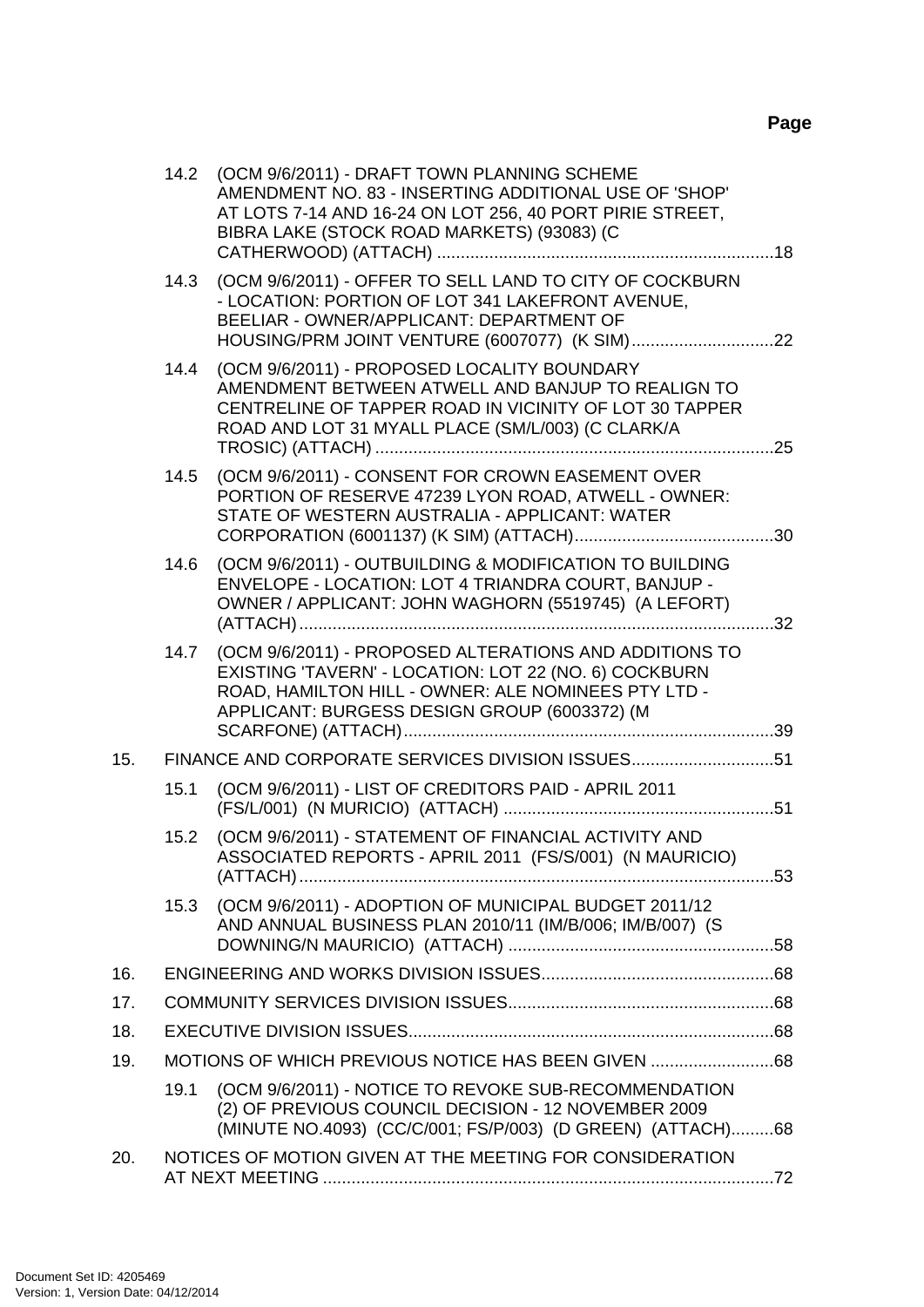**Page**

14.2 (OCM 9/6/2011) - DRAFT TOWN PLANNING SCHEME AMENDMENT NO. 83 - INSERTING ADDITIONAL USE OF 'SHOP' AT LOTS 7-14 AND 16-24 ON LOT 256, 40 PORT PIRIE STREET, BIBRA LAKE (STOCK ROAD MARKETS) (93083) (C CATHERWOOD) (ATTACH) ....................................................................18

14.3 (OCM 9/6/2011) - OFFER TO SELL LAND TO CITY OF COCKBURN - LOCATION: PORTION OF LOT 341 LAKEFRONT AVENUE, BEELIAR - OWNER/APPLICANT: DEPARTMENT OF HOUSING/PRM JOINT VENTURE (6007077) (K SIM)..............................22

14.4 (OCM 9/6/2011) - PROPOSED LOCALITY BOUNDARY AMENDMENT BETWEEN ATWELL AND BANJUP TO REALIGN TO CENTRELINE OF TAPPER ROAD IN VICINITY OF LOT 30 TAPPER ROAD AND LOT 31 MYALL PLACE (SM/L/003) (C CLARK/A TROSIC) (ATTACH) ....................................................................................25

14.5 (OCM 9/6/2011) - CONSENT FOR CROWN EASEMENT OVER PORTION OF RESERVE 47239 LYON ROAD, ATWELL - OWNER: STATE OF WESTERN AUSTRALIA - APPLICANT: WATER CORPORATION (6001137) (K SIM) (ATTACH)..........................................30

14.6 (OCM 9/6/2011) - OUTBUILDING & MODIFICATION TO BUILDING ENVELOPE - LOCATION: LOT 4 TRIANDRA COURT, BANJUP - OWNER / APPLICANT: JOHN WAGHORN (5519745) (A LEFORT) (ATTACH)....................................................................................................32

14.7 (OCM 9/6/2011) - PROPOSED ALTERATIONS AND ADDITIONS TO EXISTING 'TAVERN' - LOCATION: LOT 22 (NO. 6) COCKBURN ROAD, HAMILTON HILL - OWNER: ALE NOMINEES PTY LTD - APPLICANT: BURGESS DESIGN GROUP (6003372) (M SCARFONE) (ATTACH)..............................................................................39

15. FINANCE AND CORPORATE SERVICES DIVISION ISSUES..............................51

15.1 (OCM 9/6/2011) - LIST OF CREDITORS PAID - APRIL 2011 (FS/L/001) (N MURICIO) (ATTACH) ........................................................51

15.2 (OCM 9/6/2011) - STATEMENT OF FINANCIAL ACTIVITY AND ASSOCIATED REPORTS - APRIL 2011 (FS/S/001) (N MAURICIO) (ATTACH)....................................................................................................53

15.3 (OCM 9/6/2011) - ADOPTION OF MUNICIPAL BUDGET 2011/12 AND ANNUAL BUSINESS PLAN 2010/11 (IM/B/006; IM/B/007) (S DOWNING/N MAURICIO) (ATTACH) ........................................................58

16. ENGINEERING AND WORKS DIVISION ISSUES.................................................68

17. COMMUNITY SERVICES DIVISION ISSUES........................................................68

18. EXECUTIVE DIVISION ISSUES.............................................................................68

19. MOTIONS OF WHICH PREVIOUS NOTICE HAS BEEN GIVEN ..........................68

19.1 (OCM 9/6/2011) - NOTICE TO REVOKE SUB-RECOMMENDATION (2) OF PREVIOUS COUNCIL DECISION - 12 NOVEMBER 2009 (MINUTE NO.4093) (CC/C/001; FS/P/003) (D GREEN) (ATTACH).........68

20. NOTICES OF MOTION GIVEN AT THE MEETING FOR CONSIDERATION AT NEXT MEETING ...............................................................................................72

Document Set ID: 4205469
Version: 1, Version Date: 04/12/2014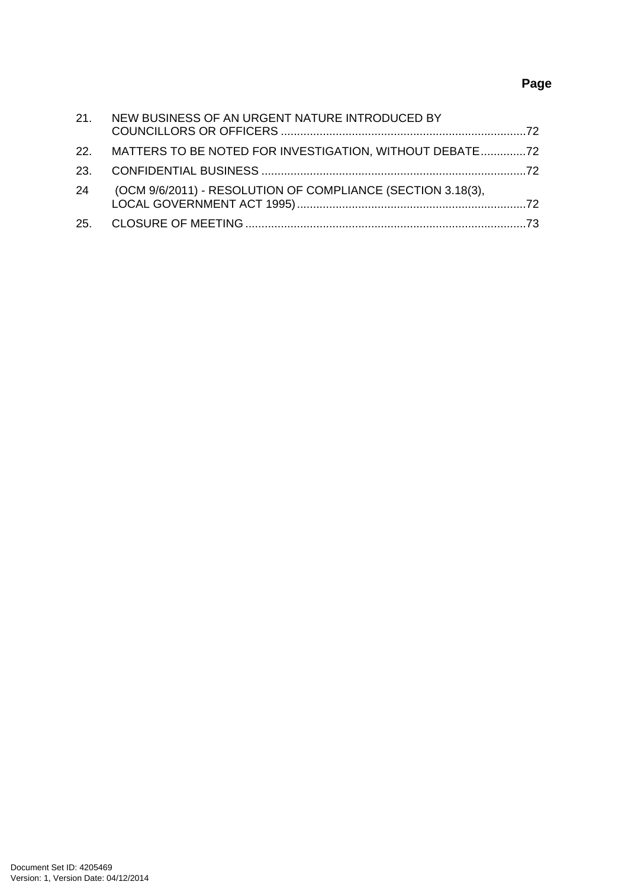**Page**

| | | |
|---|---|---|
| 21. | NEW BUSINESS OF AN URGENT NATURE INTRODUCED BY COUNCILLORS OR OFFICERS | 72 |
| 22. | MATTERS TO BE NOTED FOR INVESTIGATION, WITHOUT DEBATE | 72 |
| 23. | CONFIDENTIAL BUSINESS | 72 |
| 24 | (OCM 9/6/2011) - RESOLUTION OF COMPLIANCE (SECTION 3.18(3), LOCAL GOVERNMENT ACT 1995) | 72 |
| 25. | CLOSURE OF MEETING | 73 |

Document Set ID: 4205469
Version: 1, Version Date: 04/12/2014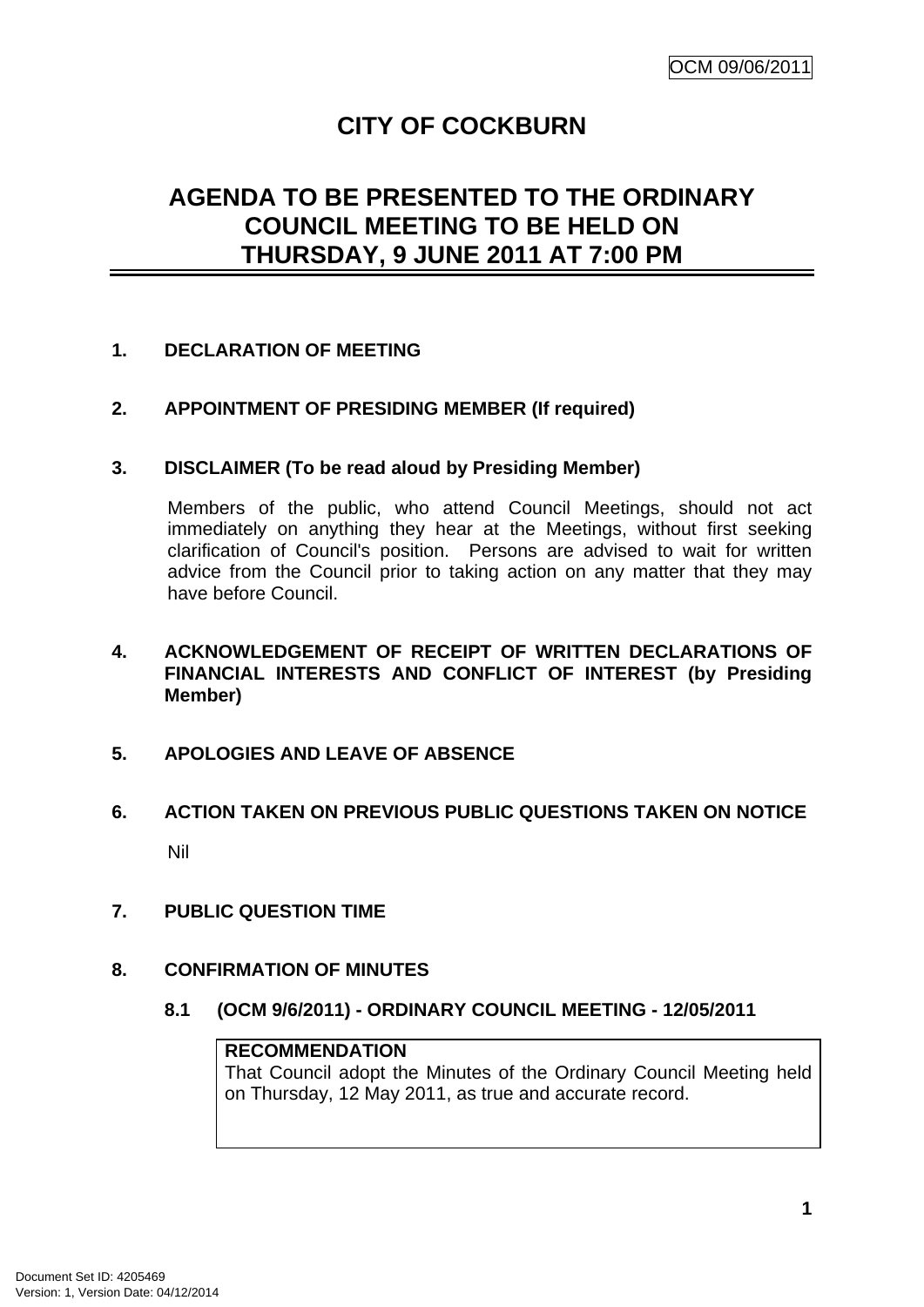OCM 09/06/2011

# CITY OF COCKBURN

## AGENDA TO BE PRESENTED TO THE ORDINARY COUNCIL MEETING TO BE HELD ON THURSDAY, 9 JUNE 2011 AT 7:00 PM

### 1. DECLARATION OF MEETING

### 2. APPOINTMENT OF PRESIDING MEMBER (If required)

### 3. DISCLAIMER (To be read aloud by Presiding Member)

Members of the public, who attend Council Meetings, should not act immediately on anything they hear at the Meetings, without first seeking clarification of Council's position. Persons are advised to wait for written advice from the Council prior to taking action on any matter that they may have before Council.

### 4. ACKNOWLEDGEMENT OF RECEIPT OF WRITTEN DECLARATIONS OF FINANCIAL INTERESTS AND CONFLICT OF INTEREST (by Presiding Member)

### 5. APOLOGIES AND LEAVE OF ABSENCE

### 6. ACTION TAKEN ON PREVIOUS PUBLIC QUESTIONS TAKEN ON NOTICE

Nil

### 7. PUBLIC QUESTION TIME

### 8. CONFIRMATION OF MINUTES

#### 8.1 (OCM 9/6/2011) - ORDINARY COUNCIL MEETING - 12/05/2011

**RECOMMENDATION**
That Council adopt the Minutes of the Ordinary Council Meeting held on Thursday, 12 May 2011, as true and accurate record.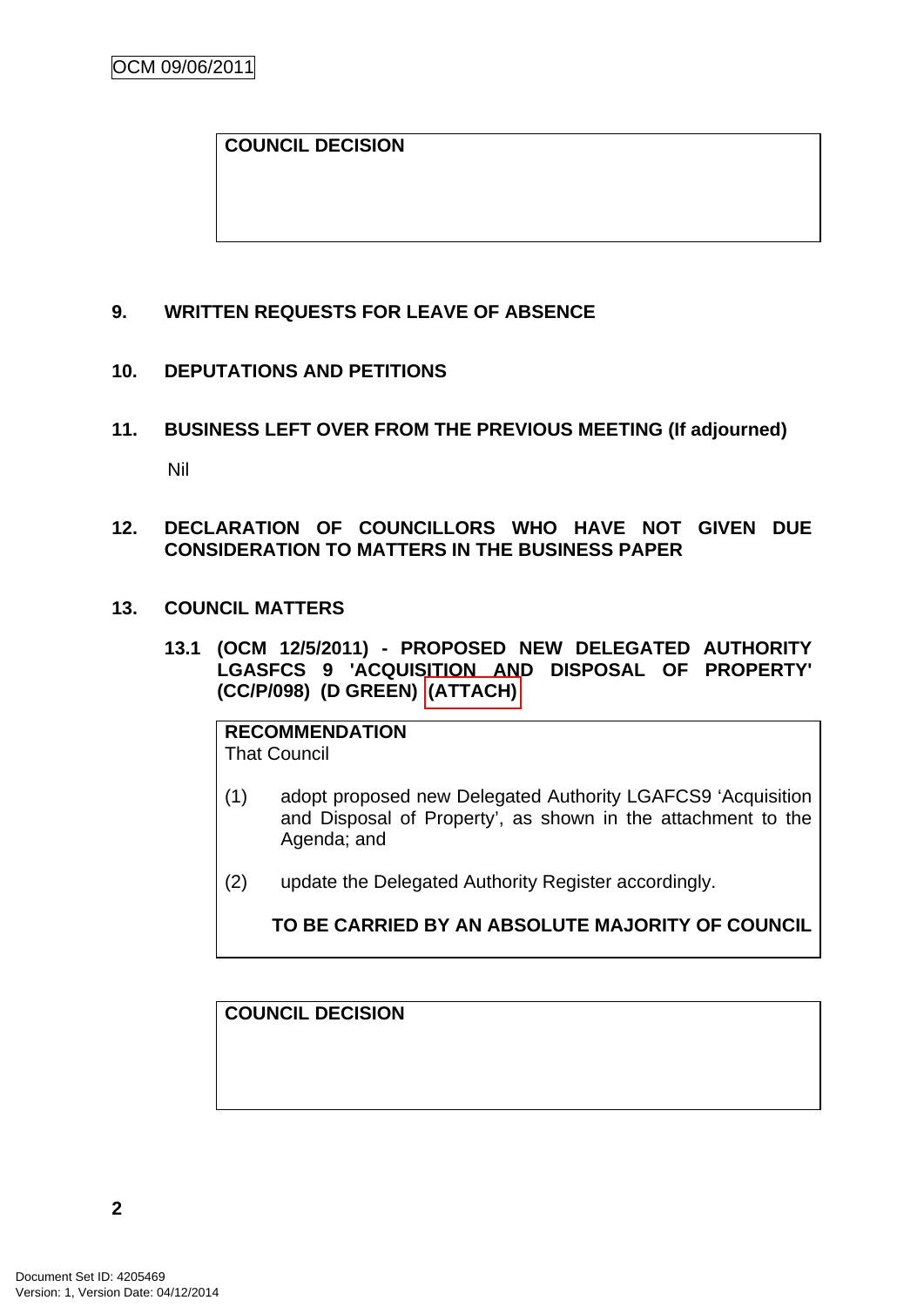**COUNCIL DECISION**

## 9. WRITTEN REQUESTS FOR LEAVE OF ABSENCE

## 10. DEPUTATIONS AND PETITIONS

## 11. BUSINESS LEFT OVER FROM THE PREVIOUS MEETING (If adjourned)

Nil

## 12. DECLARATION OF COUNCILLORS WHO HAVE NOT GIVEN DUE CONSIDERATION TO MATTERS IN THE BUSINESS PAPER

## 13. COUNCIL MATTERS

### 13.1 (OCM 12/5/2011) - PROPOSED NEW DELEGATED AUTHORITY LGASFCS 9 'ACQUISITION AND DISPOSAL OF PROPERTY' (CC/P/098) (D GREEN) (ATTACH)

**RECOMMENDATION**
That Council

(1) adopt proposed new Delegated Authority LGAFCS9 'Acquisition and Disposal of Property', as shown in the attachment to the Agenda; and

(2) update the Delegated Authority Register accordingly.

**TO BE CARRIED BY AN ABSOLUTE MAJORITY OF COUNCIL**

**COUNCIL DECISION**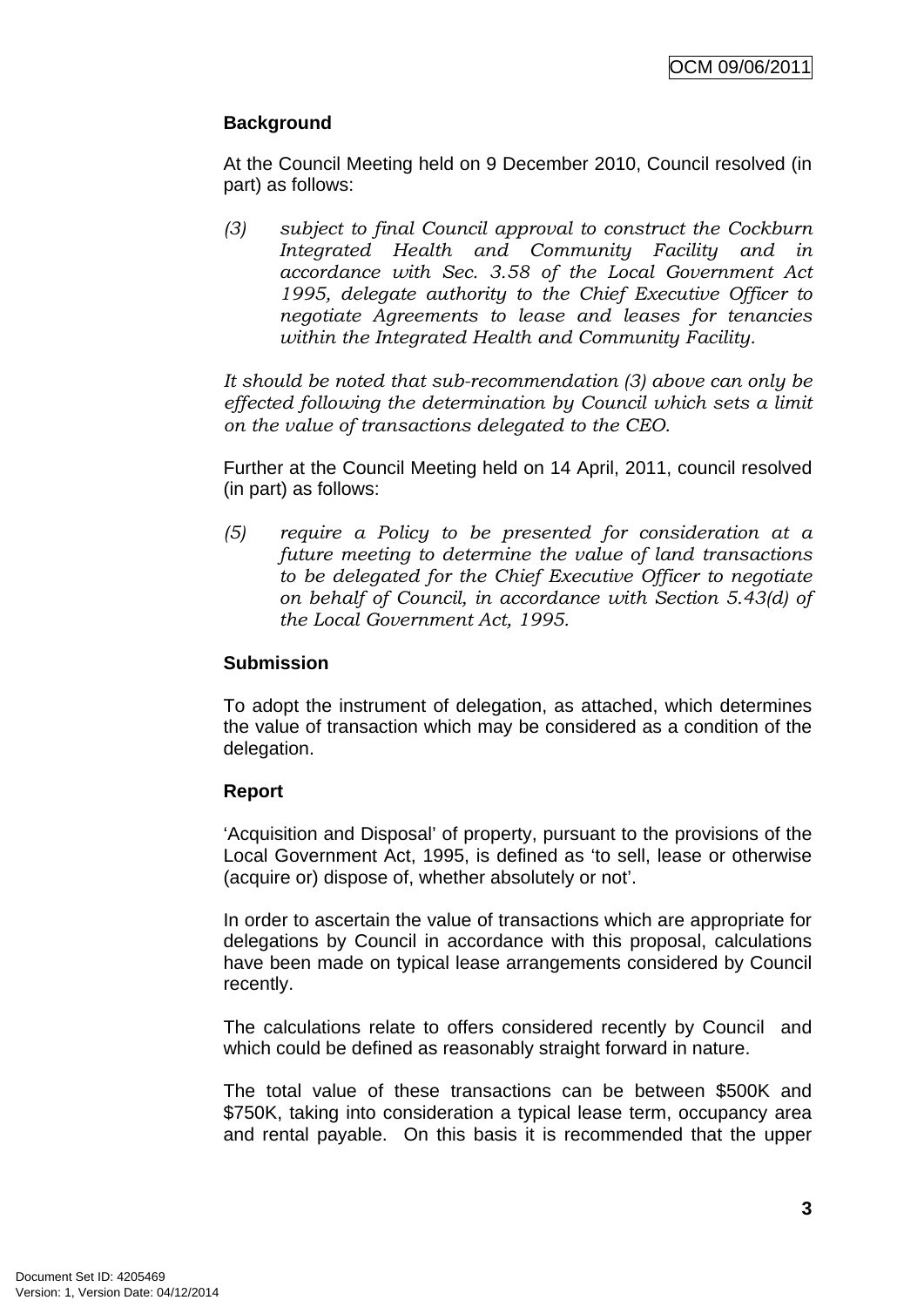## Background

At the Council Meeting held on 9 December 2010, Council resolved (in part) as follows:

*(3) subject to final Council approval to construct the Cockburn Integrated Health and Community Facility and in accordance with Sec. 3.58 of the Local Government Act 1995, delegate authority to the Chief Executive Officer to negotiate Agreements to lease and leases for tenancies within the Integrated Health and Community Facility.*

*It should be noted that sub-recommendation (3) above can only be effected following the determination by Council which sets a limit on the value of transactions delegated to the CEO.*

Further at the Council Meeting held on 14 April, 2011, council resolved (in part) as follows:

*(5) require a Policy to be presented for consideration at a future meeting to determine the value of land transactions to be delegated for the Chief Executive Officer to negotiate on behalf of Council, in accordance with Section 5.43(d) of the Local Government Act, 1995.*

## Submission

To adopt the instrument of delegation, as attached, which determines the value of transaction which may be considered as a condition of the delegation.

## Report

'Acquisition and Disposal' of property, pursuant to the provisions of the Local Government Act, 1995, is defined as 'to sell, lease or otherwise (acquire or) dispose of, whether absolutely or not'.

In order to ascertain the value of transactions which are appropriate for delegations by Council in accordance with this proposal, calculations have been made on typical lease arrangements considered by Council recently.

The calculations relate to offers considered recently by Council and which could be defined as reasonably straight forward in nature.

The total value of these transactions can be between \$500K and \$750K, taking into consideration a typical lease term, occupancy area and rental payable. On this basis it is recommended that the upper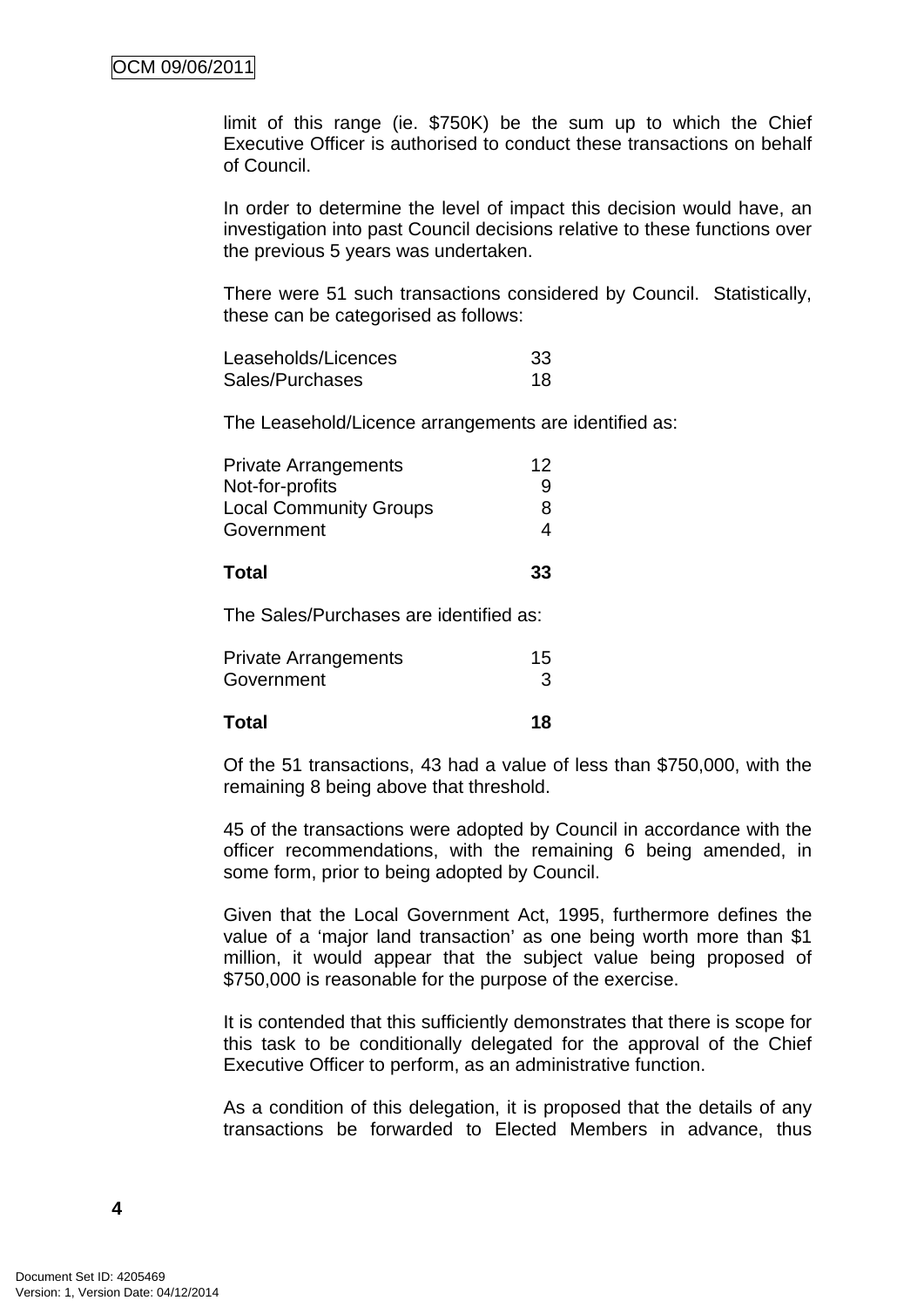limit of this range (ie. $750K) be the sum up to which the Chief Executive Officer is authorised to conduct these transactions on behalf of Council.

In order to determine the level of impact this decision would have, an investigation into past Council decisions relative to these functions over the previous 5 years was undertaken.

There were 51 such transactions considered by Council. Statistically, these can be categorised as follows:

| | |
|---|---|
| Leaseholds/Licences | 33 |
| Sales/Purchases | 18 |

The Leasehold/Licence arrangements are identified as:

| | |
|---|---|
| Private Arrangements | 12 |
| Not-for-profits | 9 |
| Local Community Groups | 8 |
| Government | 4 |
| **Total** | **33** |

The Sales/Purchases are identified as:

| | |
|---|---|
| Private Arrangements | 15 |
| Government | 3 |
| **Total** | **18** |

Of the 51 transactions, 43 had a value of less than $750,000, with the remaining 8 being above that threshold.

45 of the transactions were adopted by Council in accordance with the officer recommendations, with the remaining 6 being amended, in some form, prior to being adopted by Council.

Given that the Local Government Act, 1995, furthermore defines the value of a 'major land transaction' as one being worth more than $1 million, it would appear that the subject value being proposed of $750,000 is reasonable for the purpose of the exercise.

It is contended that this sufficiently demonstrates that there is scope for this task to be conditionally delegated for the approval of the Chief Executive Officer to perform, as an administrative function.

As a condition of this delegation, it is proposed that the details of any transactions be forwarded to Elected Members in advance, thus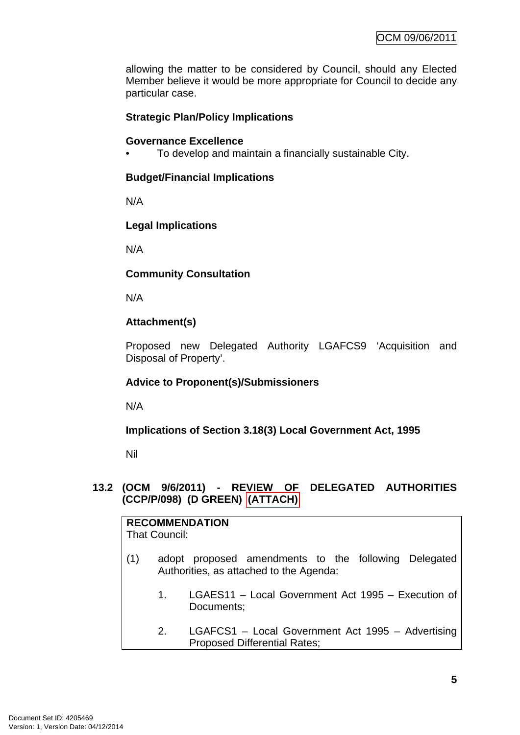allowing the matter to be considered by Council, should any Elected Member believe it would be more appropriate for Council to decide any particular case.

**Strategic Plan/Policy Implications**

**Governance Excellence**

- To develop and maintain a financially sustainable City.

**Budget/Financial Implications**

N/A

**Legal Implications**

N/A

**Community Consultation**

N/A

**Attachment(s)**

Proposed new Delegated Authority LGAFCS9 'Acquisition and Disposal of Property'.

**Advice to Proponent(s)/Submissioners**

N/A

**Implications of Section 3.18(3) Local Government Act, 1995**

Nil

## 13.2 (OCM 9/6/2011) - REVIEW OF DELEGATED AUTHORITIES (CCP/P/098) (D GREEN) (ATTACH)

**RECOMMENDATION**
That Council:

(1) adopt proposed amendments to the following Delegated Authorities, as attached to the Agenda:

1. LGAES11 – Local Government Act 1995 – Execution of Documents;

2. LGAFCS1 – Local Government Act 1995 – Advertising Proposed Differential Rates;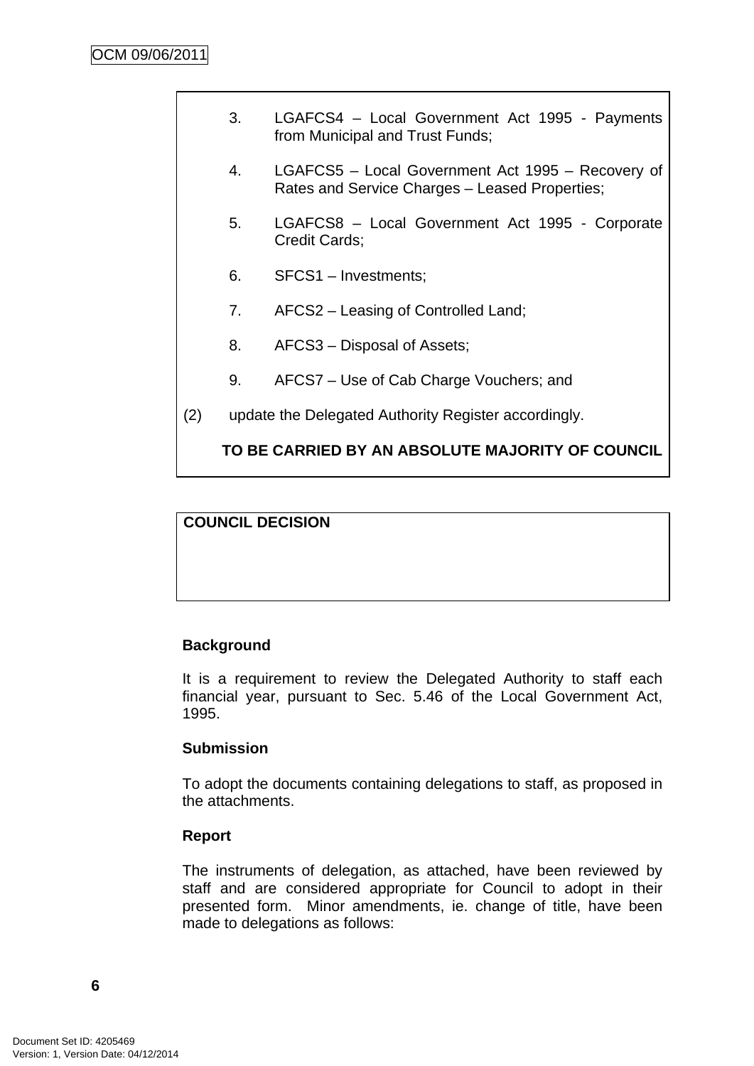3. LGAFCS4 – Local Government Act 1995 - Payments from Municipal and Trust Funds;

4. LGAFCS5 – Local Government Act 1995 – Recovery of Rates and Service Charges – Leased Properties;

5. LGAFCS8 – Local Government Act 1995 - Corporate Credit Cards;

6. SFCS1 – Investments;

7. AFCS2 – Leasing of Controlled Land;

8. AFCS3 – Disposal of Assets;

9. AFCS7 – Use of Cab Charge Vouchers; and

(2) update the Delegated Authority Register accordingly.

**TO BE CARRIED BY AN ABSOLUTE MAJORITY OF COUNCIL**

**COUNCIL DECISION**

**Background**

It is a requirement to review the Delegated Authority to staff each financial year, pursuant to Sec. 5.46 of the Local Government Act, 1995.

**Submission**

To adopt the documents containing delegations to staff, as proposed in the attachments.

**Report**

The instruments of delegation, as attached, have been reviewed by staff and are considered appropriate for Council to adopt in their presented form. Minor amendments, ie. change of title, have been made to delegations as follows: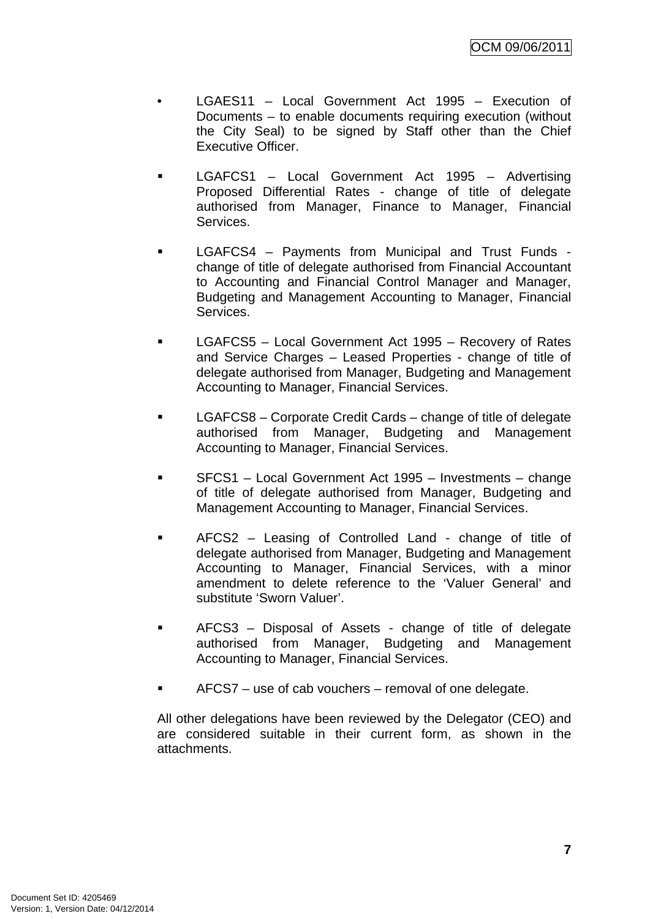- LGAES11 – Local Government Act 1995 – Execution of Documents – to enable documents requiring execution (without the City Seal) to be signed by Staff other than the Chief Executive Officer.

- LGAFCS1 – Local Government Act 1995 – Advertising Proposed Differential Rates - change of title of delegate authorised from Manager, Finance to Manager, Financial Services.

- LGAFCS4 – Payments from Municipal and Trust Funds - change of title of delegate authorised from Financial Accountant to Accounting and Financial Control Manager and Manager, Budgeting and Management Accounting to Manager, Financial Services.

- LGAFCS5 – Local Government Act 1995 – Recovery of Rates and Service Charges – Leased Properties - change of title of delegate authorised from Manager, Budgeting and Management Accounting to Manager, Financial Services.

- LGAFCS8 – Corporate Credit Cards – change of title of delegate authorised from Manager, Budgeting and Management Accounting to Manager, Financial Services.

- SFCS1 – Local Government Act 1995 – Investments – change of title of delegate authorised from Manager, Budgeting and Management Accounting to Manager, Financial Services.

- AFCS2 – Leasing of Controlled Land - change of title of delegate authorised from Manager, Budgeting and Management Accounting to Manager, Financial Services, with a minor amendment to delete reference to the 'Valuer General' and substitute 'Sworn Valuer'.

- AFCS3 – Disposal of Assets - change of title of delegate authorised from Manager, Budgeting and Management Accounting to Manager, Financial Services.

- AFCS7 – use of cab vouchers – removal of one delegate.

All other delegations have been reviewed by the Delegator (CEO) and are considered suitable in their current form, as shown in the attachments.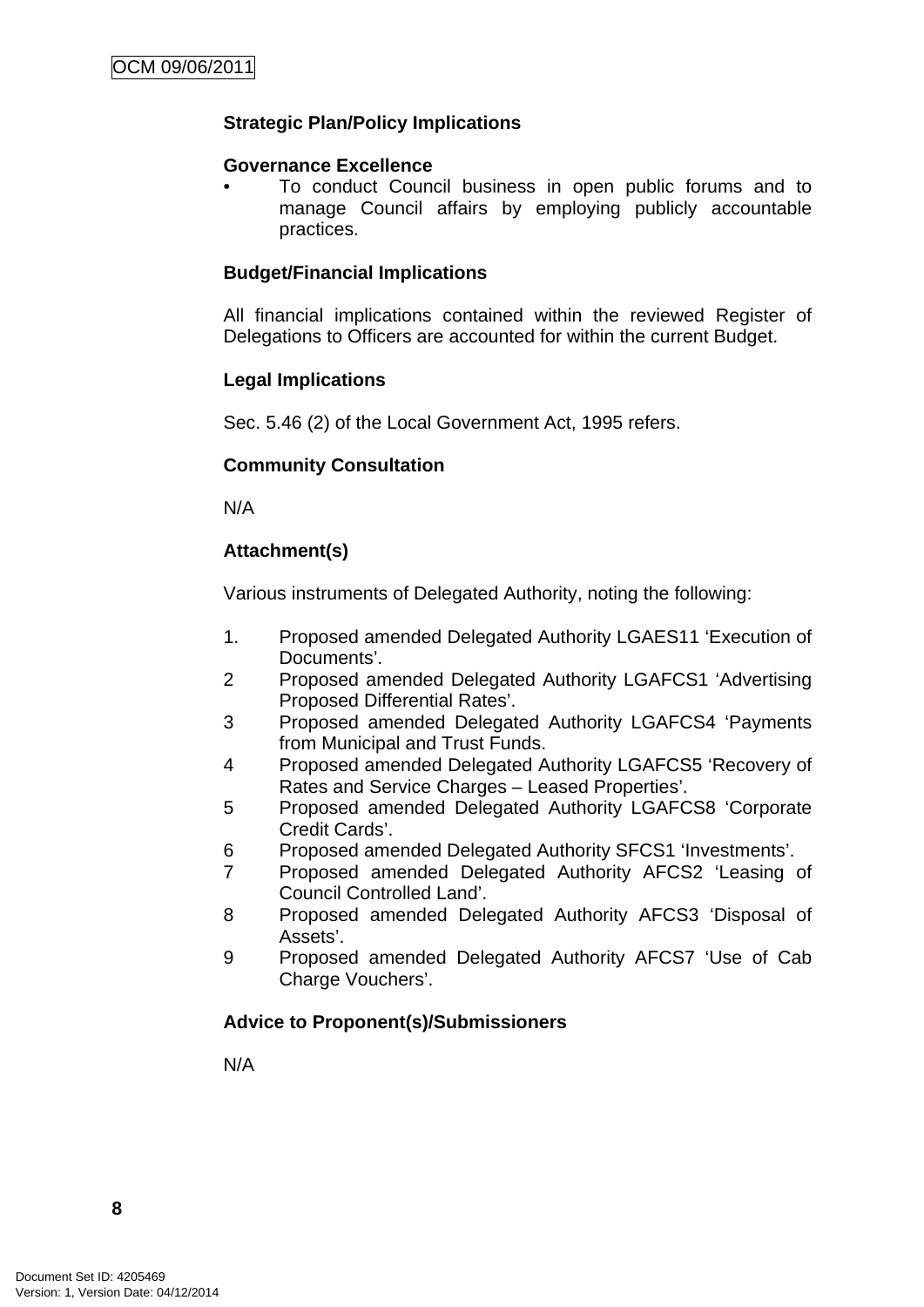**Strategic Plan/Policy Implications**

**Governance Excellence**

- To conduct Council business in open public forums and to manage Council affairs by employing publicly accountable practices.

**Budget/Financial Implications**

All financial implications contained within the reviewed Register of Delegations to Officers are accounted for within the current Budget.

**Legal Implications**

Sec. 5.46 (2) of the Local Government Act, 1995 refers.

**Community Consultation**

N/A

**Attachment(s)**

Various instruments of Delegated Authority, noting the following:

1. Proposed amended Delegated Authority LGAES11 'Execution of Documents'.
2. Proposed amended Delegated Authority LGAFCS1 'Advertising Proposed Differential Rates'.
3. Proposed amended Delegated Authority LGAFCS4 'Payments from Municipal and Trust Funds.
4. Proposed amended Delegated Authority LGAFCS5 'Recovery of Rates and Service Charges – Leased Properties'.
5. Proposed amended Delegated Authority LGAFCS8 'Corporate Credit Cards'.
6. Proposed amended Delegated Authority SFCS1 'Investments'.
7. Proposed amended Delegated Authority AFCS2 'Leasing of Council Controlled Land'.
8. Proposed amended Delegated Authority AFCS3 'Disposal of Assets'.
9. Proposed amended Delegated Authority AFCS7 'Use of Cab Charge Vouchers'.

**Advice to Proponent(s)/Submissioners**

N/A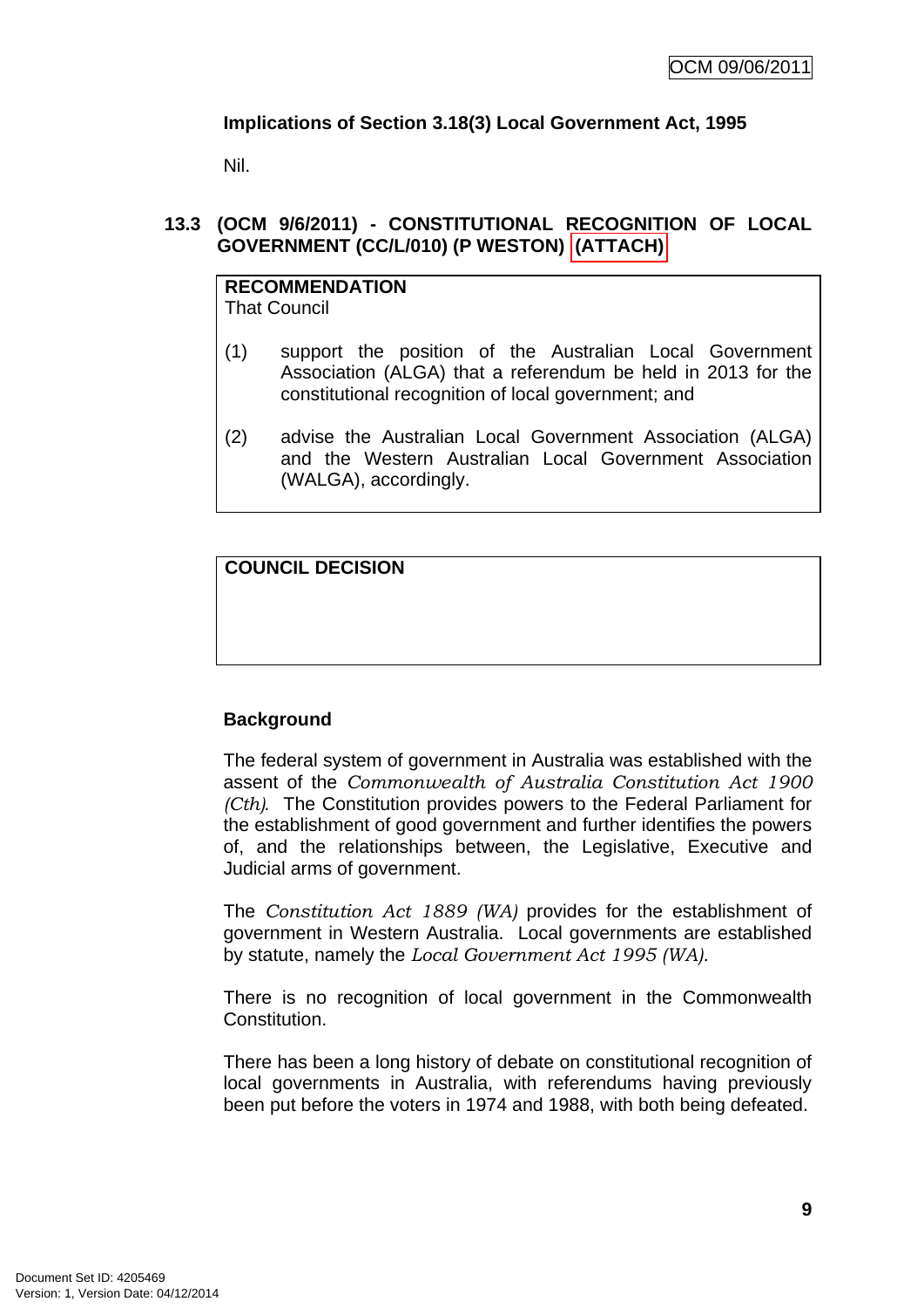**Implications of Section 3.18(3) Local Government Act, 1995**

Nil.

## 13.3 (OCM 9/6/2011) - CONSTITUTIONAL RECOGNITION OF LOCAL GOVERNMENT (CC/L/010) (P WESTON) (ATTACH)

**RECOMMENDATION**
That Council

(1) support the position of the Australian Local Government Association (ALGA) that a referendum be held in 2013 for the constitutional recognition of local government; and

(2) advise the Australian Local Government Association (ALGA) and the Western Australian Local Government Association (WALGA), accordingly.

**COUNCIL DECISION**

**Background**

The federal system of government in Australia was established with the assent of the *Commonwealth of Australia Constitution Act 1900 (Cth)*. The Constitution provides powers to the Federal Parliament for the establishment of good government and further identifies the powers of, and the relationships between, the Legislative, Executive and Judicial arms of government.

The *Constitution Act 1889 (WA)* provides for the establishment of government in Western Australia. Local governments are established by statute, namely the *Local Government Act 1995 (WA).*

There is no recognition of local government in the Commonwealth Constitution.

There has been a long history of debate on constitutional recognition of local governments in Australia, with referendums having previously been put before the voters in 1974 and 1988, with both being defeated.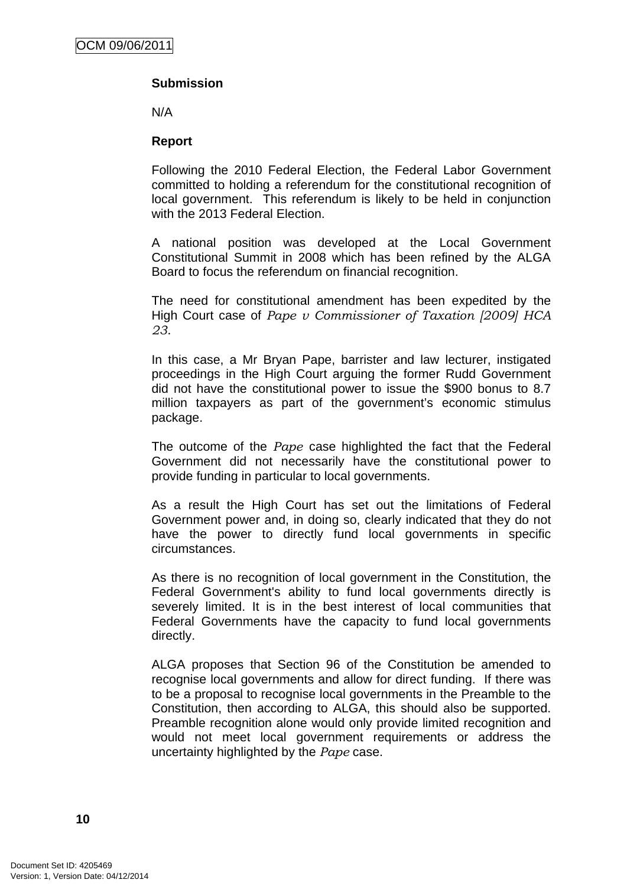**Submission**

N/A

**Report**

Following the 2010 Federal Election, the Federal Labor Government committed to holding a referendum for the constitutional recognition of local government. This referendum is likely to be held in conjunction with the 2013 Federal Election.

A national position was developed at the Local Government Constitutional Summit in 2008 which has been refined by the ALGA Board to focus the referendum on financial recognition.

The need for constitutional amendment has been expedited by the High Court case of *Pape v Commissioner of Taxation [2009] HCA 23*.

In this case, a Mr Bryan Pape, barrister and law lecturer, instigated proceedings in the High Court arguing the former Rudd Government did not have the constitutional power to issue the $900 bonus to 8.7 million taxpayers as part of the government's economic stimulus package.

The outcome of the *Pape* case highlighted the fact that the Federal Government did not necessarily have the constitutional power to provide funding in particular to local governments.

As a result the High Court has set out the limitations of Federal Government power and, in doing so, clearly indicated that they do not have the power to directly fund local governments in specific circumstances.

As there is no recognition of local government in the Constitution, the Federal Government's ability to fund local governments directly is severely limited. It is in the best interest of local communities that Federal Governments have the capacity to fund local governments directly.

ALGA proposes that Section 96 of the Constitution be amended to recognise local governments and allow for direct funding. If there was to be a proposal to recognise local governments in the Preamble to the Constitution, then according to ALGA, this should also be supported. Preamble recognition alone would only provide limited recognition and would not meet local government requirements or address the uncertainty highlighted by the *Pape* case.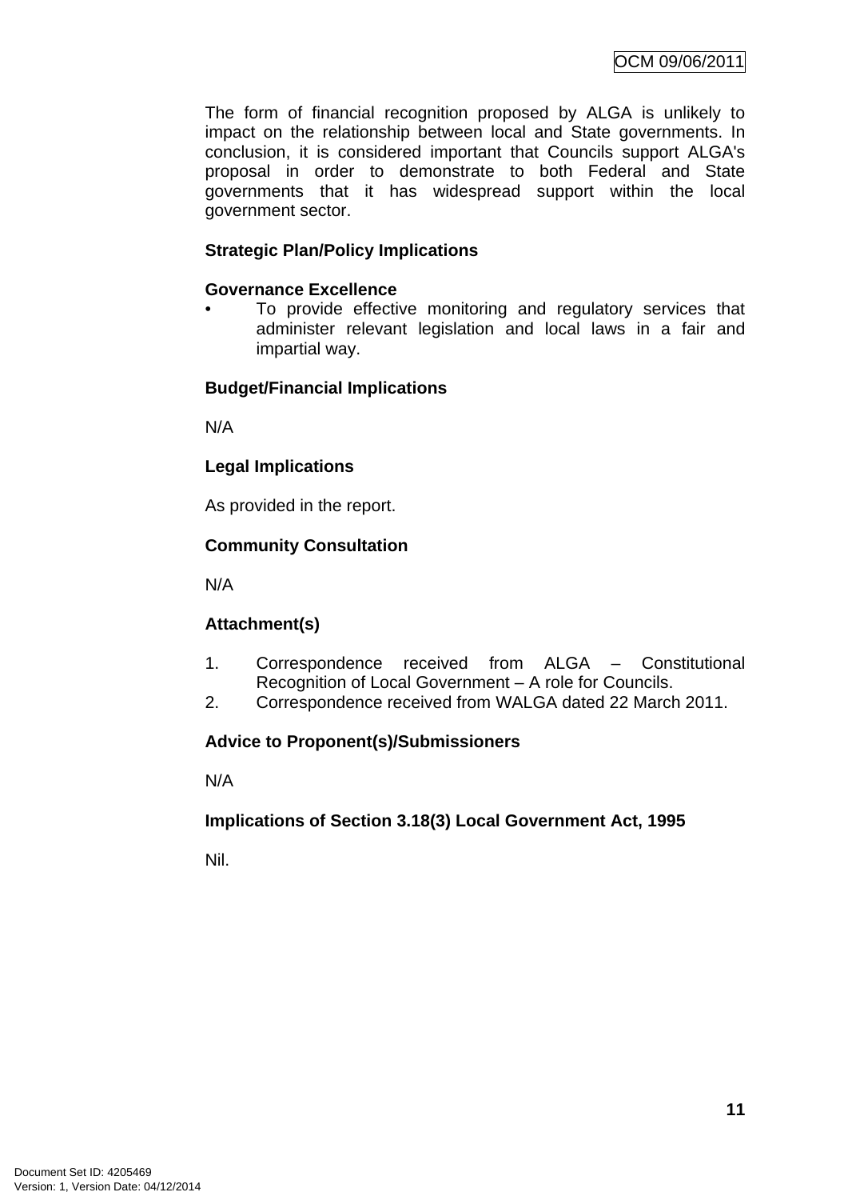The form of financial recognition proposed by ALGA is unlikely to impact on the relationship between local and State governments. In conclusion, it is considered important that Councils support ALGA's proposal in order to demonstrate to both Federal and State governments that it has widespread support within the local government sector.

**Strategic Plan/Policy Implications**

**Governance Excellence**

- To provide effective monitoring and regulatory services that administer relevant legislation and local laws in a fair and impartial way.

**Budget/Financial Implications**

N/A

**Legal Implications**

As provided in the report.

**Community Consultation**

N/A

**Attachment(s)**

1. Correspondence received from ALGA – Constitutional Recognition of Local Government – A role for Councils.
2. Correspondence received from WALGA dated 22 March 2011.

**Advice to Proponent(s)/Submissioners**

N/A

**Implications of Section 3.18(3) Local Government Act, 1995**

Nil.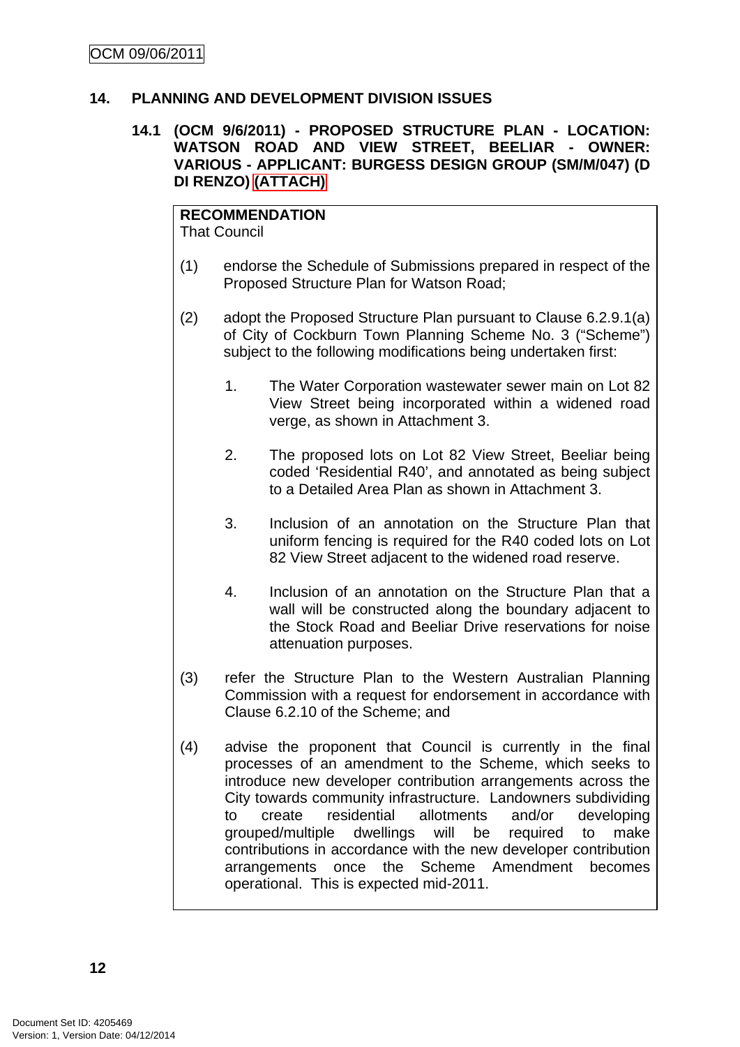## 14. PLANNING AND DEVELOPMENT DIVISION ISSUES

### 14.1 (OCM 9/6/2011) - PROPOSED STRUCTURE PLAN - LOCATION: WATSON ROAD AND VIEW STREET, BEELIAR - OWNER: VARIOUS - APPLICANT: BURGESS DESIGN GROUP (SM/M/047) (D DI RENZO) (ATTACH)

**RECOMMENDATION**
That Council

(1) endorse the Schedule of Submissions prepared in respect of the Proposed Structure Plan for Watson Road;

(2) adopt the Proposed Structure Plan pursuant to Clause 6.2.9.1(a) of City of Cockburn Town Planning Scheme No. 3 ("Scheme") subject to the following modifications being undertaken first:

1. The Water Corporation wastewater sewer main on Lot 82 View Street being incorporated within a widened road verge, as shown in Attachment 3.

2. The proposed lots on Lot 82 View Street, Beeliar being coded 'Residential R40', and annotated as being subject to a Detailed Area Plan as shown in Attachment 3.

3. Inclusion of an annotation on the Structure Plan that uniform fencing is required for the R40 coded lots on Lot 82 View Street adjacent to the widened road reserve.

4. Inclusion of an annotation on the Structure Plan that a wall will be constructed along the boundary adjacent to the Stock Road and Beeliar Drive reservations for noise attenuation purposes.

(3) refer the Structure Plan to the Western Australian Planning Commission with a request for endorsement in accordance with Clause 6.2.10 of the Scheme; and

(4) advise the proponent that Council is currently in the final processes of an amendment to the Scheme, which seeks to introduce new developer contribution arrangements across the City towards community infrastructure. Landowners subdividing to create residential allotments and/or developing grouped/multiple dwellings will be required to make contributions in accordance with the new developer contribution arrangements once the Scheme Amendment becomes operational. This is expected mid-2011.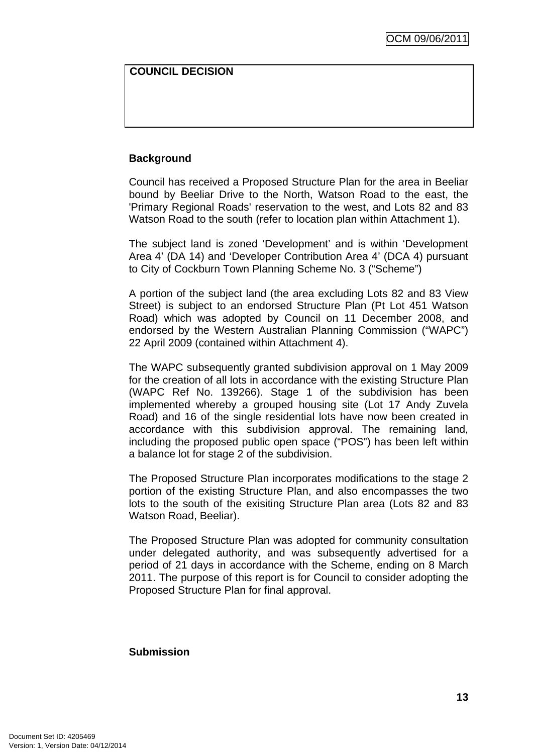**COUNCIL DECISION**

**Background**

Council has received a Proposed Structure Plan for the area in Beeliar bound by Beeliar Drive to the North, Watson Road to the east, the 'Primary Regional Roads' reservation to the west, and Lots 82 and 83 Watson Road to the south (refer to location plan within Attachment 1).

The subject land is zoned 'Development' and is within 'Development Area 4' (DA 14) and 'Developer Contribution Area 4' (DCA 4) pursuant to City of Cockburn Town Planning Scheme No. 3 ("Scheme")

A portion of the subject land (the area excluding Lots 82 and 83 View Street) is subject to an endorsed Structure Plan (Pt Lot 451 Watson Road) which was adopted by Council on 11 December 2008, and endorsed by the Western Australian Planning Commission ("WAPC") 22 April 2009 (contained within Attachment 4).

The WAPC subsequently granted subdivision approval on 1 May 2009 for the creation of all lots in accordance with the existing Structure Plan (WAPC Ref No. 139266). Stage 1 of the subdivision has been implemented whereby a grouped housing site (Lot 17 Andy Zuvela Road) and 16 of the single residential lots have now been created in accordance with this subdivision approval. The remaining land, including the proposed public open space ("POS") has been left within a balance lot for stage 2 of the subdivision.

The Proposed Structure Plan incorporates modifications to the stage 2 portion of the existing Structure Plan, and also encompasses the two lots to the south of the exisiting Structure Plan area (Lots 82 and 83 Watson Road, Beeliar).

The Proposed Structure Plan was adopted for community consultation under delegated authority, and was subsequently advertised for a period of 21 days in accordance with the Scheme, ending on 8 March 2011. The purpose of this report is for Council to consider adopting the Proposed Structure Plan for final approval.

**Submission**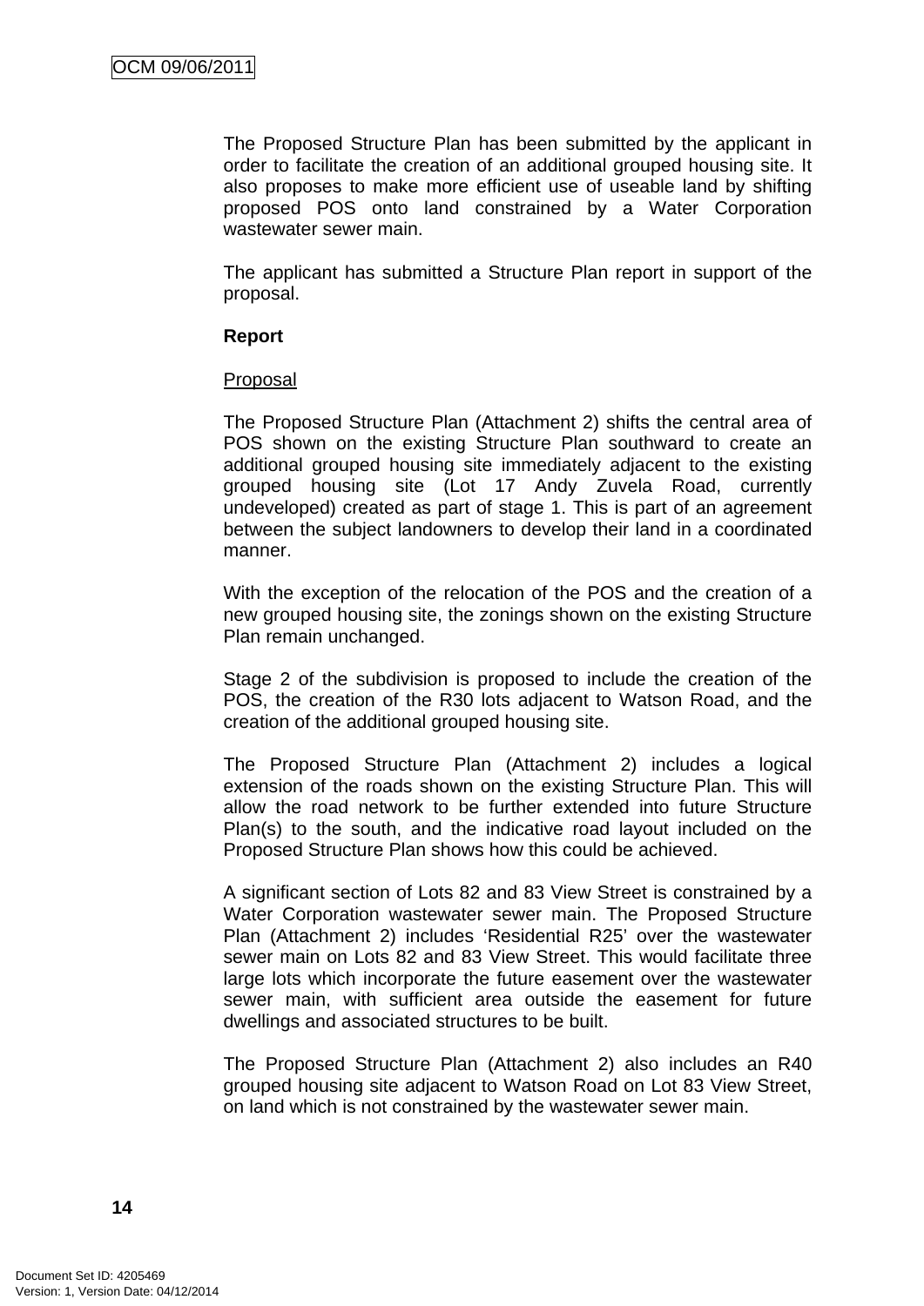The Proposed Structure Plan has been submitted by the applicant in order to facilitate the creation of an additional grouped housing site. It also proposes to make more efficient use of useable land by shifting proposed POS onto land constrained by a Water Corporation wastewater sewer main.

The applicant has submitted a Structure Plan report in support of the proposal.

**Report**

Proposal

The Proposed Structure Plan (Attachment 2) shifts the central area of POS shown on the existing Structure Plan southward to create an additional grouped housing site immediately adjacent to the existing grouped housing site (Lot 17 Andy Zuvela Road, currently undeveloped) created as part of stage 1. This is part of an agreement between the subject landowners to develop their land in a coordinated manner.

With the exception of the relocation of the POS and the creation of a new grouped housing site, the zonings shown on the existing Structure Plan remain unchanged.

Stage 2 of the subdivision is proposed to include the creation of the POS, the creation of the R30 lots adjacent to Watson Road, and the creation of the additional grouped housing site.

The Proposed Structure Plan (Attachment 2) includes a logical extension of the roads shown on the existing Structure Plan. This will allow the road network to be further extended into future Structure Plan(s) to the south, and the indicative road layout included on the Proposed Structure Plan shows how this could be achieved.

A significant section of Lots 82 and 83 View Street is constrained by a Water Corporation wastewater sewer main. The Proposed Structure Plan (Attachment 2) includes 'Residential R25' over the wastewater sewer main on Lots 82 and 83 View Street. This would facilitate three large lots which incorporate the future easement over the wastewater sewer main, with sufficient area outside the easement for future dwellings and associated structures to be built.

The Proposed Structure Plan (Attachment 2) also includes an R40 grouped housing site adjacent to Watson Road on Lot 83 View Street, on land which is not constrained by the wastewater sewer main.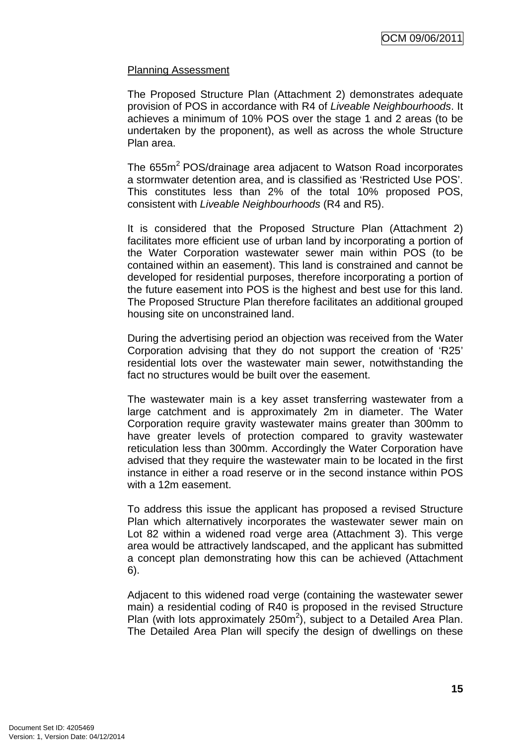Planning Assessment

The Proposed Structure Plan (Attachment 2) demonstrates adequate provision of POS in accordance with R4 of *Liveable Neighbourhoods*. It achieves a minimum of 10% POS over the stage 1 and 2 areas (to be undertaken by the proponent), as well as across the whole Structure Plan area.

The 655m$^2$ POS/drainage area adjacent to Watson Road incorporates a stormwater detention area, and is classified as 'Restricted Use POS'. This constitutes less than 2% of the total 10% proposed POS, consistent with *Liveable Neighbourhoods* (R4 and R5).

It is considered that the Proposed Structure Plan (Attachment 2) facilitates more efficient use of urban land by incorporating a portion of the Water Corporation wastewater sewer main within POS (to be contained within an easement). This land is constrained and cannot be developed for residential purposes, therefore incorporating a portion of the future easement into POS is the highest and best use for this land. The Proposed Structure Plan therefore facilitates an additional grouped housing site on unconstrained land.

During the advertising period an objection was received from the Water Corporation advising that they do not support the creation of 'R25' residential lots over the wastewater main sewer, notwithstanding the fact no structures would be built over the easement.

The wastewater main is a key asset transferring wastewater from a large catchment and is approximately 2m in diameter. The Water Corporation require gravity wastewater mains greater than 300mm to have greater levels of protection compared to gravity wastewater reticulation less than 300mm. Accordingly the Water Corporation have advised that they require the wastewater main to be located in the first instance in either a road reserve or in the second instance within POS with a 12m easement.

To address this issue the applicant has proposed a revised Structure Plan which alternatively incorporates the wastewater sewer main on Lot 82 within a widened road verge area (Attachment 3). This verge area would be attractively landscaped, and the applicant has submitted a concept plan demonstrating how this can be achieved (Attachment 6).

Adjacent to this widened road verge (containing the wastewater sewer main) a residential coding of R40 is proposed in the revised Structure Plan (with lots approximately 250m$^2$), subject to a Detailed Area Plan. The Detailed Area Plan will specify the design of dwellings on these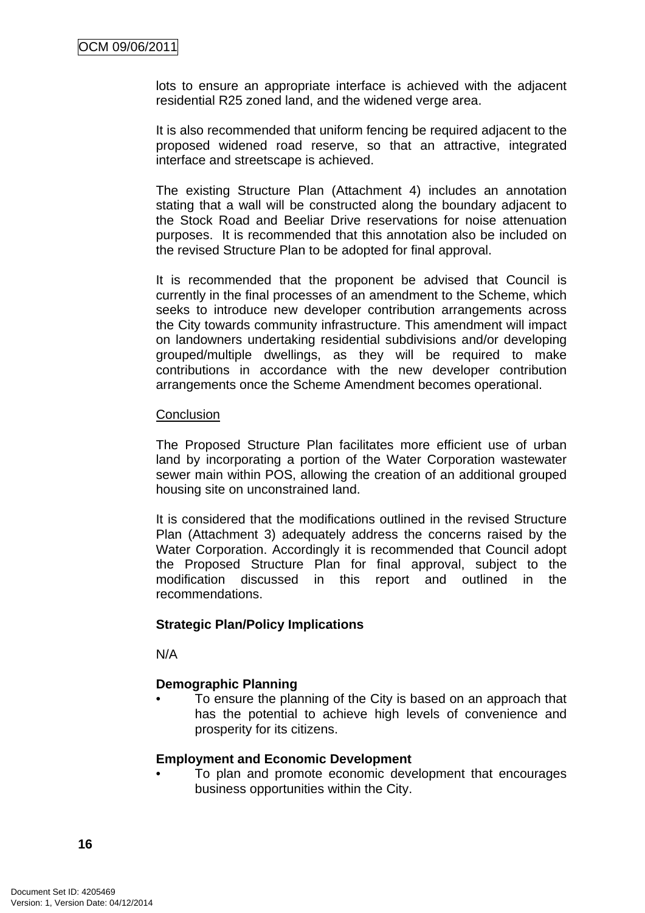lots to ensure an appropriate interface is achieved with the adjacent residential R25 zoned land, and the widened verge area.

It is also recommended that uniform fencing be required adjacent to the proposed widened road reserve, so that an attractive, integrated interface and streetscape is achieved.

The existing Structure Plan (Attachment 4) includes an annotation stating that a wall will be constructed along the boundary adjacent to the Stock Road and Beeliar Drive reservations for noise attenuation purposes. It is recommended that this annotation also be included on the revised Structure Plan to be adopted for final approval.

It is recommended that the proponent be advised that Council is currently in the final processes of an amendment to the Scheme, which seeks to introduce new developer contribution arrangements across the City towards community infrastructure. This amendment will impact on landowners undertaking residential subdivisions and/or developing grouped/multiple dwellings, as they will be required to make contributions in accordance with the new developer contribution arrangements once the Scheme Amendment becomes operational.

<u>Conclusion</u>

The Proposed Structure Plan facilitates more efficient use of urban land by incorporating a portion of the Water Corporation wastewater sewer main within POS, allowing the creation of an additional grouped housing site on unconstrained land.

It is considered that the modifications outlined in the revised Structure Plan (Attachment 3) adequately address the concerns raised by the Water Corporation. Accordingly it is recommended that Council adopt the Proposed Structure Plan for final approval, subject to the modification discussed in this report and outlined in the recommendations.

**Strategic Plan/Policy Implications**

N/A

**Demographic Planning**

- To ensure the planning of the City is based on an approach that has the potential to achieve high levels of convenience and prosperity for its citizens.

**Employment and Economic Development**

- To plan and promote economic development that encourages business opportunities within the City.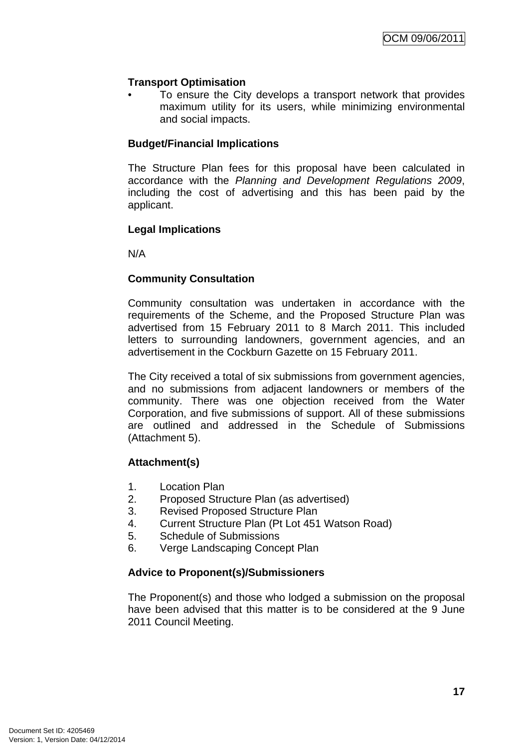**Transport Optimisation**

- To ensure the City develops a transport network that provides maximum utility for its users, while minimizing environmental and social impacts.

**Budget/Financial Implications**

The Structure Plan fees for this proposal have been calculated in accordance with the *Planning and Development Regulations 2009*, including the cost of advertising and this has been paid by the applicant.

**Legal Implications**

N/A

**Community Consultation**

Community consultation was undertaken in accordance with the requirements of the Scheme, and the Proposed Structure Plan was advertised from 15 February 2011 to 8 March 2011. This included letters to surrounding landowners, government agencies, and an advertisement in the Cockburn Gazette on 15 February 2011.

The City received a total of six submissions from government agencies, and no submissions from adjacent landowners or members of the community. There was one objection received from the Water Corporation, and five submissions of support. All of these submissions are outlined and addressed in the Schedule of Submissions (Attachment 5).

**Attachment(s)**

1. Location Plan
2. Proposed Structure Plan (as advertised)
3. Revised Proposed Structure Plan
4. Current Structure Plan (Pt Lot 451 Watson Road)
5. Schedule of Submissions
6. Verge Landscaping Concept Plan

**Advice to Proponent(s)/Submissioners**

The Proponent(s) and those who lodged a submission on the proposal have been advised that this matter is to be considered at the 9 June 2011 Council Meeting.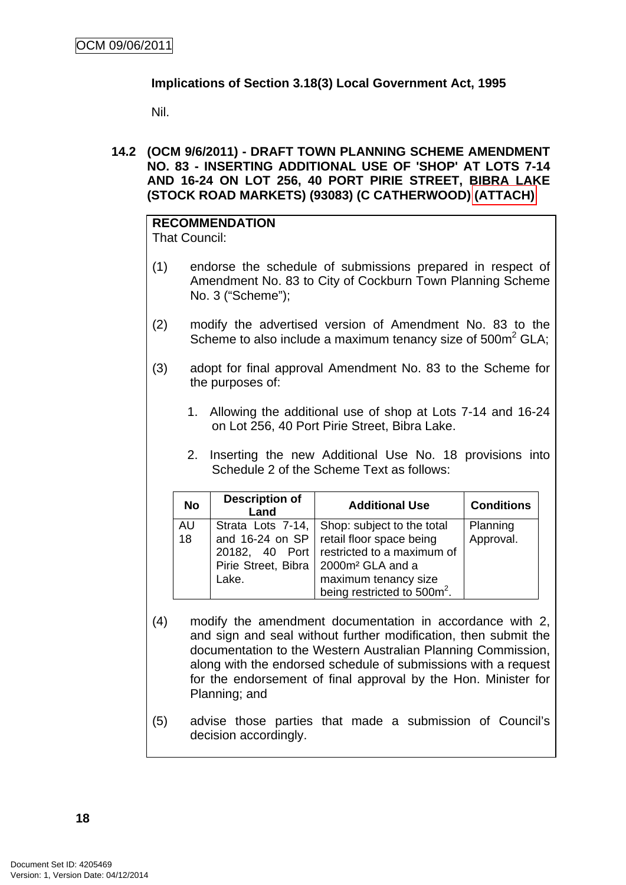**Implications of Section 3.18(3) Local Government Act, 1995**

Nil.

## 14.2 (OCM 9/6/2011) - DRAFT TOWN PLANNING SCHEME AMENDMENT NO. 83 - INSERTING ADDITIONAL USE OF 'SHOP' AT LOTS 7-14 AND 16-24 ON LOT 256, 40 PORT PIRIE STREET, BIBRA LAKE (STOCK ROAD MARKETS) (93083) (C CATHERWOOD) (ATTACH)

**RECOMMENDATION**
That Council:

(1) endorse the schedule of submissions prepared in respect of Amendment No. 83 to City of Cockburn Town Planning Scheme No. 3 ("Scheme");

(2) modify the advertised version of Amendment No. 83 to the Scheme to also include a maximum tenancy size of 500m$^2$ GLA;

(3) adopt for final approval Amendment No. 83 to the Scheme for the purposes of:

1. Allowing the additional use of shop at Lots 7-14 and 16-24 on Lot 256, 40 Port Pirie Street, Bibra Lake.

2. Inserting the new Additional Use No. 18 provisions into Schedule 2 of the Scheme Text as follows:

| No | Description of Land | Additional Use | Conditions |
|---|---|---|---|
| AU 18 | Strata Lots 7-14, and 16-24 on SP 20182, 40 Port Pirie Street, Bibra Lake. | Shop: subject to the total retail floor space being restricted to a maximum of 2000m² GLA and a maximum tenancy size being restricted to 500m$^2$. | Planning Approval. |

(4) modify the amendment documentation in accordance with 2, and sign and seal without further modification, then submit the documentation to the Western Australian Planning Commission, along with the endorsed schedule of submissions with a request for the endorsement of final approval by the Hon. Minister for Planning; and

(5) advise those parties that made a submission of Council's decision accordingly.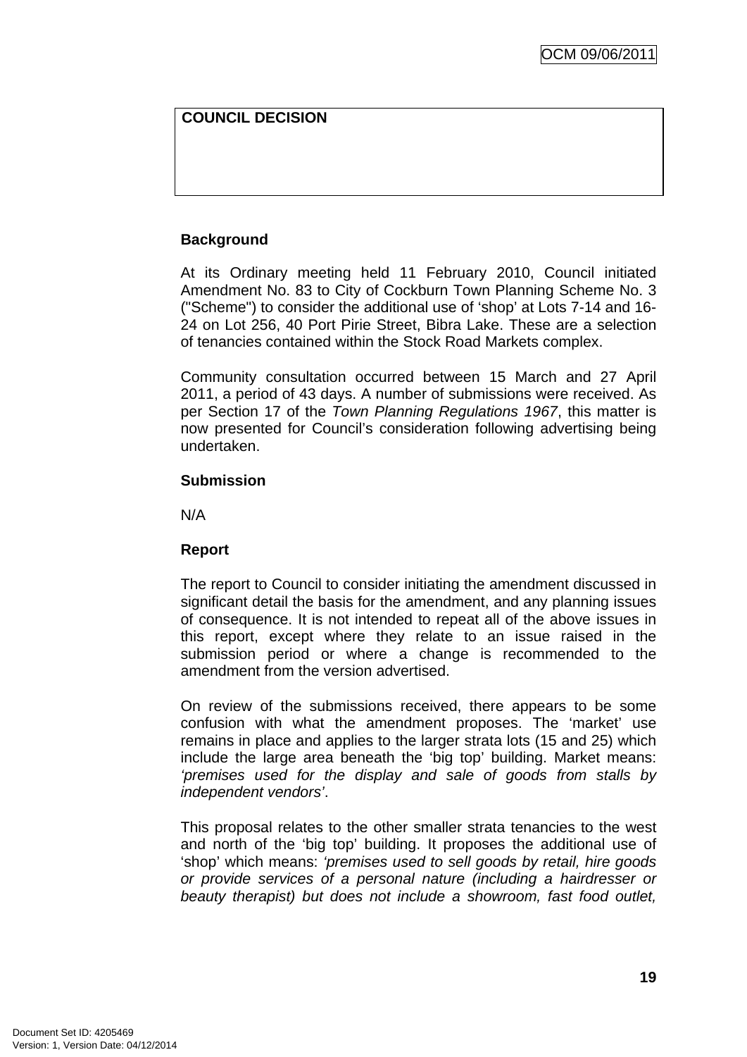**COUNCIL DECISION**

**Background**

At its Ordinary meeting held 11 February 2010, Council initiated Amendment No. 83 to City of Cockburn Town Planning Scheme No. 3 ("Scheme") to consider the additional use of 'shop' at Lots 7-14 and 16-24 on Lot 256, 40 Port Pirie Street, Bibra Lake. These are a selection of tenancies contained within the Stock Road Markets complex.

Community consultation occurred between 15 March and 27 April 2011, a period of 43 days. A number of submissions were received. As per Section 17 of the *Town Planning Regulations 1967*, this matter is now presented for Council's consideration following advertising being undertaken.

**Submission**

N/A

**Report**

The report to Council to consider initiating the amendment discussed in significant detail the basis for the amendment, and any planning issues of consequence. It is not intended to repeat all of the above issues in this report, except where they relate to an issue raised in the submission period or where a change is recommended to the amendment from the version advertised.

On review of the submissions received, there appears to be some confusion with what the amendment proposes. The 'market' use remains in place and applies to the larger strata lots (15 and 25) which include the large area beneath the 'big top' building. Market means: *'premises used for the display and sale of goods from stalls by independent vendors'*.

This proposal relates to the other smaller strata tenancies to the west and north of the 'big top' building. It proposes the additional use of 'shop' which means: *'premises used to sell goods by retail, hire goods or provide services of a personal nature (including a hairdresser or beauty therapist) but does not include a showroom, fast food outlet,*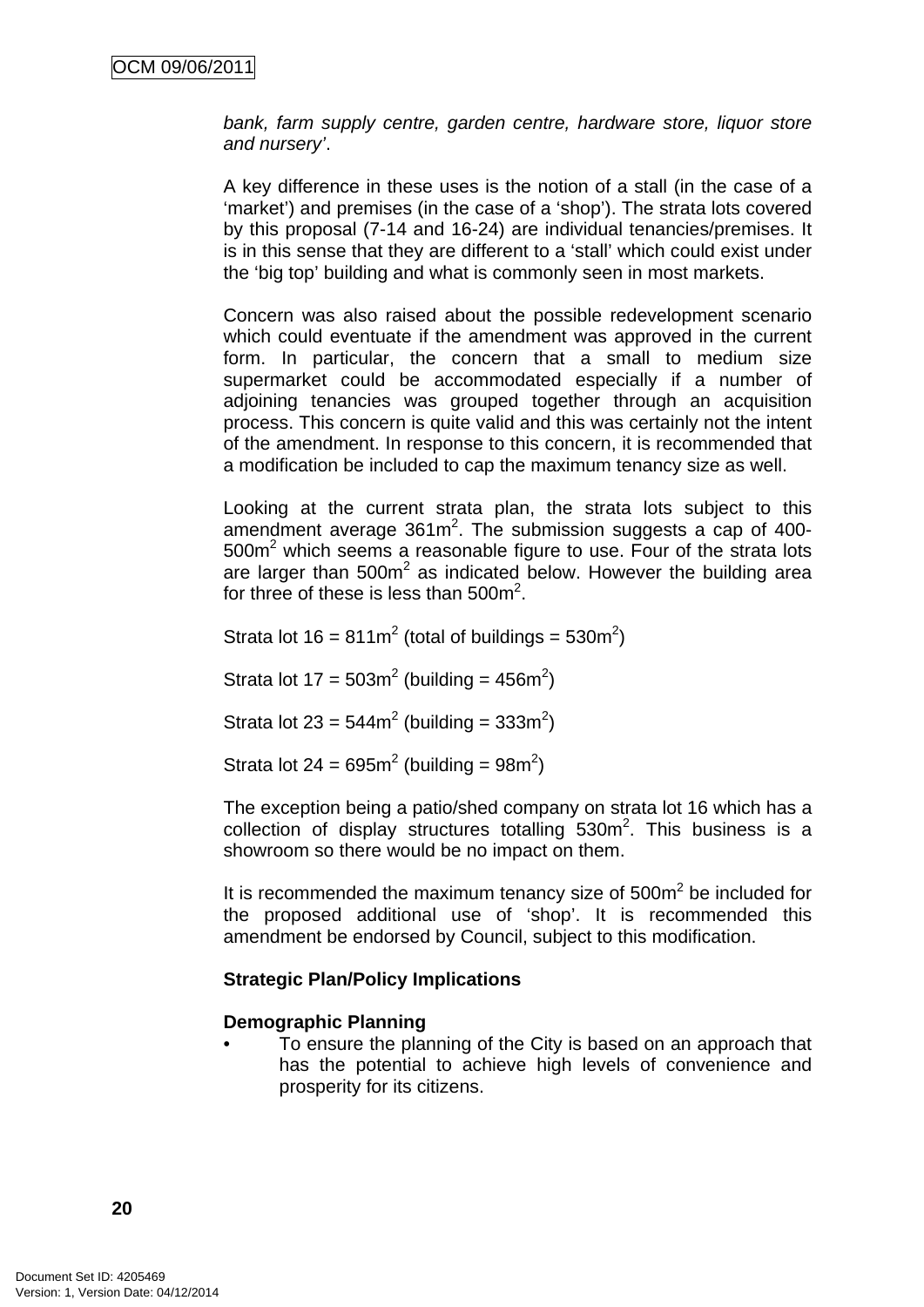*bank, farm supply centre, garden centre, hardware store, liquor store and nursery'*.

A key difference in these uses is the notion of a stall (in the case of a 'market') and premises (in the case of a 'shop'). The strata lots covered by this proposal (7-14 and 16-24) are individual tenancies/premises. It is in this sense that they are different to a 'stall' which could exist under the 'big top' building and what is commonly seen in most markets.

Concern was also raised about the possible redevelopment scenario which could eventuate if the amendment was approved in the current form. In particular, the concern that a small to medium size supermarket could be accommodated especially if a number of adjoining tenancies was grouped together through an acquisition process. This concern is quite valid and this was certainly not the intent of the amendment. In response to this concern, it is recommended that a modification be included to cap the maximum tenancy size as well.

Looking at the current strata plan, the strata lots subject to this amendment average 361m$^2$. The submission suggests a cap of 400-500m$^2$ which seems a reasonable figure to use. Four of the strata lots are larger than 500m$^2$ as indicated below. However the building area for three of these is less than 500m$^2$.

Strata lot 16 = 811m$^2$ (total of buildings = 530m$^2$)

Strata lot 17 = 503m$^2$ (building = 456m$^2$)

Strata lot 23 = 544m$^2$ (building = 333m$^2$)

Strata lot 24 = 695m$^2$ (building = 98m$^2$)

The exception being a patio/shed company on strata lot 16 which has a collection of display structures totalling 530m$^2$. This business is a showroom so there would be no impact on them.

It is recommended the maximum tenancy size of 500m$^2$ be included for the proposed additional use of 'shop'. It is recommended this amendment be endorsed by Council, subject to this modification.

**Strategic Plan/Policy Implications**

**Demographic Planning**

- To ensure the planning of the City is based on an approach that has the potential to achieve high levels of convenience and prosperity for its citizens.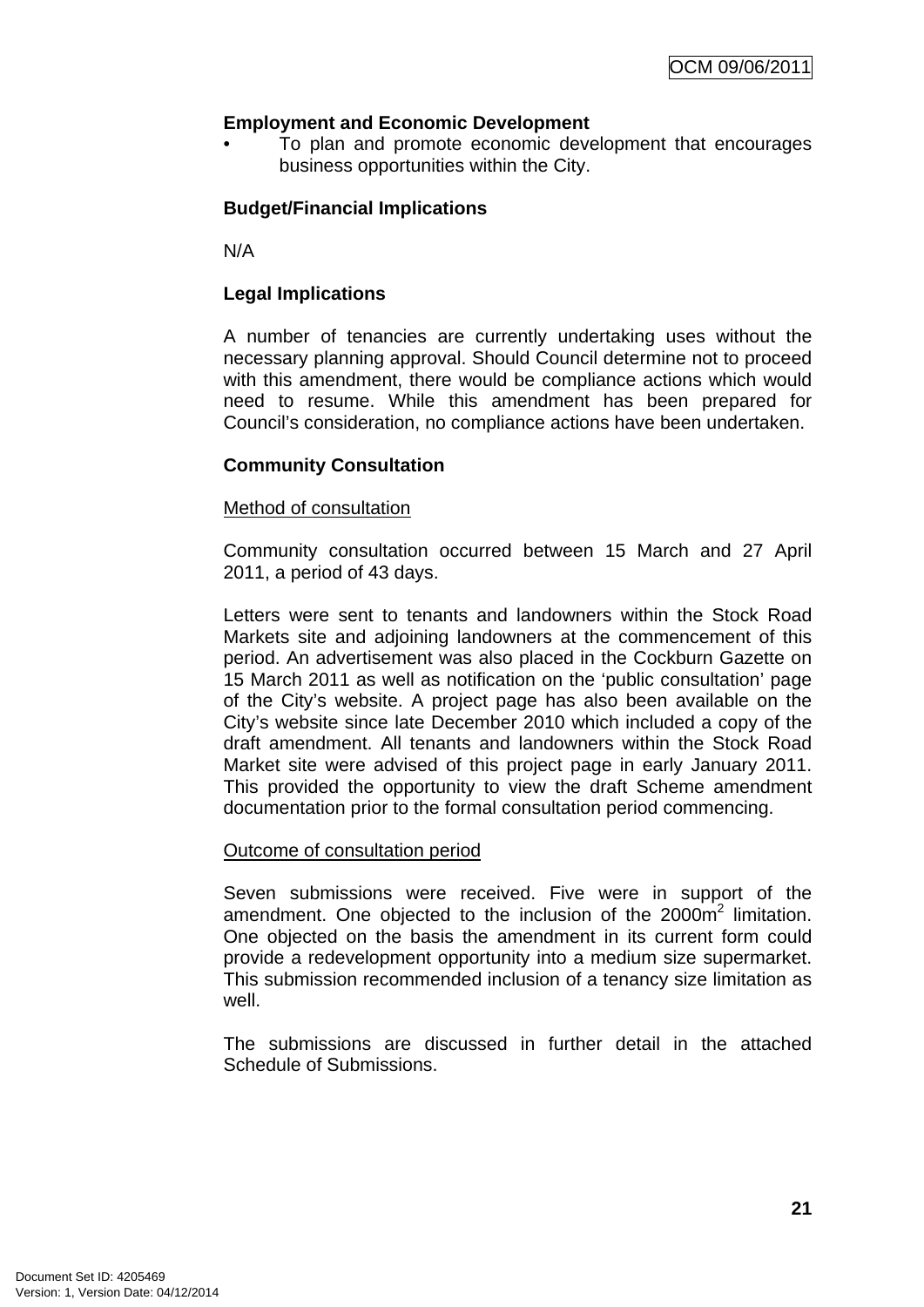**Employment and Economic Development**

- To plan and promote economic development that encourages business opportunities within the City.

**Budget/Financial Implications**

N/A

**Legal Implications**

A number of tenancies are currently undertaking uses without the necessary planning approval. Should Council determine not to proceed with this amendment, there would be compliance actions which would need to resume. While this amendment has been prepared for Council's consideration, no compliance actions have been undertaken.

**Community Consultation**

Method of consultation

Community consultation occurred between 15 March and 27 April 2011, a period of 43 days.

Letters were sent to tenants and landowners within the Stock Road Markets site and adjoining landowners at the commencement of this period. An advertisement was also placed in the Cockburn Gazette on 15 March 2011 as well as notification on the 'public consultation' page of the City's website. A project page has also been available on the City's website since late December 2010 which included a copy of the draft amendment. All tenants and landowners within the Stock Road Market site were advised of this project page in early January 2011. This provided the opportunity to view the draft Scheme amendment documentation prior to the formal consultation period commencing.

Outcome of consultation period

Seven submissions were received. Five were in support of the amendment. One objected to the inclusion of the $2000m^2$ limitation. One objected on the basis the amendment in its current form could provide a redevelopment opportunity into a medium size supermarket. This submission recommended inclusion of a tenancy size limitation as well.

The submissions are discussed in further detail in the attached Schedule of Submissions.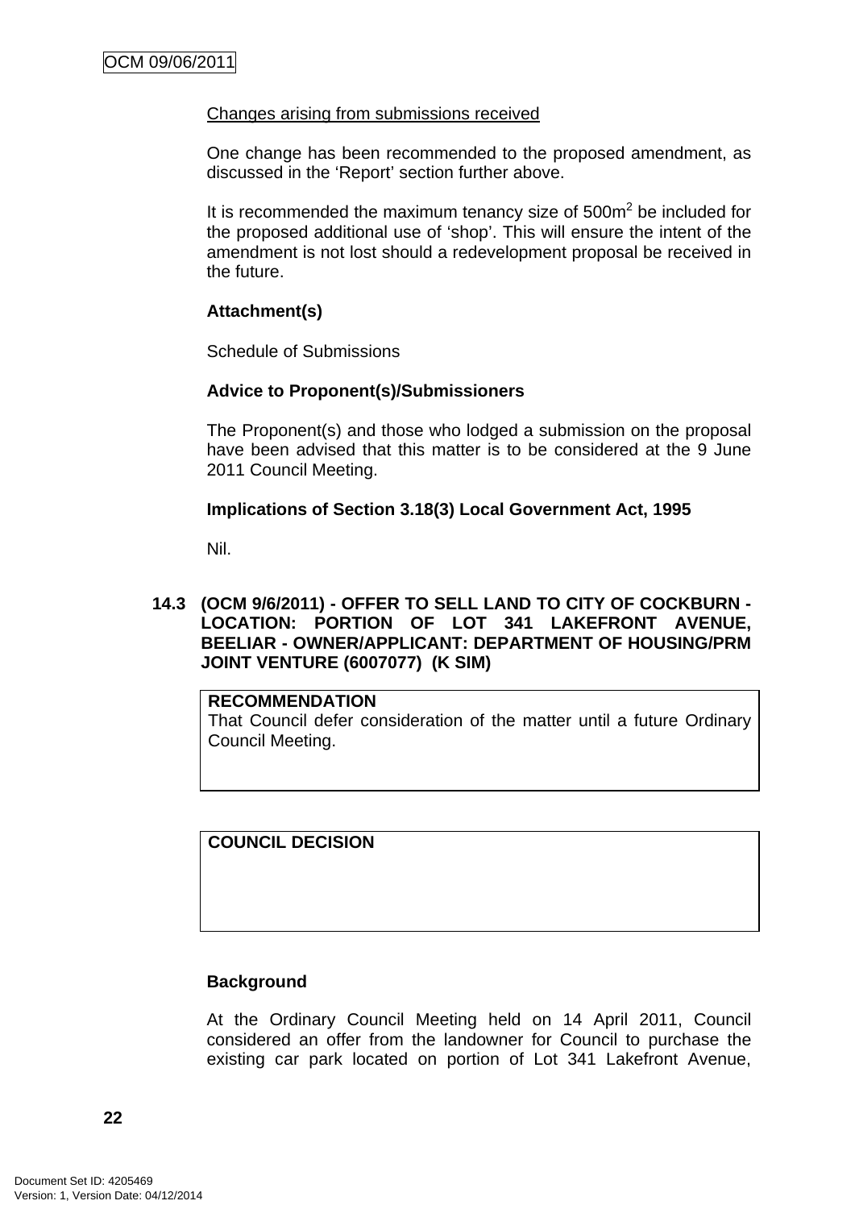Changes arising from submissions received

One change has been recommended to the proposed amendment, as discussed in the 'Report' section further above.

It is recommended the maximum tenancy size of 500m$^2$ be included for the proposed additional use of 'shop'. This will ensure the intent of the amendment is not lost should a redevelopment proposal be received in the future.

**Attachment(s)**

Schedule of Submissions

**Advice to Proponent(s)/Submissioners**

The Proponent(s) and those who lodged a submission on the proposal have been advised that this matter is to be considered at the 9 June 2011 Council Meeting.

**Implications of Section 3.18(3) Local Government Act, 1995**

Nil.

## 14.3 (OCM 9/6/2011) - OFFER TO SELL LAND TO CITY OF COCKBURN - LOCATION: PORTION OF LOT 341 LAKEFRONT AVENUE, BEELIAR - OWNER/APPLICANT: DEPARTMENT OF HOUSING/PRM JOINT VENTURE (6007077) (K SIM)

**RECOMMENDATION**
That Council defer consideration of the matter until a future Ordinary Council Meeting.

**COUNCIL DECISION**

**Background**

At the Ordinary Council Meeting held on 14 April 2011, Council considered an offer from the landowner for Council to purchase the existing car park located on portion of Lot 341 Lakefront Avenue,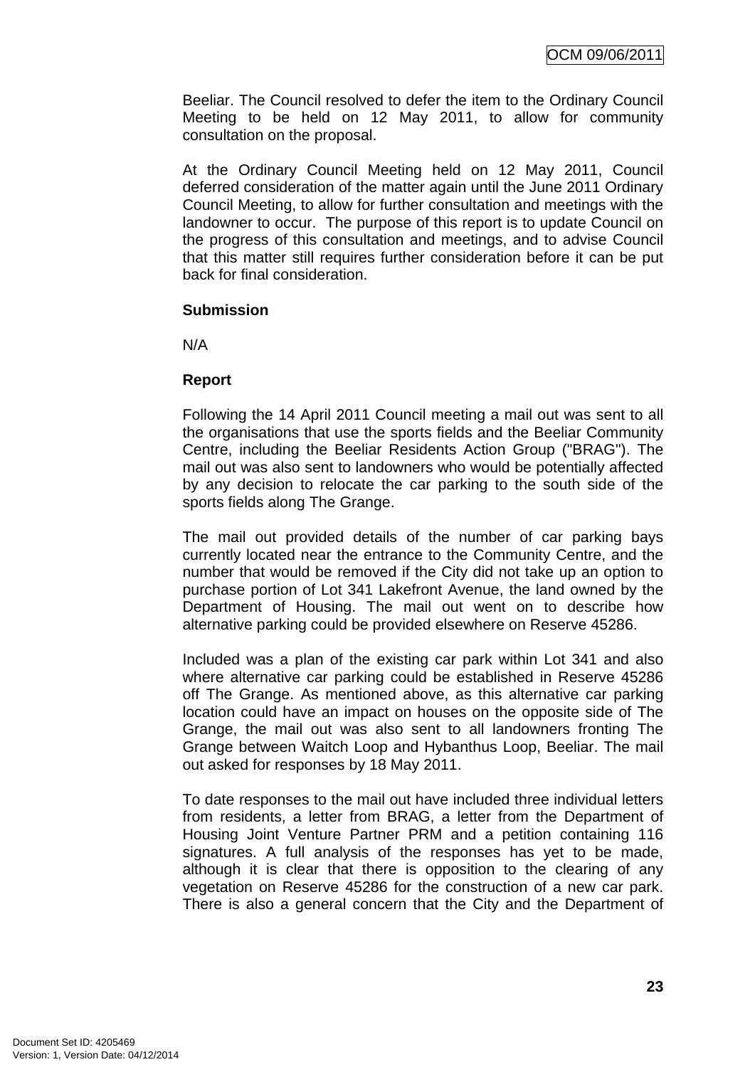Beeliar. The Council resolved to defer the item to the Ordinary Council Meeting to be held on 12 May 2011, to allow for community consultation on the proposal.

At the Ordinary Council Meeting held on 12 May 2011, Council deferred consideration of the matter again until the June 2011 Ordinary Council Meeting, to allow for further consultation and meetings with the landowner to occur. The purpose of this report is to update Council on the progress of this consultation and meetings, and to advise Council that this matter still requires further consideration before it can be put back for final consideration.

**Submission**

N/A

**Report**

Following the 14 April 2011 Council meeting a mail out was sent to all the organisations that use the sports fields and the Beeliar Community Centre, including the Beeliar Residents Action Group ("BRAG"). The mail out was also sent to landowners who would be potentially affected by any decision to relocate the car parking to the south side of the sports fields along The Grange.

The mail out provided details of the number of car parking bays currently located near the entrance to the Community Centre, and the number that would be removed if the City did not take up an option to purchase portion of Lot 341 Lakefront Avenue, the land owned by the Department of Housing. The mail out went on to describe how alternative parking could be provided elsewhere on Reserve 45286.

Included was a plan of the existing car park within Lot 341 and also where alternative car parking could be established in Reserve 45286 off The Grange. As mentioned above, as this alternative car parking location could have an impact on houses on the opposite side of The Grange, the mail out was also sent to all landowners fronting The Grange between Waitch Loop and Hybanthus Loop, Beeliar. The mail out asked for responses by 18 May 2011.

To date responses to the mail out have included three individual letters from residents, a letter from BRAG, a letter from the Department of Housing Joint Venture Partner PRM and a petition containing 116 signatures. A full analysis of the responses has yet to be made, although it is clear that there is opposition to the clearing of any vegetation on Reserve 45286 for the construction of a new car park. There is also a general concern that the City and the Department of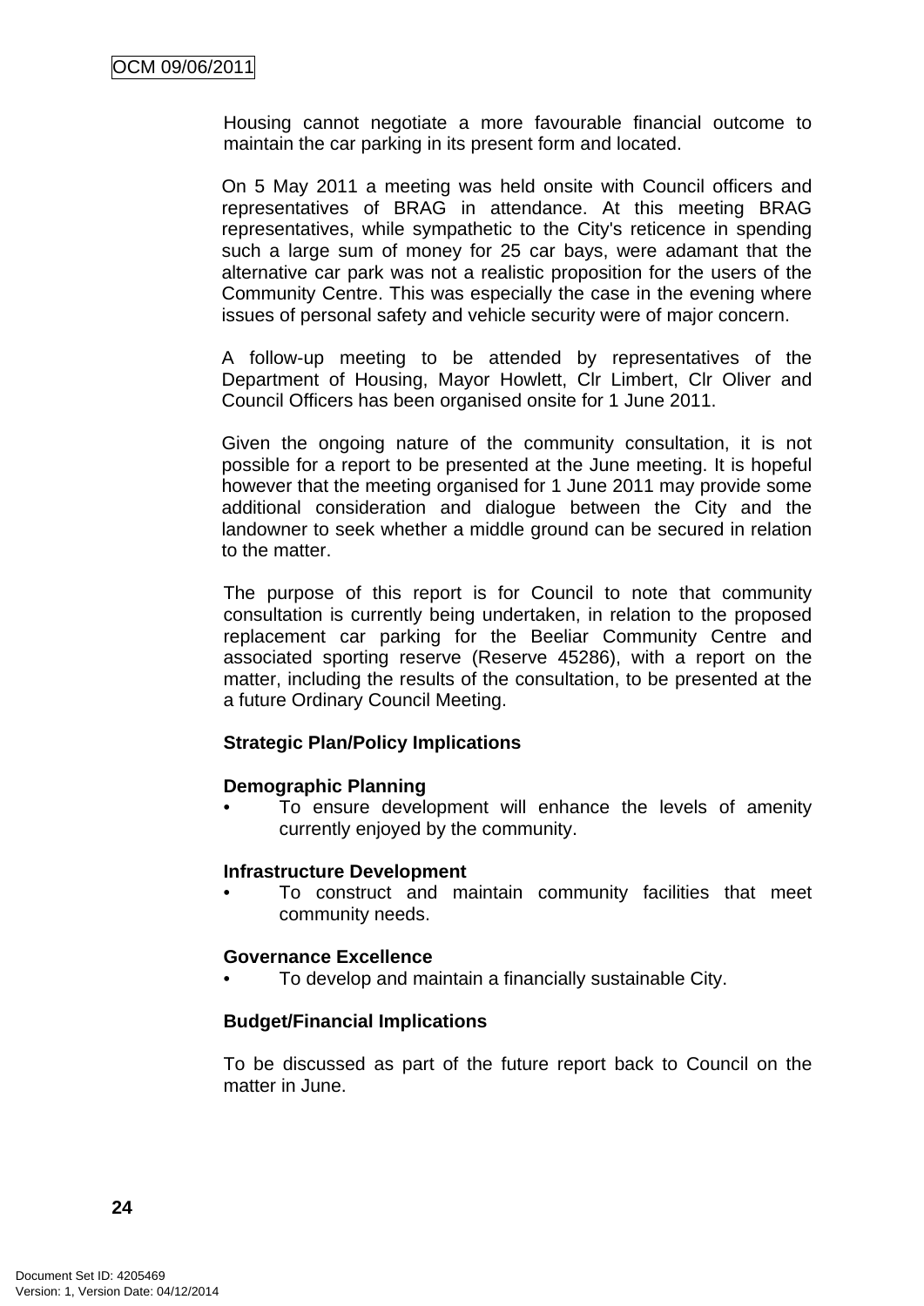Housing cannot negotiate a more favourable financial outcome to maintain the car parking in its present form and located.

On 5 May 2011 a meeting was held onsite with Council officers and representatives of BRAG in attendance. At this meeting BRAG representatives, while sympathetic to the City's reticence in spending such a large sum of money for 25 car bays, were adamant that the alternative car park was not a realistic proposition for the users of the Community Centre. This was especially the case in the evening where issues of personal safety and vehicle security were of major concern.

A follow-up meeting to be attended by representatives of the Department of Housing, Mayor Howlett, Clr Limbert, Clr Oliver and Council Officers has been organised onsite for 1 June 2011.

Given the ongoing nature of the community consultation, it is not possible for a report to be presented at the June meeting. It is hopeful however that the meeting organised for 1 June 2011 may provide some additional consideration and dialogue between the City and the landowner to seek whether a middle ground can be secured in relation to the matter.

The purpose of this report is for Council to note that community consultation is currently being undertaken, in relation to the proposed replacement car parking for the Beeliar Community Centre and associated sporting reserve (Reserve 45286), with a report on the matter, including the results of the consultation, to be presented at the a future Ordinary Council Meeting.

**Strategic Plan/Policy Implications**

**Demographic Planning**

- To ensure development will enhance the levels of amenity currently enjoyed by the community.

**Infrastructure Development**

- To construct and maintain community facilities that meet community needs.

**Governance Excellence**

- To develop and maintain a financially sustainable City.

**Budget/Financial Implications**

To be discussed as part of the future report back to Council on the matter in June.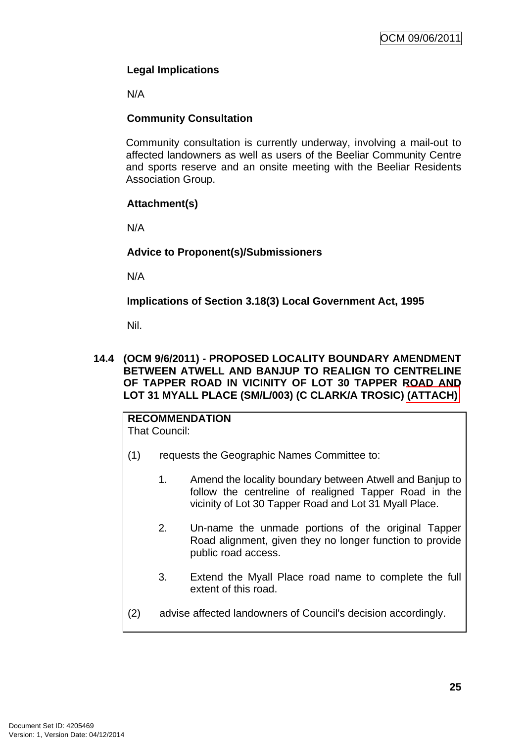**Legal Implications**

N/A

**Community Consultation**

Community consultation is currently underway, involving a mail-out to affected landowners as well as users of the Beeliar Community Centre and sports reserve and an onsite meeting with the Beeliar Residents Association Group.

**Attachment(s)**

N/A

**Advice to Proponent(s)/Submissioners**

N/A

**Implications of Section 3.18(3) Local Government Act, 1995**

Nil.

## 14.4 (OCM 9/6/2011) - PROPOSED LOCALITY BOUNDARY AMENDMENT BETWEEN ATWELL AND BANJUP TO REALIGN TO CENTRELINE OF TAPPER ROAD IN VICINITY OF LOT 30 TAPPER ROAD AND LOT 31 MYALL PLACE (SM/L/003) (C CLARK/A TROSIC) (ATTACH)

**RECOMMENDATION**
That Council:

(1) requests the Geographic Names Committee to:

1. Amend the locality boundary between Atwell and Banjup to follow the centreline of realigned Tapper Road in the vicinity of Lot 30 Tapper Road and Lot 31 Myall Place.

2. Un-name the unmade portions of the original Tapper Road alignment, given they no longer function to provide public road access.

3. Extend the Myall Place road name to complete the full extent of this road.

(2) advise affected landowners of Council's decision accordingly.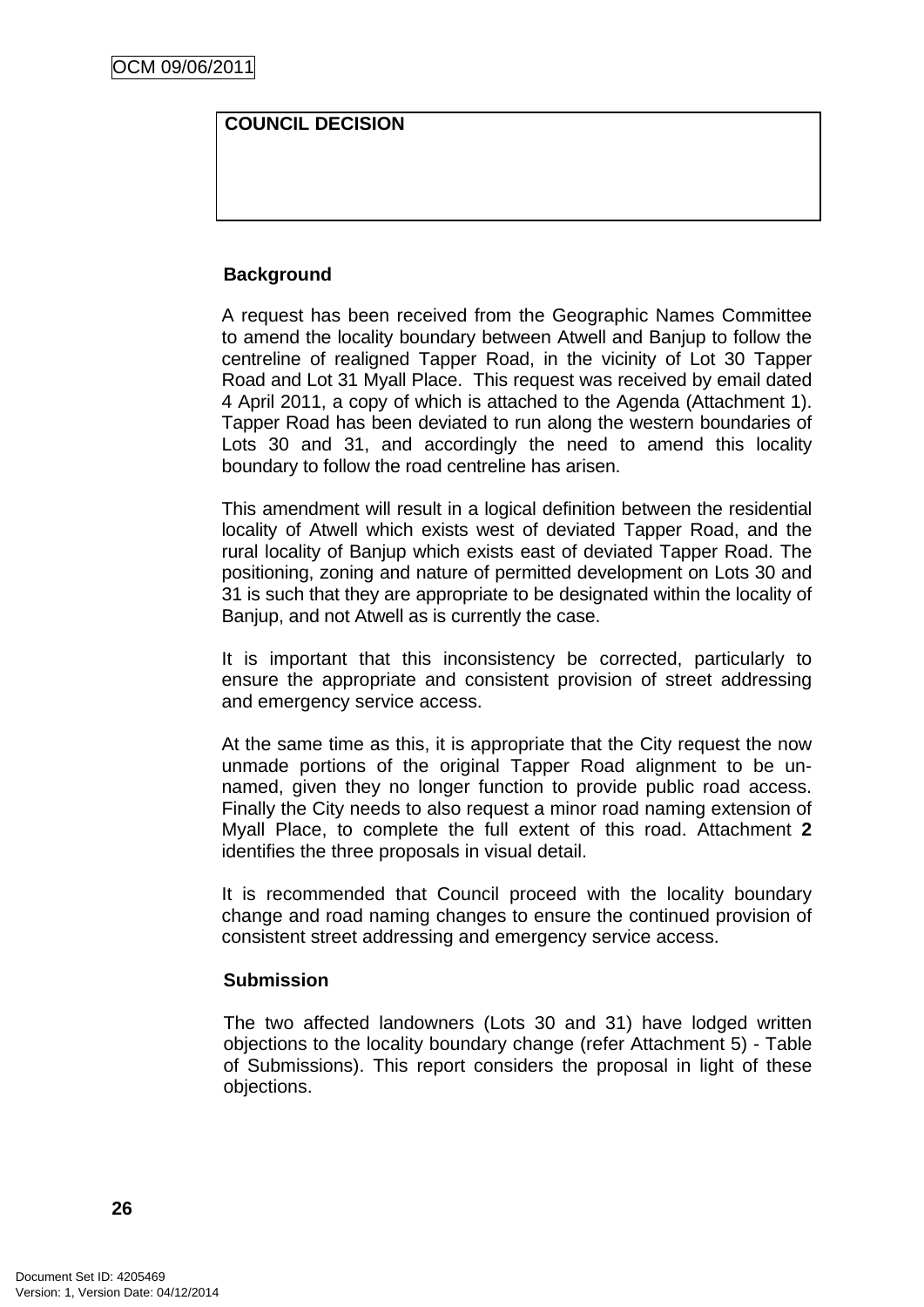| COUNCIL DECISION |
|---|
| |

**Background**

A request has been received from the Geographic Names Committee to amend the locality boundary between Atwell and Banjup to follow the centreline of realigned Tapper Road, in the vicinity of Lot 30 Tapper Road and Lot 31 Myall Place. This request was received by email dated 4 April 2011, a copy of which is attached to the Agenda (Attachment 1). Tapper Road has been deviated to run along the western boundaries of Lots 30 and 31, and accordingly the need to amend this locality boundary to follow the road centreline has arisen.

This amendment will result in a logical definition between the residential locality of Atwell which exists west of deviated Tapper Road, and the rural locality of Banjup which exists east of deviated Tapper Road. The positioning, zoning and nature of permitted development on Lots 30 and 31 is such that they are appropriate to be designated within the locality of Banjup, and not Atwell as is currently the case.

It is important that this inconsistency be corrected, particularly to ensure the appropriate and consistent provision of street addressing and emergency service access.

At the same time as this, it is appropriate that the City request the now unmade portions of the original Tapper Road alignment to be un-named, given they no longer function to provide public road access. Finally the City needs to also request a minor road naming extension of Myall Place, to complete the full extent of this road. Attachment **2** identifies the three proposals in visual detail.

It is recommended that Council proceed with the locality boundary change and road naming changes to ensure the continued provision of consistent street addressing and emergency service access.

**Submission**

The two affected landowners (Lots 30 and 31) have lodged written objections to the locality boundary change (refer Attachment 5) - Table of Submissions). This report considers the proposal in light of these objections.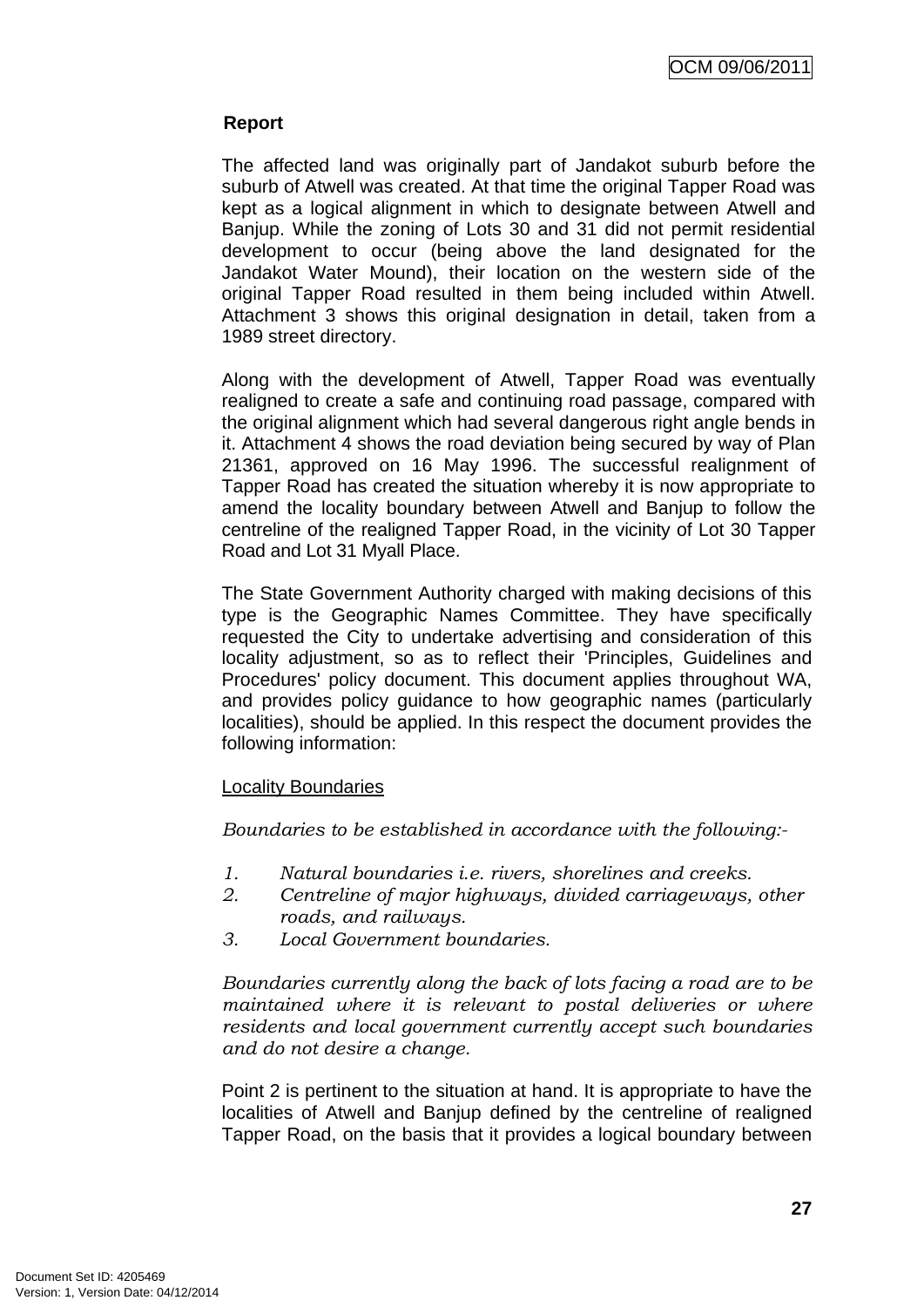**Report**

The affected land was originally part of Jandakot suburb before the suburb of Atwell was created. At that time the original Tapper Road was kept as a logical alignment in which to designate between Atwell and Banjup. While the zoning of Lots 30 and 31 did not permit residential development to occur (being above the land designated for the Jandakot Water Mound), their location on the western side of the original Tapper Road resulted in them being included within Atwell. Attachment 3 shows this original designation in detail, taken from a 1989 street directory.

Along with the development of Atwell, Tapper Road was eventually realigned to create a safe and continuing road passage, compared with the original alignment which had several dangerous right angle bends in it. Attachment 4 shows the road deviation being secured by way of Plan 21361, approved on 16 May 1996. The successful realignment of Tapper Road has created the situation whereby it is now appropriate to amend the locality boundary between Atwell and Banjup to follow the centreline of the realigned Tapper Road, in the vicinity of Lot 30 Tapper Road and Lot 31 Myall Place.

The State Government Authority charged with making decisions of this type is the Geographic Names Committee. They have specifically requested the City to undertake advertising and consideration of this locality adjustment, so as to reflect their 'Principles, Guidelines and Procedures' policy document. This document applies throughout WA, and provides policy guidance to how geographic names (particularly localities), should be applied. In this respect the document provides the following information:

Locality Boundaries

*Boundaries to be established in accordance with the following:-*

1. *Natural boundaries i.e. rivers, shorelines and creeks.*
2. *Centreline of major highways, divided carriageways, other roads, and railways.*
3. *Local Government boundaries.*

*Boundaries currently along the back of lots facing a road are to be maintained where it is relevant to postal deliveries or where residents and local government currently accept such boundaries and do not desire a change.*

Point 2 is pertinent to the situation at hand. It is appropriate to have the localities of Atwell and Banjup defined by the centreline of realigned Tapper Road, on the basis that it provides a logical boundary between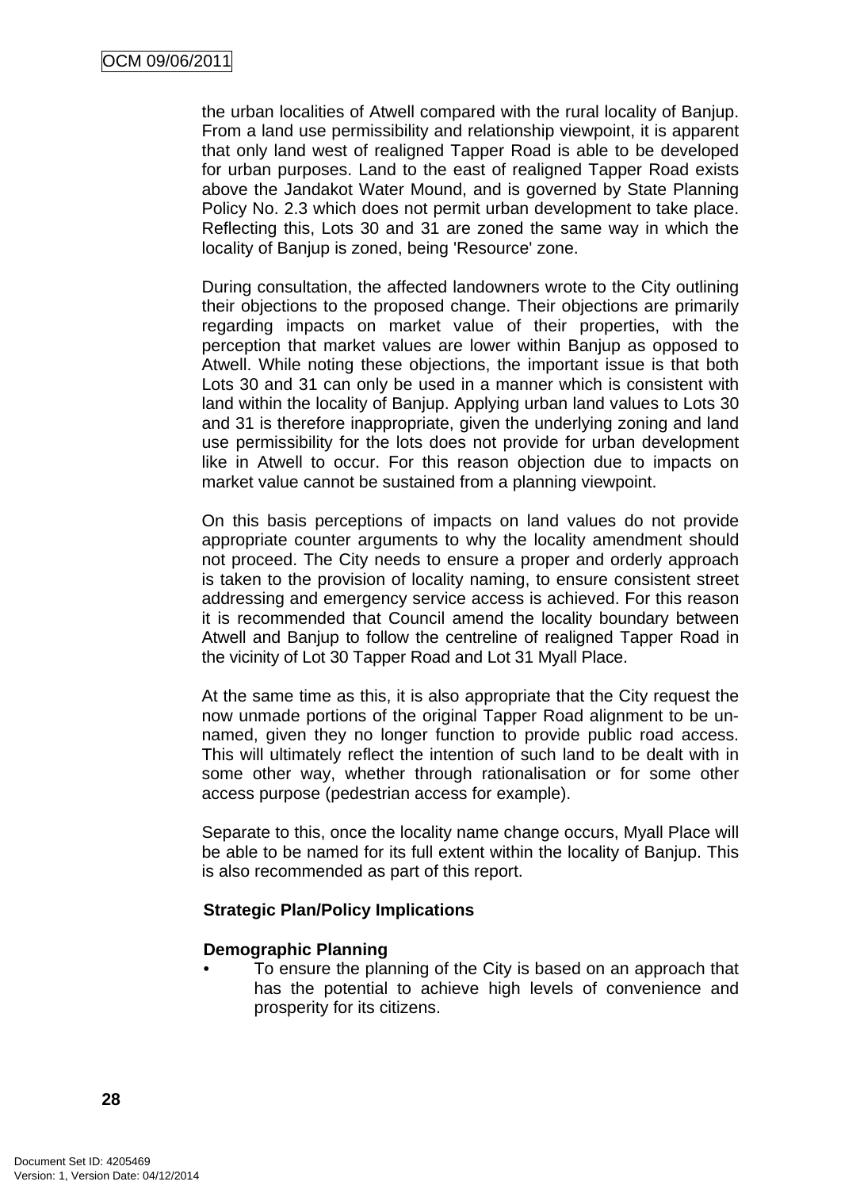the urban localities of Atwell compared with the rural locality of Banjup. From a land use permissibility and relationship viewpoint, it is apparent that only land west of realigned Tapper Road is able to be developed for urban purposes. Land to the east of realigned Tapper Road exists above the Jandakot Water Mound, and is governed by State Planning Policy No. 2.3 which does not permit urban development to take place. Reflecting this, Lots 30 and 31 are zoned the same way in which the locality of Banjup is zoned, being 'Resource' zone.

During consultation, the affected landowners wrote to the City outlining their objections to the proposed change. Their objections are primarily regarding impacts on market value of their properties, with the perception that market values are lower within Banjup as opposed to Atwell. While noting these objections, the important issue is that both Lots 30 and 31 can only be used in a manner which is consistent with land within the locality of Banjup. Applying urban land values to Lots 30 and 31 is therefore inappropriate, given the underlying zoning and land use permissibility for the lots does not provide for urban development like in Atwell to occur. For this reason objection due to impacts on market value cannot be sustained from a planning viewpoint.

On this basis perceptions of impacts on land values do not provide appropriate counter arguments to why the locality amendment should not proceed. The City needs to ensure a proper and orderly approach is taken to the provision of locality naming, to ensure consistent street addressing and emergency service access is achieved. For this reason it is recommended that Council amend the locality boundary between Atwell and Banjup to follow the centreline of realigned Tapper Road in the vicinity of Lot 30 Tapper Road and Lot 31 Myall Place.

At the same time as this, it is also appropriate that the City request the now unmade portions of the original Tapper Road alignment to be un-named, given they no longer function to provide public road access. This will ultimately reflect the intention of such land to be dealt with in some other way, whether through rationalisation or for some other access purpose (pedestrian access for example).

Separate to this, once the locality name change occurs, Myall Place will be able to be named for its full extent within the locality of Banjup. This is also recommended as part of this report.

**Strategic Plan/Policy Implications**

**Demographic Planning**

- To ensure the planning of the City is based on an approach that has the potential to achieve high levels of convenience and prosperity for its citizens.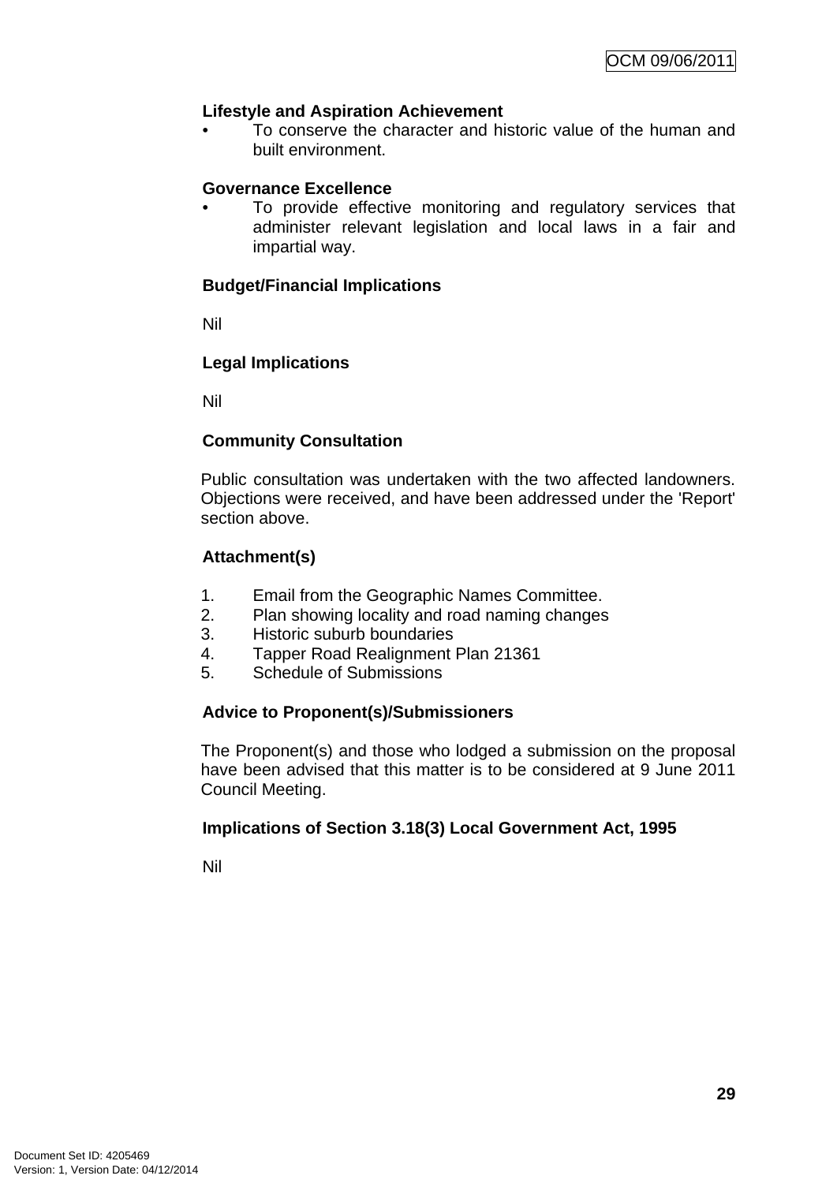**Lifestyle and Aspiration Achievement**

- To conserve the character and historic value of the human and built environment.

**Governance Excellence**

- To provide effective monitoring and regulatory services that administer relevant legislation and local laws in a fair and impartial way.

**Budget/Financial Implications**

Nil

**Legal Implications**

Nil

**Community Consultation**

Public consultation was undertaken with the two affected landowners. Objections were received, and have been addressed under the 'Report' section above.

**Attachment(s)**

1. Email from the Geographic Names Committee.
2. Plan showing locality and road naming changes
3. Historic suburb boundaries
4. Tapper Road Realignment Plan 21361
5. Schedule of Submissions

**Advice to Proponent(s)/Submissioners**

The Proponent(s) and those who lodged a submission on the proposal have been advised that this matter is to be considered at 9 June 2011 Council Meeting.

**Implications of Section 3.18(3) Local Government Act, 1995**

Nil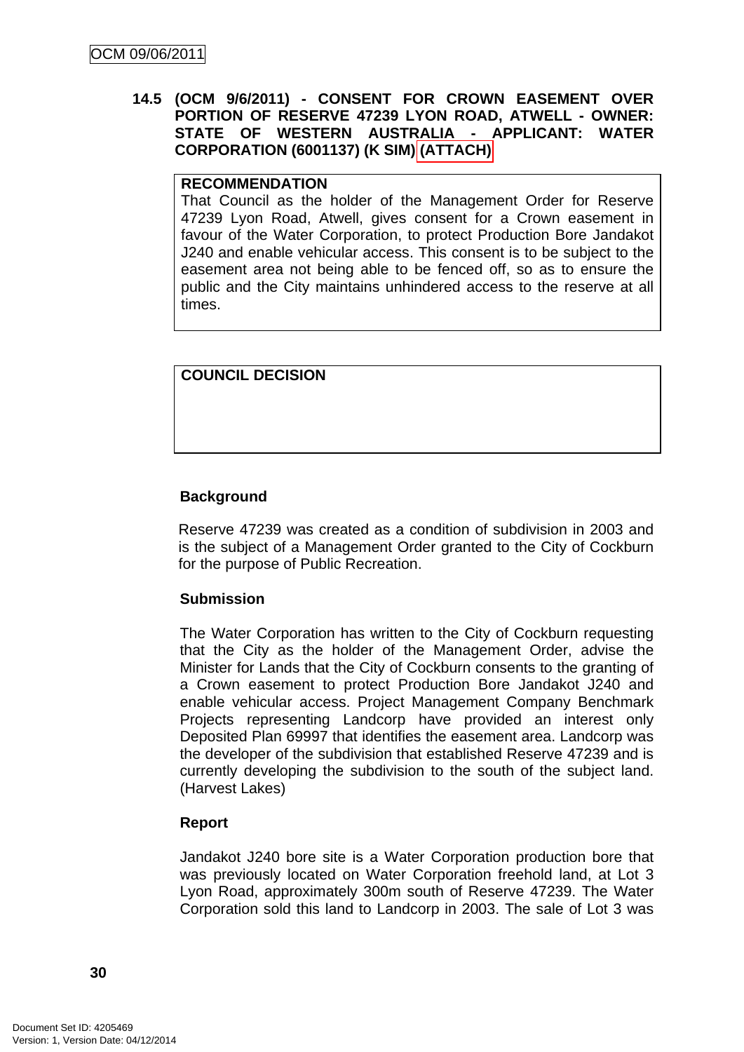### 14.5 (OCM 9/6/2011) - CONSENT FOR CROWN EASEMENT OVER PORTION OF RESERVE 47239 LYON ROAD, ATWELL - OWNER: STATE OF WESTERN AUSTRALIA - APPLICANT: WATER CORPORATION (6001137) (K SIM) (ATTACH)

**RECOMMENDATION**

That Council as the holder of the Management Order for Reserve 47239 Lyon Road, Atwell, gives consent for a Crown easement in favour of the Water Corporation, to protect Production Bore Jandakot J240 and enable vehicular access. This consent is to be subject to the easement area not being able to be fenced off, so as to ensure the public and the City maintains unhindered access to the reserve at all times.

**COUNCIL DECISION**

**Background**

Reserve 47239 was created as a condition of subdivision in 2003 and is the subject of a Management Order granted to the City of Cockburn for the purpose of Public Recreation.

**Submission**

The Water Corporation has written to the City of Cockburn requesting that the City as the holder of the Management Order, advise the Minister for Lands that the City of Cockburn consents to the granting of a Crown easement to protect Production Bore Jandakot J240 and enable vehicular access. Project Management Company Benchmark Projects representing Landcorp have provided an interest only Deposited Plan 69997 that identifies the easement area. Landcorp was the developer of the subdivision that established Reserve 47239 and is currently developing the subdivision to the south of the subject land. (Harvest Lakes)

**Report**

Jandakot J240 bore site is a Water Corporation production bore that was previously located on Water Corporation freehold land, at Lot 3 Lyon Road, approximately 300m south of Reserve 47239. The Water Corporation sold this land to Landcorp in 2003. The sale of Lot 3 was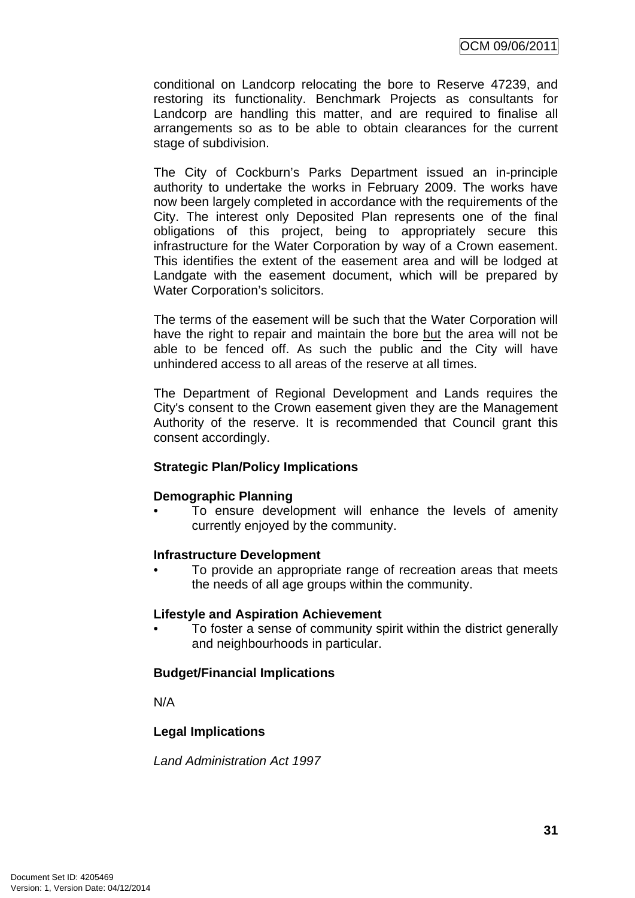conditional on Landcorp relocating the bore to Reserve 47239, and restoring its functionality. Benchmark Projects as consultants for Landcorp are handling this matter, and are required to finalise all arrangements so as to be able to obtain clearances for the current stage of subdivision.

The City of Cockburn's Parks Department issued an in-principle authority to undertake the works in February 2009. The works have now been largely completed in accordance with the requirements of the City. The interest only Deposited Plan represents one of the final obligations of this project, being to appropriately secure this infrastructure for the Water Corporation by way of a Crown easement. This identifies the extent of the easement area and will be lodged at Landgate with the easement document, which will be prepared by Water Corporation's solicitors.

The terms of the easement will be such that the Water Corporation will have the right to repair and maintain the bore but the area will not be able to be fenced off. As such the public and the City will have unhindered access to all areas of the reserve at all times.

The Department of Regional Development and Lands requires the City's consent to the Crown easement given they are the Management Authority of the reserve. It is recommended that Council grant this consent accordingly.

**Strategic Plan/Policy Implications**

**Demographic Planning**

- To ensure development will enhance the levels of amenity currently enjoyed by the community.

**Infrastructure Development**

- To provide an appropriate range of recreation areas that meets the needs of all age groups within the community.

**Lifestyle and Aspiration Achievement**

- To foster a sense of community spirit within the district generally and neighbourhoods in particular.

**Budget/Financial Implications**

N/A

**Legal Implications**

*Land Administration Act 1997*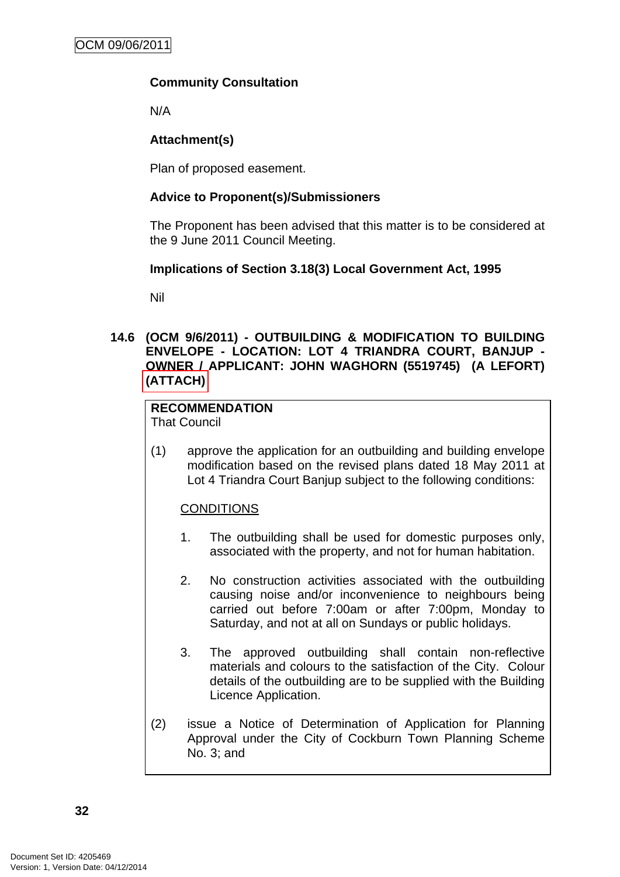**Community Consultation**

N/A

**Attachment(s)**

Plan of proposed easement.

**Advice to Proponent(s)/Submissioners**

The Proponent has been advised that this matter is to be considered at the 9 June 2011 Council Meeting.

**Implications of Section 3.18(3) Local Government Act, 1995**

Nil

### 14.6 (OCM 9/6/2011) - OUTBUILDING & MODIFICATION TO BUILDING ENVELOPE - LOCATION: LOT 4 TRIANDRA COURT, BANJUP - OWNER / APPLICANT: JOHN WAGHORN (5519745) (A LEFORT) (ATTACH)

**RECOMMENDATION**
That Council

(1) approve the application for an outbuilding and building envelope modification based on the revised plans dated 18 May 2011 at Lot 4 Triandra Court Banjup subject to the following conditions:

CONDITIONS

1. The outbuilding shall be used for domestic purposes only, associated with the property, and not for human habitation.

2. No construction activities associated with the outbuilding causing noise and/or inconvenience to neighbours being carried out before 7:00am or after 7:00pm, Monday to Saturday, and not at all on Sundays or public holidays.

3. The approved outbuilding shall contain non-reflective materials and colours to the satisfaction of the City. Colour details of the outbuilding are to be supplied with the Building Licence Application.

(2) issue a Notice of Determination of Application for Planning Approval under the City of Cockburn Town Planning Scheme No. 3; and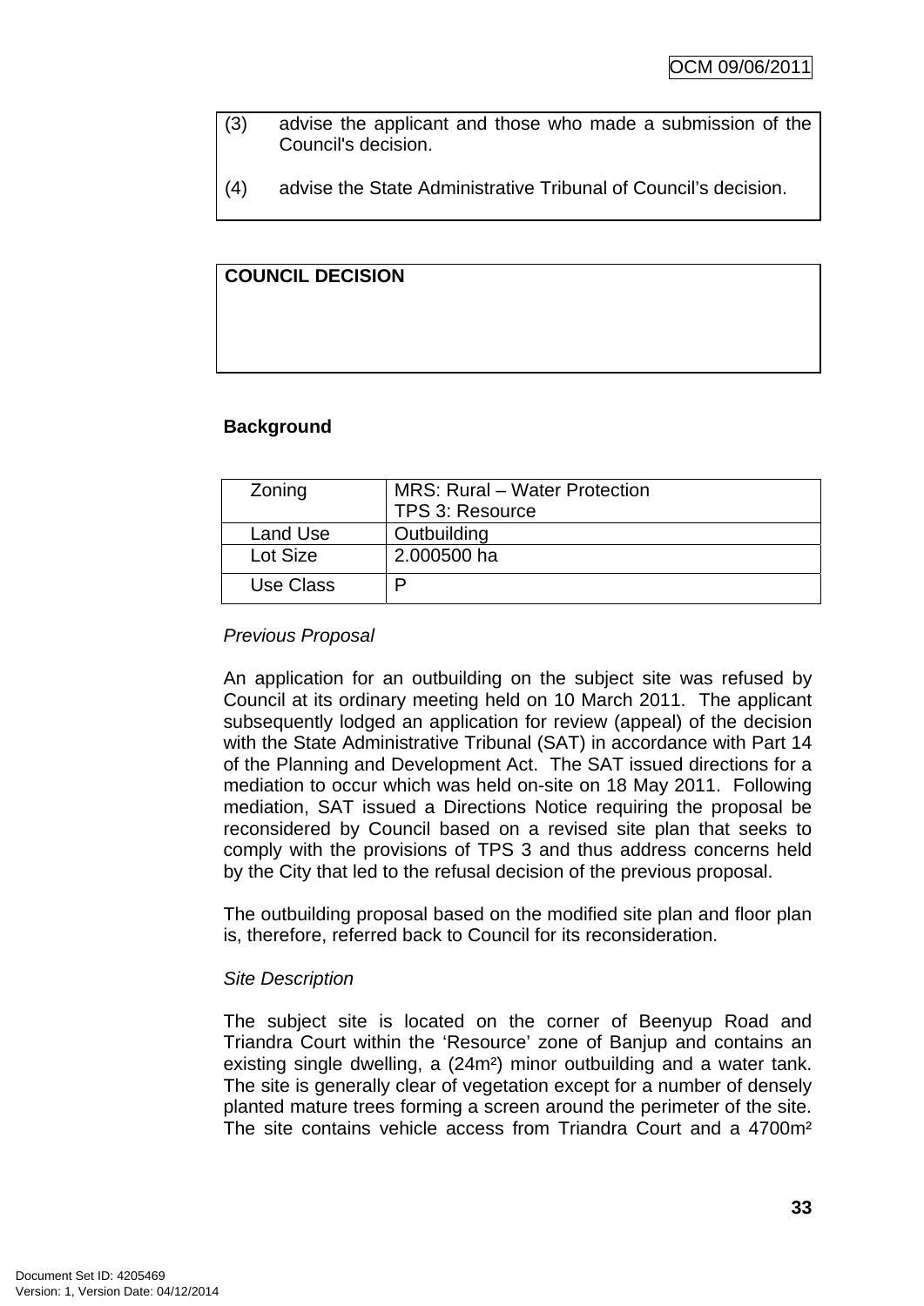(3) advise the applicant and those who made a submission of the Council's decision.

(4) advise the State Administrative Tribunal of Council's decision.

**COUNCIL DECISION**

**Background**

| Zoning | MRS: Rural – Water Protection<br>TPS 3: Resource |
|---|---|
| Land Use | Outbuilding |
| Lot Size | 2.000500 ha |
| Use Class | P |

*Previous Proposal*

An application for an outbuilding on the subject site was refused by Council at its ordinary meeting held on 10 March 2011. The applicant subsequently lodged an application for review (appeal) of the decision with the State Administrative Tribunal (SAT) in accordance with Part 14 of the Planning and Development Act. The SAT issued directions for a mediation to occur which was held on-site on 18 May 2011. Following mediation, SAT issued a Directions Notice requiring the proposal be reconsidered by Council based on a revised site plan that seeks to comply with the provisions of TPS 3 and thus address concerns held by the City that led to the refusal decision of the previous proposal.

The outbuilding proposal based on the modified site plan and floor plan is, therefore, referred back to Council for its reconsideration.

*Site Description*

The subject site is located on the corner of Beenyup Road and Triandra Court within the 'Resource' zone of Banjup and contains an existing single dwelling, a (24m²) minor outbuilding and a water tank. The site is generally clear of vegetation except for a number of densely planted mature trees forming a screen around the perimeter of the site. The site contains vehicle access from Triandra Court and a 4700m²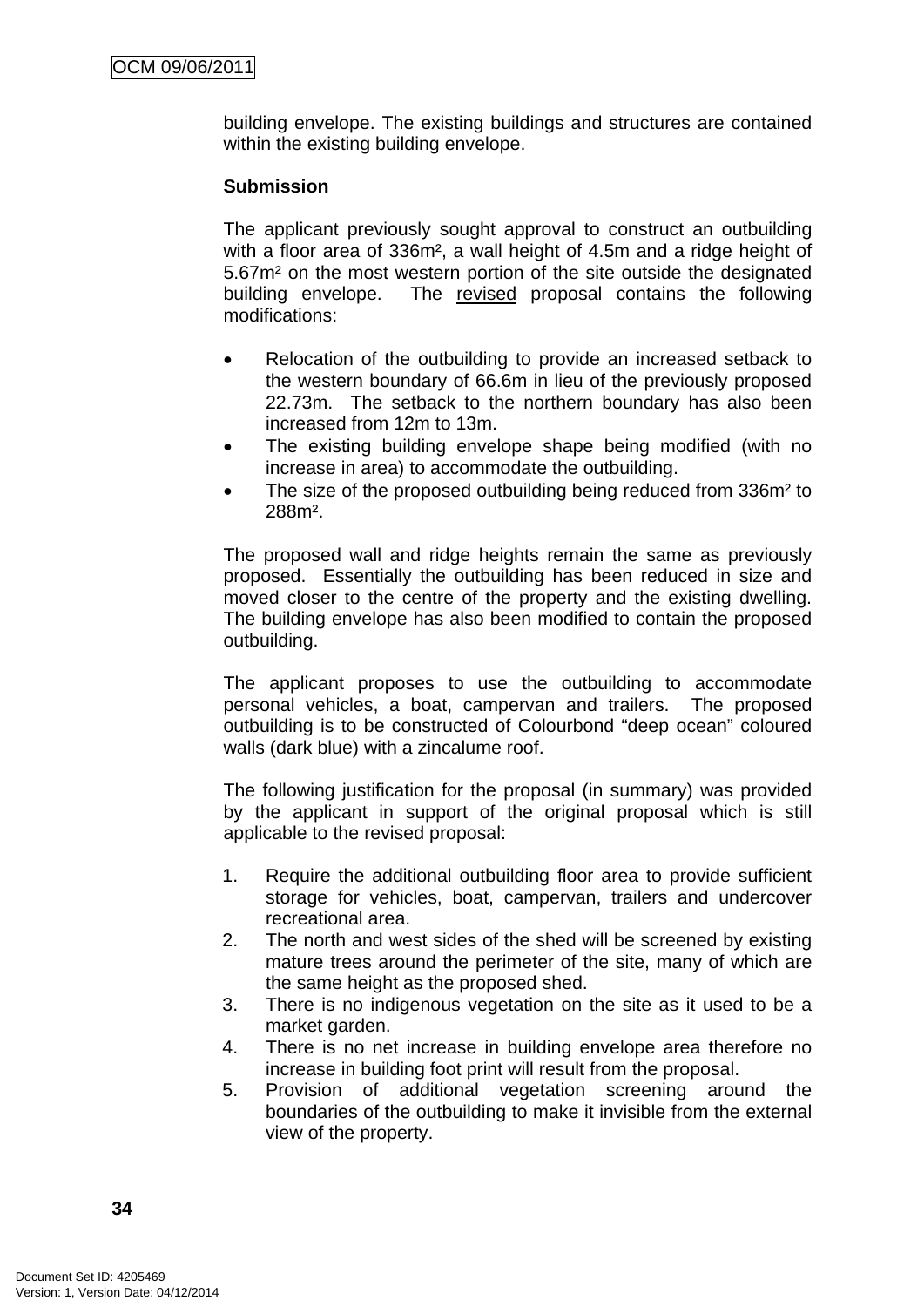building envelope. The existing buildings and structures are contained within the existing building envelope.

**Submission**

The applicant previously sought approval to construct an outbuilding with a floor area of 336m², a wall height of 4.5m and a ridge height of 5.67m² on the most western portion of the site outside the designated building envelope. The <u>revised</u> proposal contains the following modifications:

- Relocation of the outbuilding to provide an increased setback to the western boundary of 66.6m in lieu of the previously proposed 22.73m. The setback to the northern boundary has also been increased from 12m to 13m.
- The existing building envelope shape being modified (with no increase in area) to accommodate the outbuilding.
- The size of the proposed outbuilding being reduced from 336m² to 288m².

The proposed wall and ridge heights remain the same as previously proposed. Essentially the outbuilding has been reduced in size and moved closer to the centre of the property and the existing dwelling. The building envelope has also been modified to contain the proposed outbuilding.

The applicant proposes to use the outbuilding to accommodate personal vehicles, a boat, campervan and trailers. The proposed outbuilding is to be constructed of Colourbond "deep ocean" coloured walls (dark blue) with a zincalume roof.

The following justification for the proposal (in summary) was provided by the applicant in support of the original proposal which is still applicable to the revised proposal:

1. Require the additional outbuilding floor area to provide sufficient storage for vehicles, boat, campervan, trailers and undercover recreational area.
2. The north and west sides of the shed will be screened by existing mature trees around the perimeter of the site, many of which are the same height as the proposed shed.
3. There is no indigenous vegetation on the site as it used to be a market garden.
4. There is no net increase in building envelope area therefore no increase in building foot print will result from the proposal.
5. Provision of additional vegetation screening around the boundaries of the outbuilding to make it invisible from the external view of the property.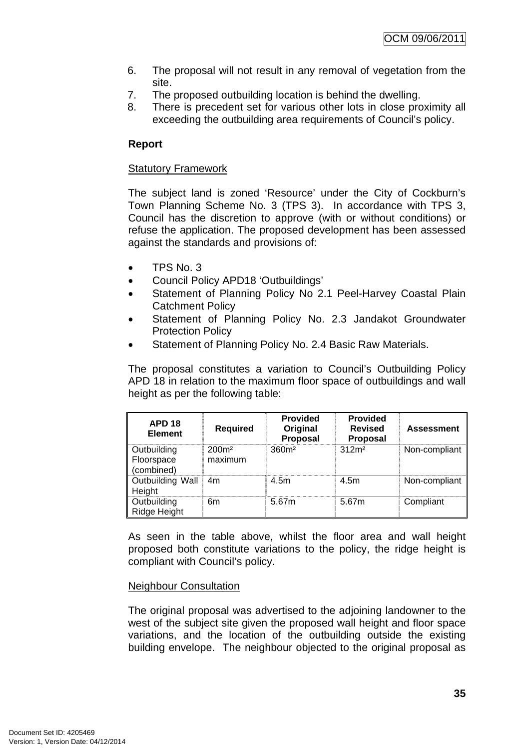6. The proposal will not result in any removal of vegetation from the site.
7. The proposed outbuilding location is behind the dwelling.
8. There is precedent set for various other lots in close proximity all exceeding the outbuilding area requirements of Council's policy.

**Report**

Statutory Framework

The subject land is zoned 'Resource' under the City of Cockburn's Town Planning Scheme No. 3 (TPS 3). In accordance with TPS 3, Council has the discretion to approve (with or without conditions) or refuse the application. The proposed development has been assessed against the standards and provisions of:

- TPS No. 3
- Council Policy APD18 'Outbuildings'
- Statement of Planning Policy No 2.1 Peel-Harvey Coastal Plain Catchment Policy
- Statement of Planning Policy No. 2.3 Jandakot Groundwater Protection Policy
- Statement of Planning Policy No. 2.4 Basic Raw Materials.

The proposal constitutes a variation to Council's Outbuilding Policy APD 18 in relation to the maximum floor space of outbuildings and wall height as per the following table:

| APD 18 Element | Required | Provided Original Proposal | Provided Revised Proposal | Assessment |
|---|---|---|---|---|
| Outbuilding Floorspace (combined) | 200m² maximum | 360m² | 312m² | Non-compliant |
| Outbuilding Wall Height | 4m | 4.5m | 4.5m | Non-compliant |
| Outbuilding Ridge Height | 6m | 5.67m | 5.67m | Compliant |

As seen in the table above, whilst the floor area and wall height proposed both constitute variations to the policy, the ridge height is compliant with Council's policy.

Neighbour Consultation

The original proposal was advertised to the adjoining landowner to the west of the subject site given the proposed wall height and floor space variations, and the location of the outbuilding outside the existing building envelope. The neighbour objected to the original proposal as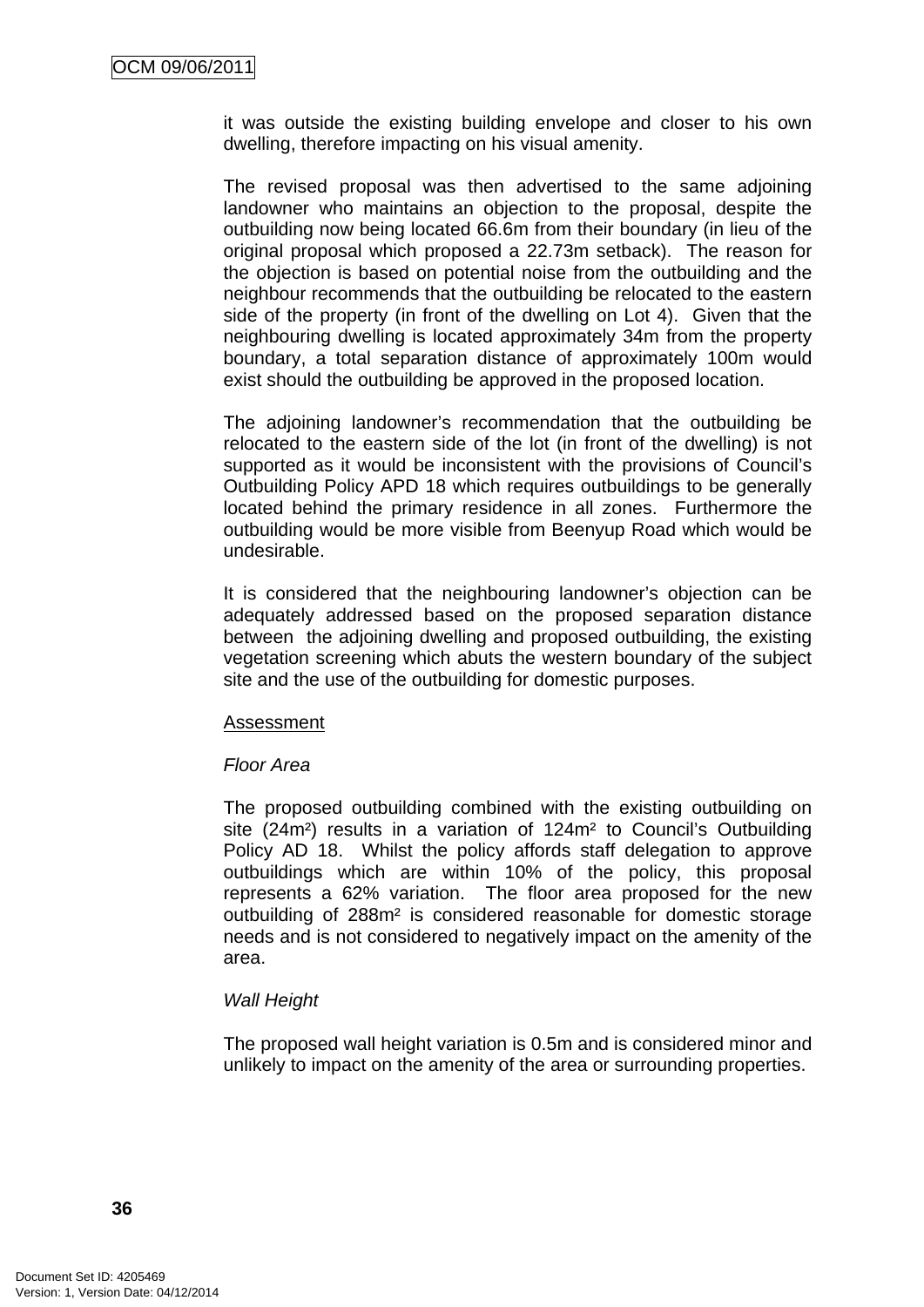it was outside the existing building envelope and closer to his own dwelling, therefore impacting on his visual amenity.

The revised proposal was then advertised to the same adjoining landowner who maintains an objection to the proposal, despite the outbuilding now being located 66.6m from their boundary (in lieu of the original proposal which proposed a 22.73m setback). The reason for the objection is based on potential noise from the outbuilding and the neighbour recommends that the outbuilding be relocated to the eastern side of the property (in front of the dwelling on Lot 4). Given that the neighbouring dwelling is located approximately 34m from the property boundary, a total separation distance of approximately 100m would exist should the outbuilding be approved in the proposed location.

The adjoining landowner's recommendation that the outbuilding be relocated to the eastern side of the lot (in front of the dwelling) is not supported as it would be inconsistent with the provisions of Council's Outbuilding Policy APD 18 which requires outbuildings to be generally located behind the primary residence in all zones. Furthermore the outbuilding would be more visible from Beenyup Road which would be undesirable.

It is considered that the neighbouring landowner's objection can be adequately addressed based on the proposed separation distance between the adjoining dwelling and proposed outbuilding, the existing vegetation screening which abuts the western boundary of the subject site and the use of the outbuilding for domestic purposes.

<u>Assessment</u>

*Floor Area*

The proposed outbuilding combined with the existing outbuilding on site (24m²) results in a variation of 124m² to Council's Outbuilding Policy AD 18. Whilst the policy affords staff delegation to approve outbuildings which are within 10% of the policy, this proposal represents a 62% variation. The floor area proposed for the new outbuilding of 288m² is considered reasonable for domestic storage needs and is not considered to negatively impact on the amenity of the area.

*Wall Height*

The proposed wall height variation is 0.5m and is considered minor and unlikely to impact on the amenity of the area or surrounding properties.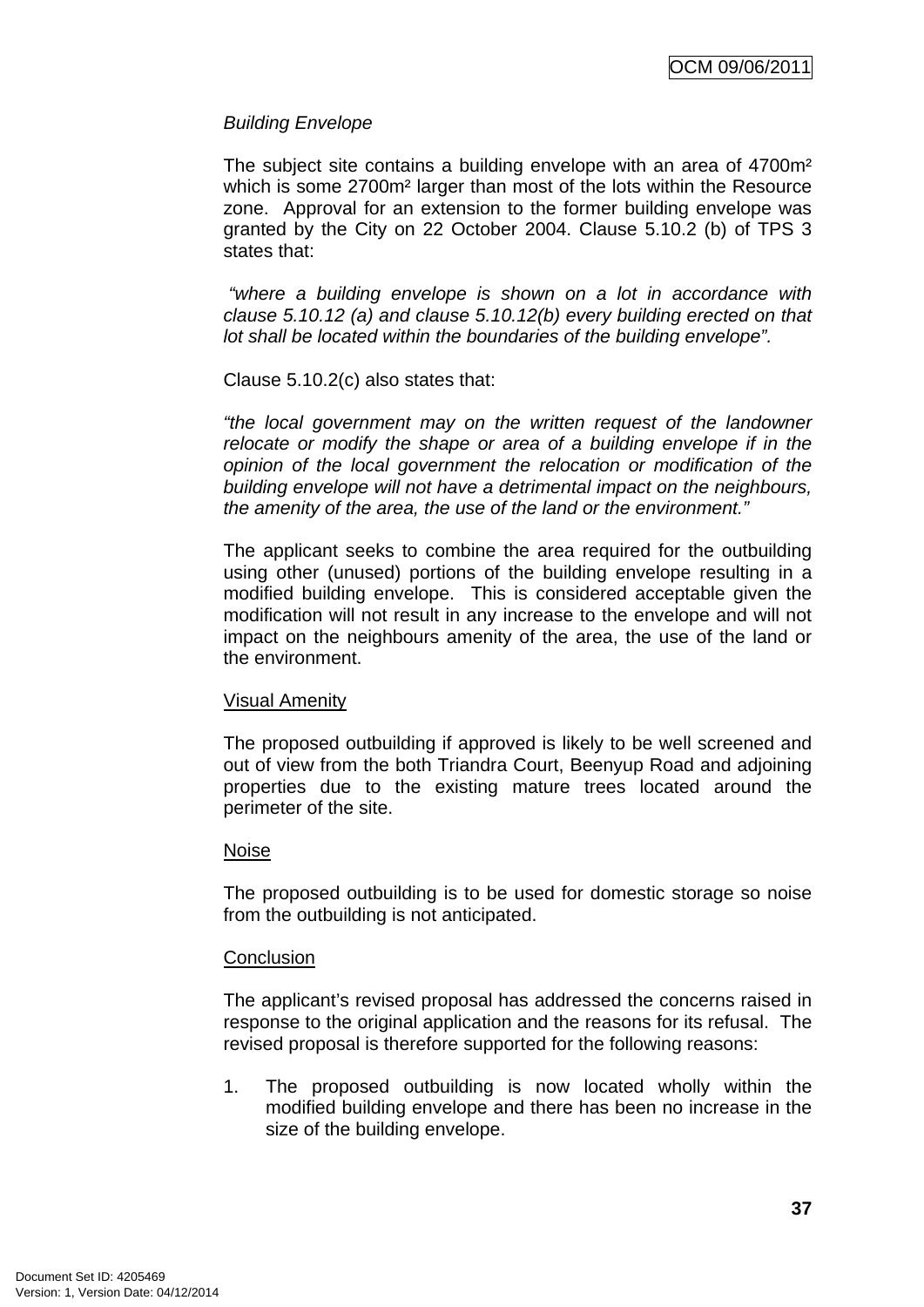*Building Envelope*

The subject site contains a building envelope with an area of 4700m² which is some 2700m² larger than most of the lots within the Resource zone. Approval for an extension to the former building envelope was granted by the City on 22 October 2004. Clause 5.10.2 (b) of TPS 3 states that:

*"where a building envelope is shown on a lot in accordance with clause 5.10.12 (a) and clause 5.10.12(b) every building erected on that lot shall be located within the boundaries of the building envelope".*

Clause 5.10.2(c) also states that:

*"the local government may on the written request of the landowner relocate or modify the shape or area of a building envelope if in the opinion of the local government the relocation or modification of the building envelope will not have a detrimental impact on the neighbours, the amenity of the area, the use of the land or the environment."*

The applicant seeks to combine the area required for the outbuilding using other (unused) portions of the building envelope resulting in a modified building envelope. This is considered acceptable given the modification will not result in any increase to the envelope and will not impact on the neighbours amenity of the area, the use of the land or the environment.

Visual Amenity

The proposed outbuilding if approved is likely to be well screened and out of view from the both Triandra Court, Beenyup Road and adjoining properties due to the existing mature trees located around the perimeter of the site.

Noise

The proposed outbuilding is to be used for domestic storage so noise from the outbuilding is not anticipated.

Conclusion

The applicant's revised proposal has addressed the concerns raised in response to the original application and the reasons for its refusal. The revised proposal is therefore supported for the following reasons:

1. The proposed outbuilding is now located wholly within the modified building envelope and there has been no increase in the size of the building envelope.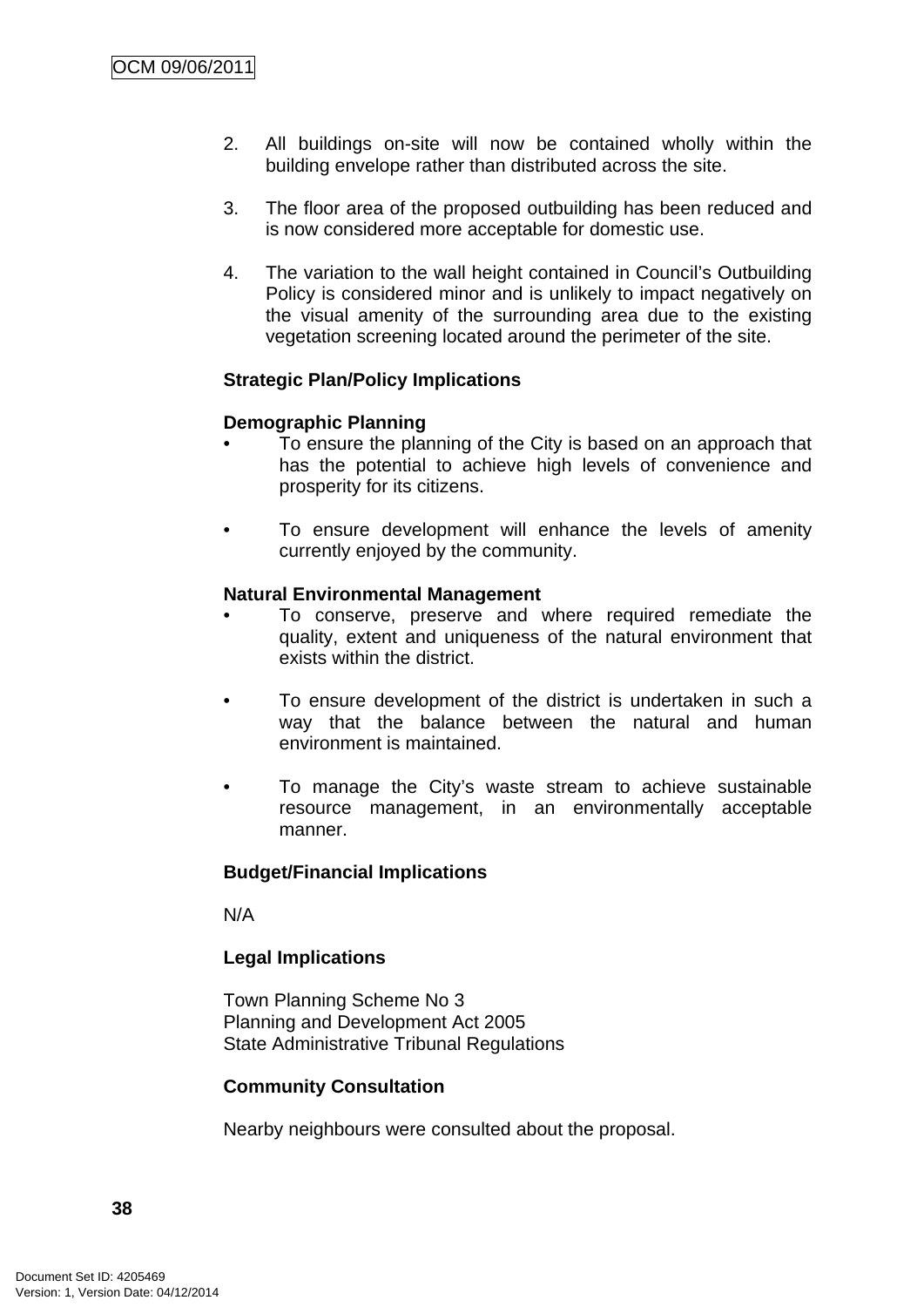2. All buildings on-site will now be contained wholly within the building envelope rather than distributed across the site.

3. The floor area of the proposed outbuilding has been reduced and is now considered more acceptable for domestic use.

4. The variation to the wall height contained in Council's Outbuilding Policy is considered minor and is unlikely to impact negatively on the visual amenity of the surrounding area due to the existing vegetation screening located around the perimeter of the site.

**Strategic Plan/Policy Implications**

**Demographic Planning**

- To ensure the planning of the City is based on an approach that has the potential to achieve high levels of convenience and prosperity for its citizens.

- To ensure development will enhance the levels of amenity currently enjoyed by the community.

**Natural Environmental Management**

- To conserve, preserve and where required remediate the quality, extent and uniqueness of the natural environment that exists within the district.

- To ensure development of the district is undertaken in such a way that the balance between the natural and human environment is maintained.

- To manage the City's waste stream to achieve sustainable resource management, in an environmentally acceptable manner.

**Budget/Financial Implications**

N/A

**Legal Implications**

Town Planning Scheme No 3
Planning and Development Act 2005
State Administrative Tribunal Regulations

**Community Consultation**

Nearby neighbours were consulted about the proposal.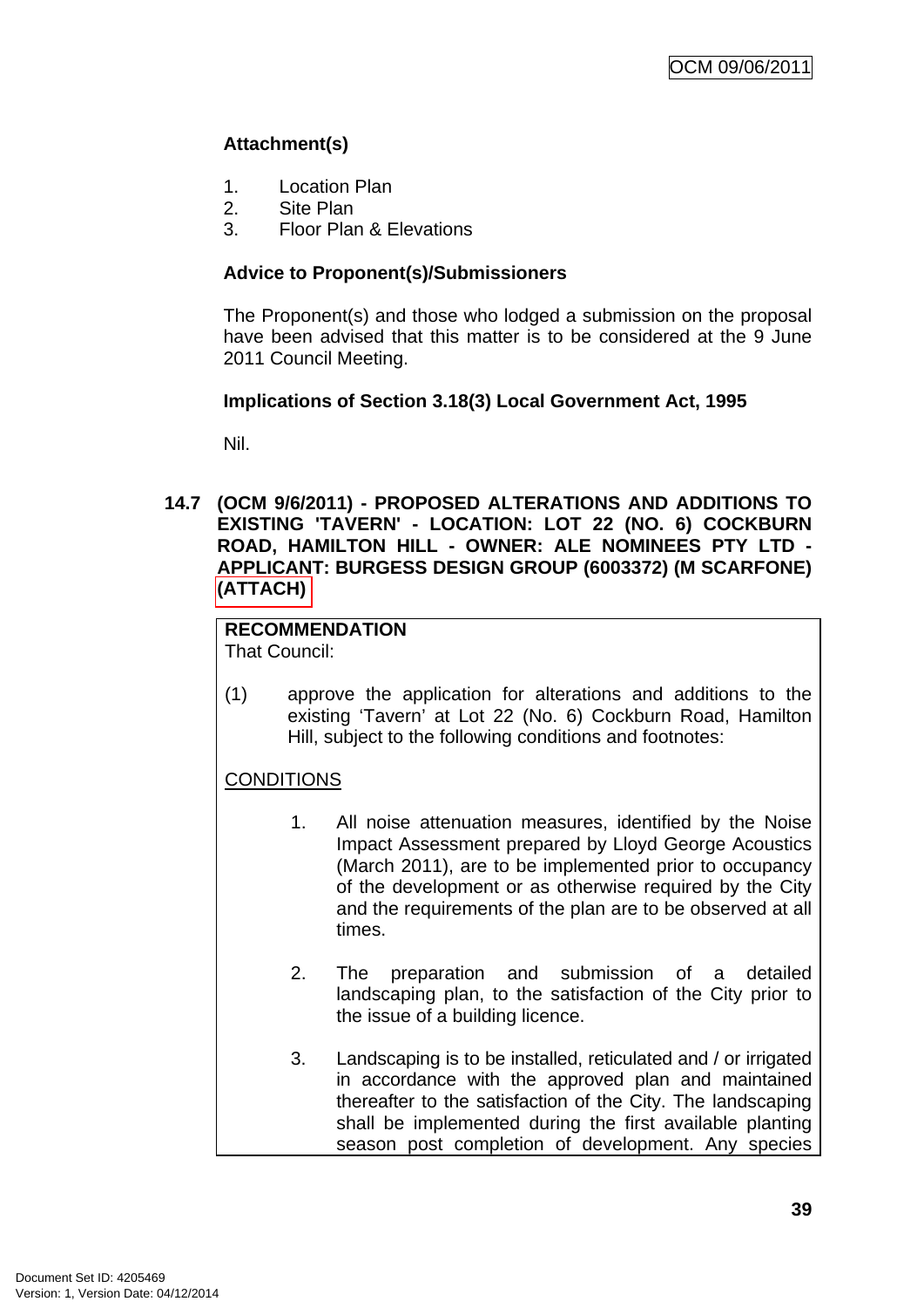**Attachment(s)**

1. Location Plan
2. Site Plan
3. Floor Plan & Elevations

**Advice to Proponent(s)/Submissioners**

The Proponent(s) and those who lodged a submission on the proposal have been advised that this matter is to be considered at the 9 June 2011 Council Meeting.

**Implications of Section 3.18(3) Local Government Act, 1995**

Nil.

### 14.7 (OCM 9/6/2011) - PROPOSED ALTERATIONS AND ADDITIONS TO EXISTING 'TAVERN' - LOCATION: LOT 22 (NO. 6) COCKBURN ROAD, HAMILTON HILL - OWNER: ALE NOMINEES PTY LTD - APPLICANT: BURGESS DESIGN GROUP (6003372) (M SCARFONE) (ATTACH)

**RECOMMENDATION**
That Council:

(1) approve the application for alterations and additions to the existing 'Tavern' at Lot 22 (No. 6) Cockburn Road, Hamilton Hill, subject to the following conditions and footnotes:

CONDITIONS

1. All noise attenuation measures, identified by the Noise Impact Assessment prepared by Lloyd George Acoustics (March 2011), are to be implemented prior to occupancy of the development or as otherwise required by the City and the requirements of the plan are to be observed at all times.

2. The preparation and submission of a detailed landscaping plan, to the satisfaction of the City prior to the issue of a building licence.

3. Landscaping is to be installed, reticulated and / or irrigated in accordance with the approved plan and maintained thereafter to the satisfaction of the City. The landscaping shall be implemented during the first available planting season post completion of development. Any species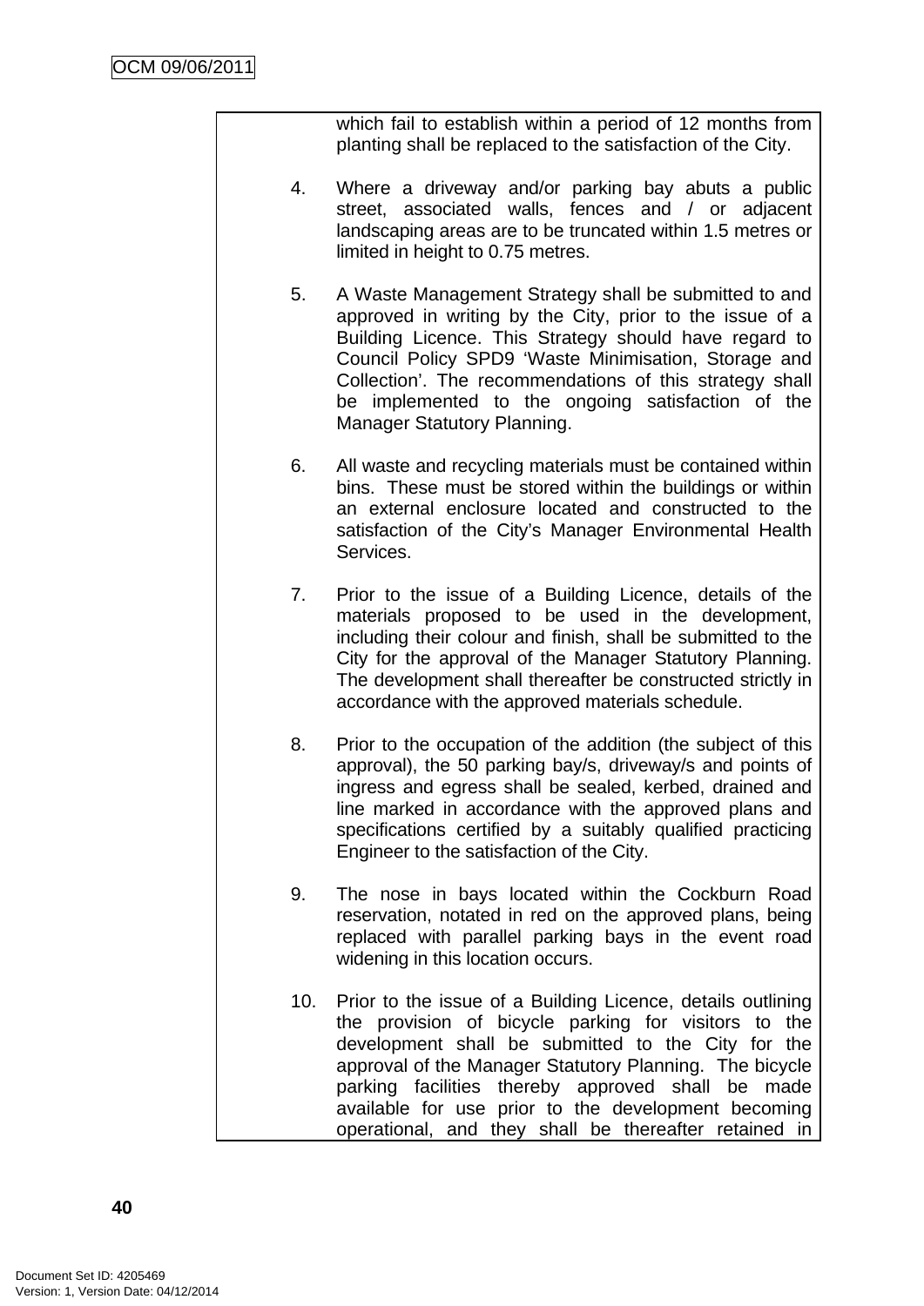which fail to establish within a period of 12 months from planting shall be replaced to the satisfaction of the City.

4. Where a driveway and/or parking bay abuts a public street, associated walls, fences and / or adjacent landscaping areas are to be truncated within 1.5 metres or limited in height to 0.75 metres.

5. A Waste Management Strategy shall be submitted to and approved in writing by the City, prior to the issue of a Building Licence. This Strategy should have regard to Council Policy SPD9 'Waste Minimisation, Storage and Collection'. The recommendations of this strategy shall be implemented to the ongoing satisfaction of the Manager Statutory Planning.

6. All waste and recycling materials must be contained within bins. These must be stored within the buildings or within an external enclosure located and constructed to the satisfaction of the City's Manager Environmental Health Services.

7. Prior to the issue of a Building Licence, details of the materials proposed to be used in the development, including their colour and finish, shall be submitted to the City for the approval of the Manager Statutory Planning. The development shall thereafter be constructed strictly in accordance with the approved materials schedule.

8. Prior to the occupation of the addition (the subject of this approval), the 50 parking bay/s, driveway/s and points of ingress and egress shall be sealed, kerbed, drained and line marked in accordance with the approved plans and specifications certified by a suitably qualified practicing Engineer to the satisfaction of the City.

9. The nose in bays located within the Cockburn Road reservation, notated in red on the approved plans, being replaced with parallel parking bays in the event road widening in this location occurs.

10. Prior to the issue of a Building Licence, details outlining the provision of bicycle parking for visitors to the development shall be submitted to the City for the approval of the Manager Statutory Planning. The bicycle parking facilities thereby approved shall be made available for use prior to the development becoming operational, and they shall be thereafter retained in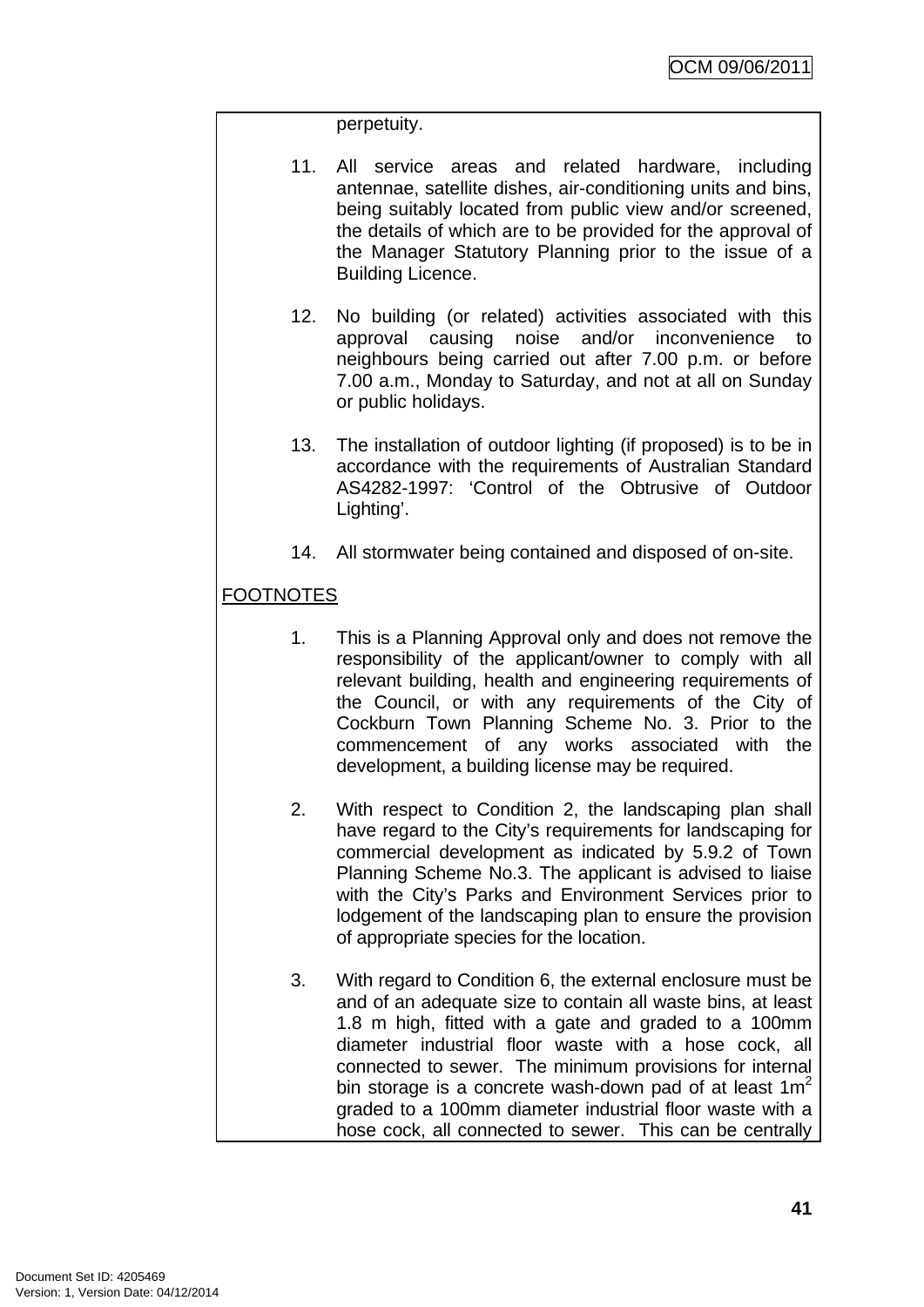perpetuity.

11. All service areas and related hardware, including antennae, satellite dishes, air-conditioning units and bins, being suitably located from public view and/or screened, the details of which are to be provided for the approval of the Manager Statutory Planning prior to the issue of a Building Licence.

12. No building (or related) activities associated with this approval causing noise and/or inconvenience to neighbours being carried out after 7.00 p.m. or before 7.00 a.m., Monday to Saturday, and not at all on Sunday or public holidays.

13. The installation of outdoor lighting (if proposed) is to be in accordance with the requirements of Australian Standard AS4282-1997: 'Control of the Obtrusive of Outdoor Lighting'.

14. All stormwater being contained and disposed of on-site.

FOOTNOTES

1. This is a Planning Approval only and does not remove the responsibility of the applicant/owner to comply with all relevant building, health and engineering requirements of the Council, or with any requirements of the City of Cockburn Town Planning Scheme No. 3. Prior to the commencement of any works associated with the development, a building license may be required.

2. With respect to Condition 2, the landscaping plan shall have regard to the City's requirements for landscaping for commercial development as indicated by 5.9.2 of Town Planning Scheme No.3. The applicant is advised to liaise with the City's Parks and Environment Services prior to lodgement of the landscaping plan to ensure the provision of appropriate species for the location.

3. With regard to Condition 6, the external enclosure must be and of an adequate size to contain all waste bins, at least 1.8 m high, fitted with a gate and graded to a 100mm diameter industrial floor waste with a hose cock, all connected to sewer. The minimum provisions for internal bin storage is a concrete wash-down pad of at least $1m^2$ graded to a 100mm diameter industrial floor waste with a hose cock, all connected to sewer. This can be centrally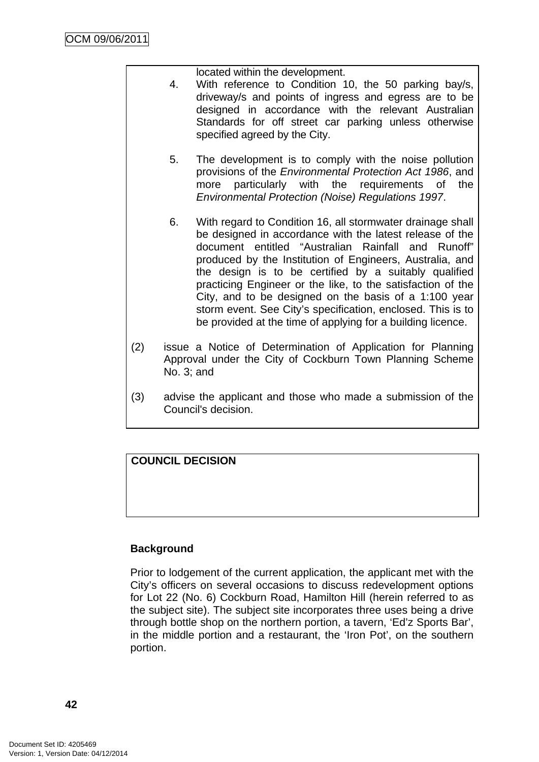located within the development.

4. With reference to Condition 10, the 50 parking bay/s, driveway/s and points of ingress and egress are to be designed in accordance with the relevant Australian Standards for off street car parking unless otherwise specified agreed by the City.

5. The development is to comply with the noise pollution provisions of the *Environmental Protection Act 1986*, and more particularly with the requirements of the *Environmental Protection (Noise) Regulations 1997*.

6. With regard to Condition 16, all stormwater drainage shall be designed in accordance with the latest release of the document entitled "Australian Rainfall and Runoff" produced by the Institution of Engineers, Australia, and the design is to be certified by a suitably qualified practicing Engineer or the like, to the satisfaction of the City, and to be designed on the basis of a 1:100 year storm event. See City's specification, enclosed. This is to be provided at the time of applying for a building licence.

(2) issue a Notice of Determination of Application for Planning Approval under the City of Cockburn Town Planning Scheme No. 3; and

(3) advise the applicant and those who made a submission of the Council's decision.

**COUNCIL DECISION**

**Background**

Prior to lodgement of the current application, the applicant met with the City's officers on several occasions to discuss redevelopment options for Lot 22 (No. 6) Cockburn Road, Hamilton Hill (herein referred to as the subject site). The subject site incorporates three uses being a drive through bottle shop on the northern portion, a tavern, 'Ed'z Sports Bar', in the middle portion and a restaurant, the 'Iron Pot', on the southern portion.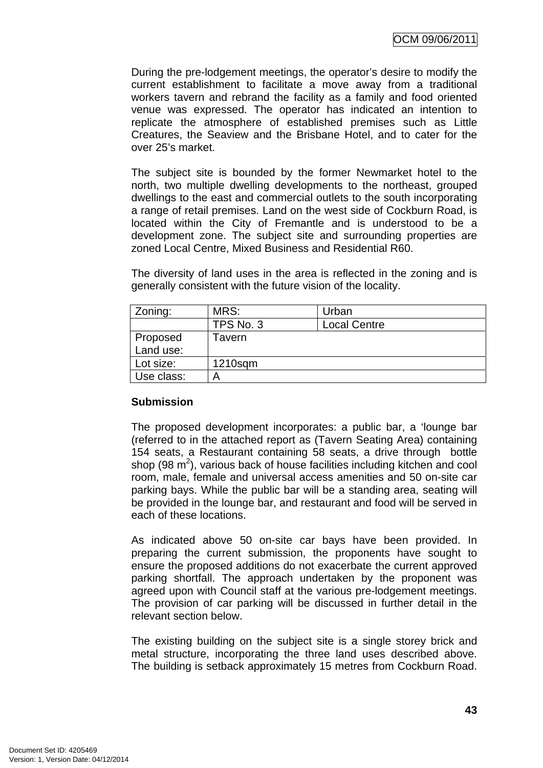During the pre-lodgement meetings, the operator's desire to modify the current establishment to facilitate a move away from a traditional workers tavern and rebrand the facility as a family and food oriented venue was expressed. The operator has indicated an intention to replicate the atmosphere of established premises such as Little Creatures, the Seaview and the Brisbane Hotel, and to cater for the over 25's market.

The subject site is bounded by the former Newmarket hotel to the north, two multiple dwelling developments to the northeast, grouped dwellings to the east and commercial outlets to the south incorporating a range of retail premises. Land on the west side of Cockburn Road, is located within the City of Fremantle and is understood to be a development zone. The subject site and surrounding properties are zoned Local Centre, Mixed Business and Residential R60.

The diversity of land uses in the area is reflected in the zoning and is generally consistent with the future vision of the locality.

| Zoning: | MRS: | Urban |
|---|---|---|
| | TPS No. 3 | Local Centre |
| Proposed Land use: | Tavern | |
| Lot size: | 1210sqm | |
| Use class: | A | |

**Submission**

The proposed development incorporates: a public bar, a 'lounge bar (referred to in the attached report as (Tavern Seating Area) containing 154 seats, a Restaurant containing 58 seats, a drive through bottle shop (98 $m^2$), various back of house facilities including kitchen and cool room, male, female and universal access amenities and 50 on-site car parking bays. While the public bar will be a standing area, seating will be provided in the lounge bar, and restaurant and food will be served in each of these locations.

As indicated above 50 on-site car bays have been provided. In preparing the current submission, the proponents have sought to ensure the proposed additions do not exacerbate the current approved parking shortfall. The approach undertaken by the proponent was agreed upon with Council staff at the various pre-lodgement meetings. The provision of car parking will be discussed in further detail in the relevant section below.

The existing building on the subject site is a single storey brick and metal structure, incorporating the three land uses described above. The building is setback approximately 15 metres from Cockburn Road.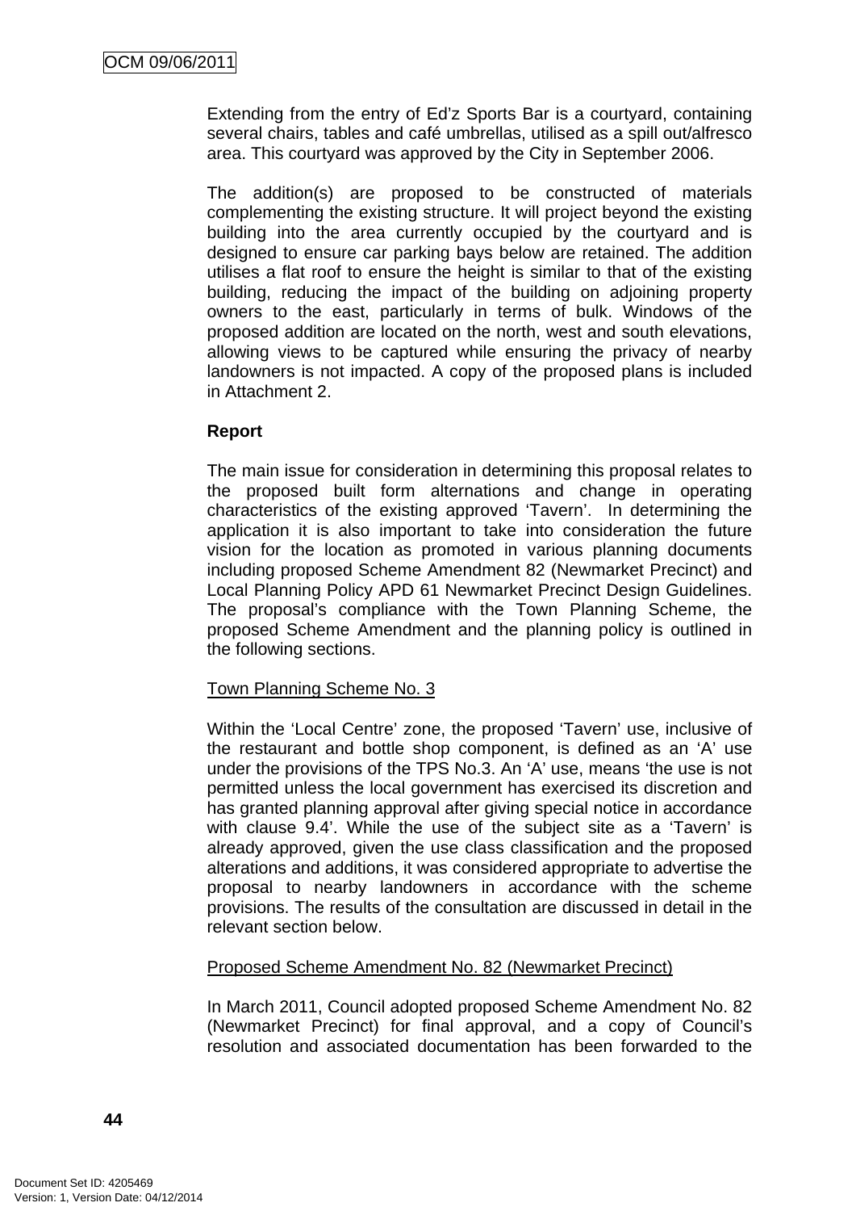Extending from the entry of Ed'z Sports Bar is a courtyard, containing several chairs, tables and café umbrellas, utilised as a spill out/alfresco area. This courtyard was approved by the City in September 2006.

The addition(s) are proposed to be constructed of materials complementing the existing structure. It will project beyond the existing building into the area currently occupied by the courtyard and is designed to ensure car parking bays below are retained. The addition utilises a flat roof to ensure the height is similar to that of the existing building, reducing the impact of the building on adjoining property owners to the east, particularly in terms of bulk. Windows of the proposed addition are located on the north, west and south elevations, allowing views to be captured while ensuring the privacy of nearby landowners is not impacted. A copy of the proposed plans is included in Attachment 2.

**Report**

The main issue for consideration in determining this proposal relates to the proposed built form alternations and change in operating characteristics of the existing approved 'Tavern'. In determining the application it is also important to take into consideration the future vision for the location as promoted in various planning documents including proposed Scheme Amendment 82 (Newmarket Precinct) and Local Planning Policy APD 61 Newmarket Precinct Design Guidelines. The proposal's compliance with the Town Planning Scheme, the proposed Scheme Amendment and the planning policy is outlined in the following sections.

<u>Town Planning Scheme No. 3</u>

Within the 'Local Centre' zone, the proposed 'Tavern' use, inclusive of the restaurant and bottle shop component, is defined as an 'A' use under the provisions of the TPS No.3. An 'A' use, means 'the use is not permitted unless the local government has exercised its discretion and has granted planning approval after giving special notice in accordance with clause 9.4'. While the use of the subject site as a 'Tavern' is already approved, given the use class classification and the proposed alterations and additions, it was considered appropriate to advertise the proposal to nearby landowners in accordance with the scheme provisions. The results of the consultation are discussed in detail in the relevant section below.

<u>Proposed Scheme Amendment No. 82 (Newmarket Precinct)</u>

In March 2011, Council adopted proposed Scheme Amendment No. 82 (Newmarket Precinct) for final approval, and a copy of Council's resolution and associated documentation has been forwarded to the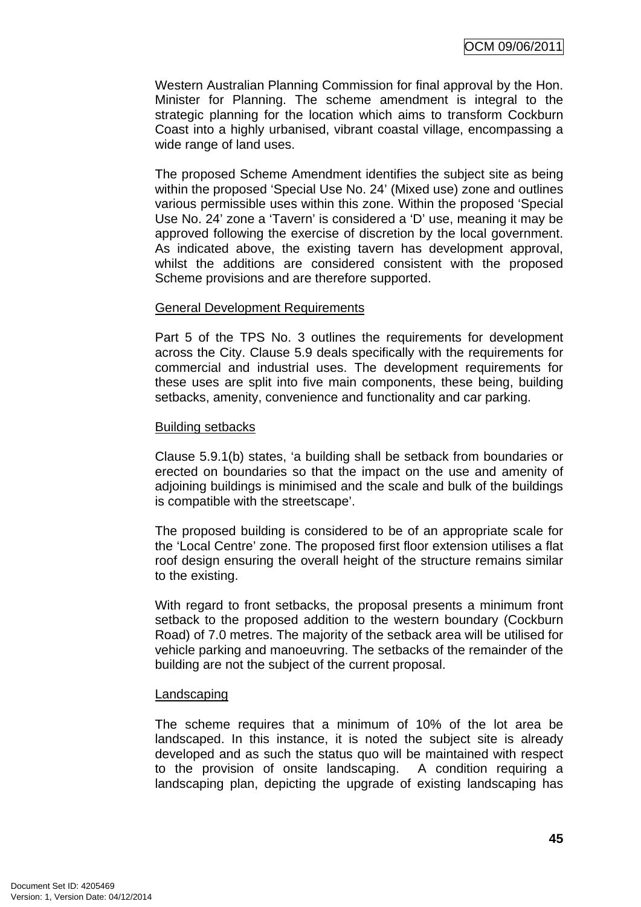Western Australian Planning Commission for final approval by the Hon. Minister for Planning. The scheme amendment is integral to the strategic planning for the location which aims to transform Cockburn Coast into a highly urbanised, vibrant coastal village, encompassing a wide range of land uses.

The proposed Scheme Amendment identifies the subject site as being within the proposed 'Special Use No. 24' (Mixed use) zone and outlines various permissible uses within this zone. Within the proposed 'Special Use No. 24' zone a 'Tavern' is considered a 'D' use, meaning it may be approved following the exercise of discretion by the local government. As indicated above, the existing tavern has development approval, whilst the additions are considered consistent with the proposed Scheme provisions and are therefore supported.

General Development Requirements

Part 5 of the TPS No. 3 outlines the requirements for development across the City. Clause 5.9 deals specifically with the requirements for commercial and industrial uses. The development requirements for these uses are split into five main components, these being, building setbacks, amenity, convenience and functionality and car parking.

Building setbacks

Clause 5.9.1(b) states, 'a building shall be setback from boundaries or erected on boundaries so that the impact on the use and amenity of adjoining buildings is minimised and the scale and bulk of the buildings is compatible with the streetscape'.

The proposed building is considered to be of an appropriate scale for the 'Local Centre' zone. The proposed first floor extension utilises a flat roof design ensuring the overall height of the structure remains similar to the existing.

With regard to front setbacks, the proposal presents a minimum front setback to the proposed addition to the western boundary (Cockburn Road) of 7.0 metres. The majority of the setback area will be utilised for vehicle parking and manoeuvring. The setbacks of the remainder of the building are not the subject of the current proposal.

Landscaping

The scheme requires that a minimum of 10% of the lot area be landscaped. In this instance, it is noted the subject site is already developed and as such the status quo will be maintained with respect to the provision of onsite landscaping. A condition requiring a landscaping plan, depicting the upgrade of existing landscaping has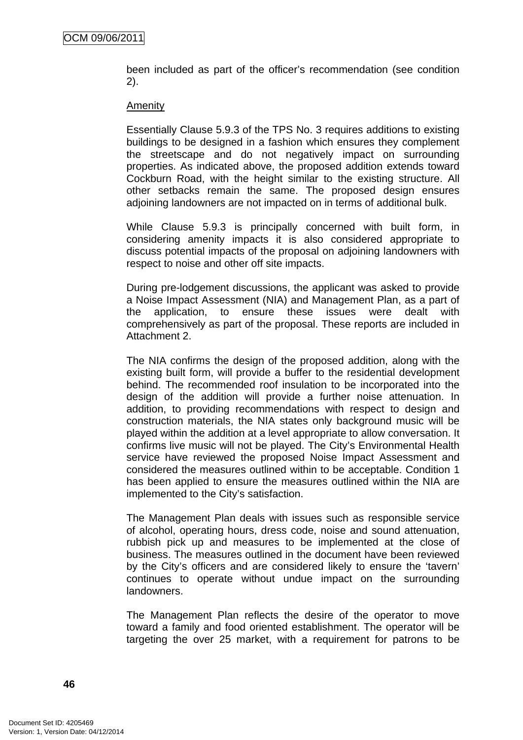been included as part of the officer's recommendation (see condition 2).

Amenity

Essentially Clause 5.9.3 of the TPS No. 3 requires additions to existing buildings to be designed in a fashion which ensures they complement the streetscape and do not negatively impact on surrounding properties. As indicated above, the proposed addition extends toward Cockburn Road, with the height similar to the existing structure. All other setbacks remain the same. The proposed design ensures adjoining landowners are not impacted on in terms of additional bulk.

While Clause 5.9.3 is principally concerned with built form, in considering amenity impacts it is also considered appropriate to discuss potential impacts of the proposal on adjoining landowners with respect to noise and other off site impacts.

During pre-lodgement discussions, the applicant was asked to provide a Noise Impact Assessment (NIA) and Management Plan, as a part of the application, to ensure these issues were dealt with comprehensively as part of the proposal. These reports are included in Attachment 2.

The NIA confirms the design of the proposed addition, along with the existing built form, will provide a buffer to the residential development behind. The recommended roof insulation to be incorporated into the design of the addition will provide a further noise attenuation. In addition, to providing recommendations with respect to design and construction materials, the NIA states only background music will be played within the addition at a level appropriate to allow conversation. It confirms live music will not be played. The City's Environmental Health service have reviewed the proposed Noise Impact Assessment and considered the measures outlined within to be acceptable. Condition 1 has been applied to ensure the measures outlined within the NIA are implemented to the City's satisfaction.

The Management Plan deals with issues such as responsible service of alcohol, operating hours, dress code, noise and sound attenuation, rubbish pick up and measures to be implemented at the close of business. The measures outlined in the document have been reviewed by the City's officers and are considered likely to ensure the 'tavern' continues to operate without undue impact on the surrounding landowners.

The Management Plan reflects the desire of the operator to move toward a family and food oriented establishment. The operator will be targeting the over 25 market, with a requirement for patrons to be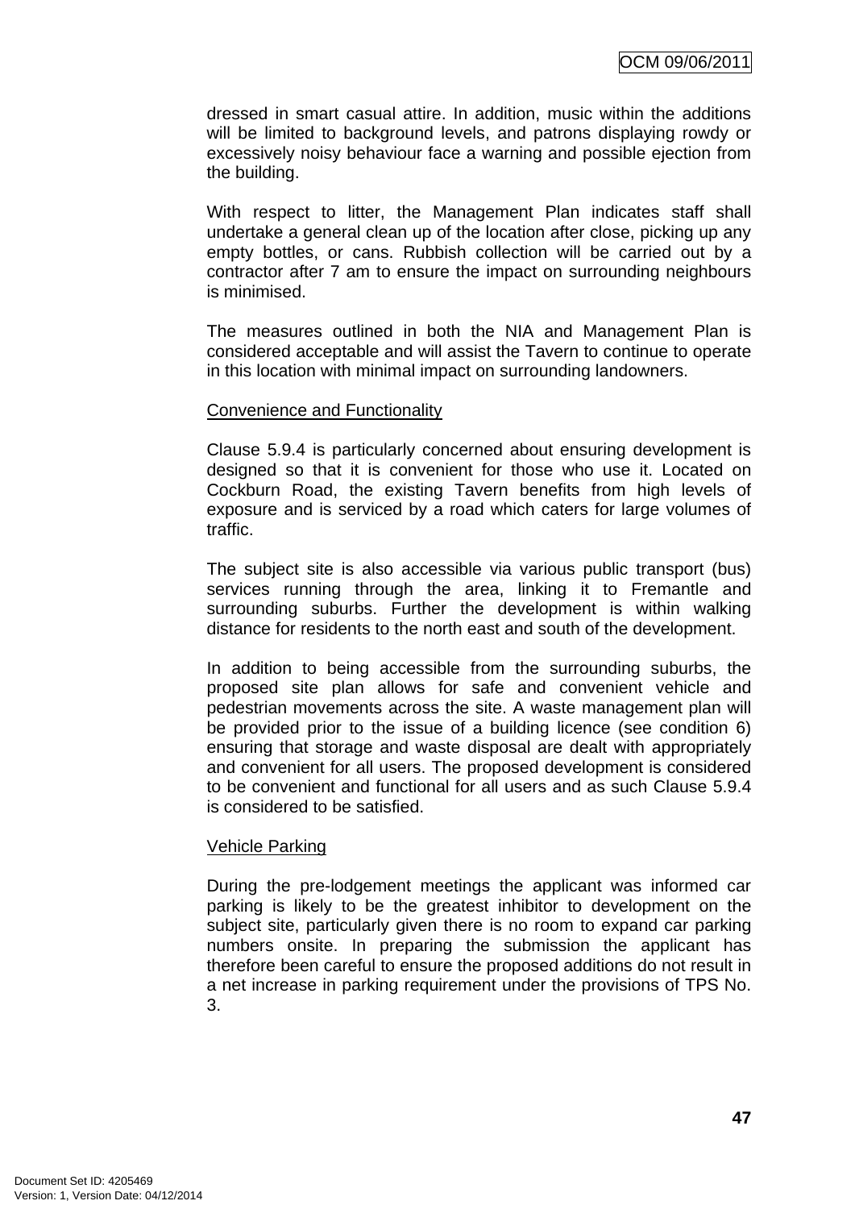dressed in smart casual attire. In addition, music within the additions will be limited to background levels, and patrons displaying rowdy or excessively noisy behaviour face a warning and possible ejection from the building.

With respect to litter, the Management Plan indicates staff shall undertake a general clean up of the location after close, picking up any empty bottles, or cans. Rubbish collection will be carried out by a contractor after 7 am to ensure the impact on surrounding neighbours is minimised.

The measures outlined in both the NIA and Management Plan is considered acceptable and will assist the Tavern to continue to operate in this location with minimal impact on surrounding landowners.

Convenience and Functionality

Clause 5.9.4 is particularly concerned about ensuring development is designed so that it is convenient for those who use it. Located on Cockburn Road, the existing Tavern benefits from high levels of exposure and is serviced by a road which caters for large volumes of traffic.

The subject site is also accessible via various public transport (bus) services running through the area, linking it to Fremantle and surrounding suburbs. Further the development is within walking distance for residents to the north east and south of the development.

In addition to being accessible from the surrounding suburbs, the proposed site plan allows for safe and convenient vehicle and pedestrian movements across the site. A waste management plan will be provided prior to the issue of a building licence (see condition 6) ensuring that storage and waste disposal are dealt with appropriately and convenient for all users. The proposed development is considered to be convenient and functional for all users and as such Clause 5.9.4 is considered to be satisfied.

Vehicle Parking

During the pre-lodgement meetings the applicant was informed car parking is likely to be the greatest inhibitor to development on the subject site, particularly given there is no room to expand car parking numbers onsite. In preparing the submission the applicant has therefore been careful to ensure the proposed additions do not result in a net increase in parking requirement under the provisions of TPS No. 3.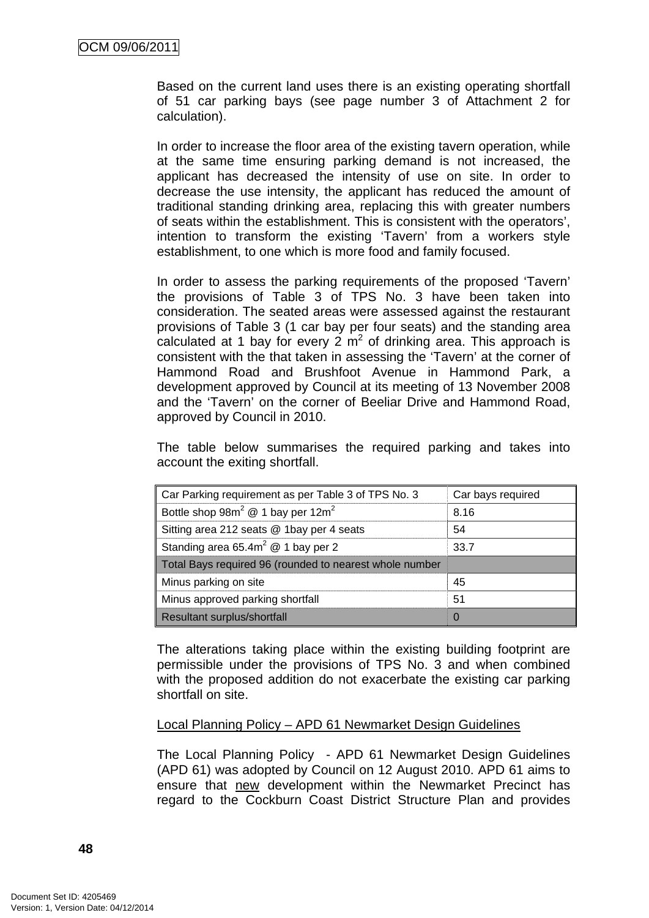Based on the current land uses there is an existing operating shortfall of 51 car parking bays (see page number 3 of Attachment 2 for calculation).

In order to increase the floor area of the existing tavern operation, while at the same time ensuring parking demand is not increased, the applicant has decreased the intensity of use on site. In order to decrease the use intensity, the applicant has reduced the amount of traditional standing drinking area, replacing this with greater numbers of seats within the establishment. This is consistent with the operators', intention to transform the existing 'Tavern' from a workers style establishment, to one which is more food and family focused.

In order to assess the parking requirements of the proposed 'Tavern' the provisions of Table 3 of TPS No. 3 have been taken into consideration. The seated areas were assessed against the restaurant provisions of Table 3 (1 car bay per four seats) and the standing area calculated at 1 bay for every 2 $m^2$ of drinking area. This approach is consistent with the that taken in assessing the 'Tavern' at the corner of Hammond Road and Brushfoot Avenue in Hammond Park, a development approved by Council at its meeting of 13 November 2008 and the 'Tavern' on the corner of Beeliar Drive and Hammond Road, approved by Council in 2010.

The table below summarises the required parking and takes into account the exiting shortfall.

| Car Parking requirement as per Table 3 of TPS No. 3 | Car bays required |
|---|---|
| Bottle shop 98$m^2$ @ 1 bay per 12$m^2$ | 8.16 |
| Sitting area 212 seats @ 1bay per 4 seats | 54 |
| Standing area 65.4$m^2$ @ 1 bay per 2 | 33.7 |
| Total Bays required 96 (rounded to nearest whole number | |
| Minus parking on site | 45 |
| Minus approved parking shortfall | 51 |
| Resultant surplus/shortfall | 0 |

The alterations taking place within the existing building footprint are permissible under the provisions of TPS No. 3 and when combined with the proposed addition do not exacerbate the existing car parking shortfall on site.

<u>Local Planning Policy – APD 61 Newmarket Design Guidelines</u>

The Local Planning Policy - APD 61 Newmarket Design Guidelines (APD 61) was adopted by Council on 12 August 2010. APD 61 aims to ensure that <u>new</u> development within the Newmarket Precinct has regard to the Cockburn Coast District Structure Plan and provides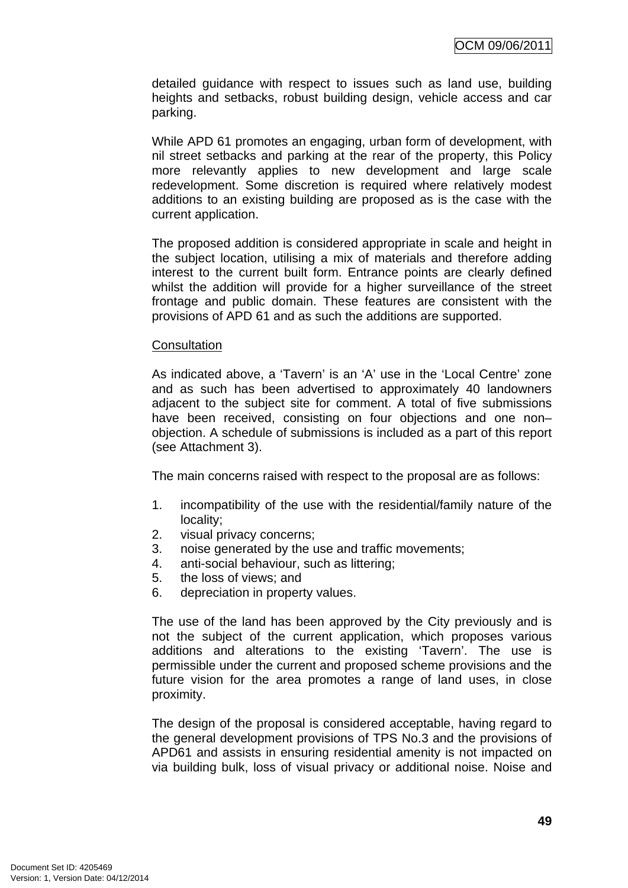detailed guidance with respect to issues such as land use, building heights and setbacks, robust building design, vehicle access and car parking.

While APD 61 promotes an engaging, urban form of development, with nil street setbacks and parking at the rear of the property, this Policy more relevantly applies to new development and large scale redevelopment. Some discretion is required where relatively modest additions to an existing building are proposed as is the case with the current application.

The proposed addition is considered appropriate in scale and height in the subject location, utilising a mix of materials and therefore adding interest to the current built form. Entrance points are clearly defined whilst the addition will provide for a higher surveillance of the street frontage and public domain. These features are consistent with the provisions of APD 61 and as such the additions are supported.

<u>Consultation</u>

As indicated above, a 'Tavern' is an 'A' use in the 'Local Centre' zone and as such has been advertised to approximately 40 landowners adjacent to the subject site for comment. A total of five submissions have been received, consisting on four objections and one non–objection. A schedule of submissions is included as a part of this report (see Attachment 3).

The main concerns raised with respect to the proposal are as follows:

1. incompatibility of the use with the residential/family nature of the locality;
2. visual privacy concerns;
3. noise generated by the use and traffic movements;
4. anti-social behaviour, such as littering;
5. the loss of views; and
6. depreciation in property values.

The use of the land has been approved by the City previously and is not the subject of the current application, which proposes various additions and alterations to the existing 'Tavern'. The use is permissible under the current and proposed scheme provisions and the future vision for the area promotes a range of land uses, in close proximity.

The design of the proposal is considered acceptable, having regard to the general development provisions of TPS No.3 and the provisions of APD61 and assists in ensuring residential amenity is not impacted on via building bulk, loss of visual privacy or additional noise. Noise and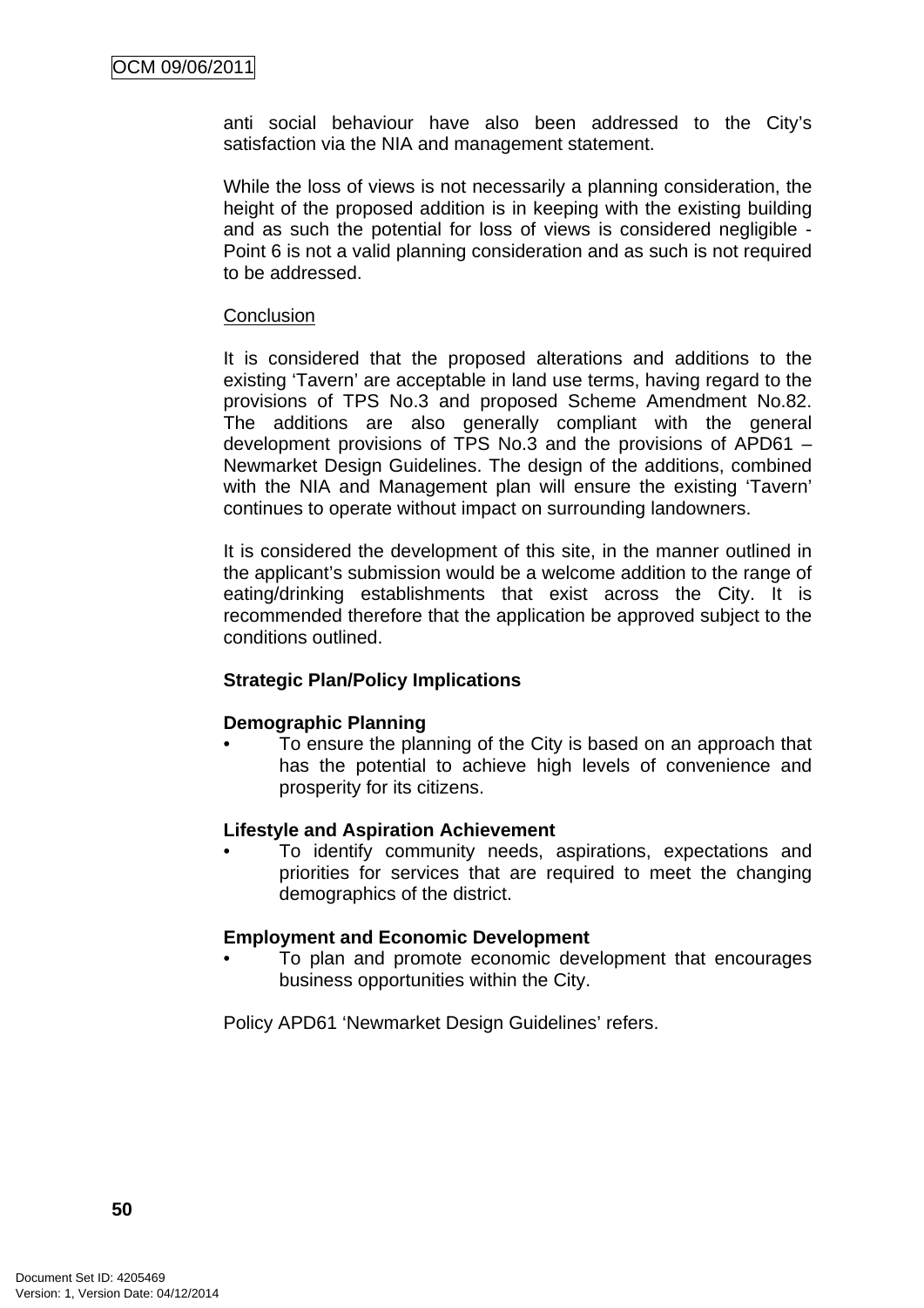anti social behaviour have also been addressed to the City's satisfaction via the NIA and management statement.

While the loss of views is not necessarily a planning consideration, the height of the proposed addition is in keeping with the existing building and as such the potential for loss of views is considered negligible - Point 6 is not a valid planning consideration and as such is not required to be addressed.

Conclusion

It is considered that the proposed alterations and additions to the existing 'Tavern' are acceptable in land use terms, having regard to the provisions of TPS No.3 and proposed Scheme Amendment No.82. The additions are also generally compliant with the general development provisions of TPS No.3 and the provisions of APD61 – Newmarket Design Guidelines. The design of the additions, combined with the NIA and Management plan will ensure the existing 'Tavern' continues to operate without impact on surrounding landowners.

It is considered the development of this site, in the manner outlined in the applicant's submission would be a welcome addition to the range of eating/drinking establishments that exist across the City. It is recommended therefore that the application be approved subject to the conditions outlined.

**Strategic Plan/Policy Implications**

**Demographic Planning**

- To ensure the planning of the City is based on an approach that has the potential to achieve high levels of convenience and prosperity for its citizens.

**Lifestyle and Aspiration Achievement**

- To identify community needs, aspirations, expectations and priorities for services that are required to meet the changing demographics of the district.

**Employment and Economic Development**

- To plan and promote economic development that encourages business opportunities within the City.

Policy APD61 'Newmarket Design Guidelines' refers.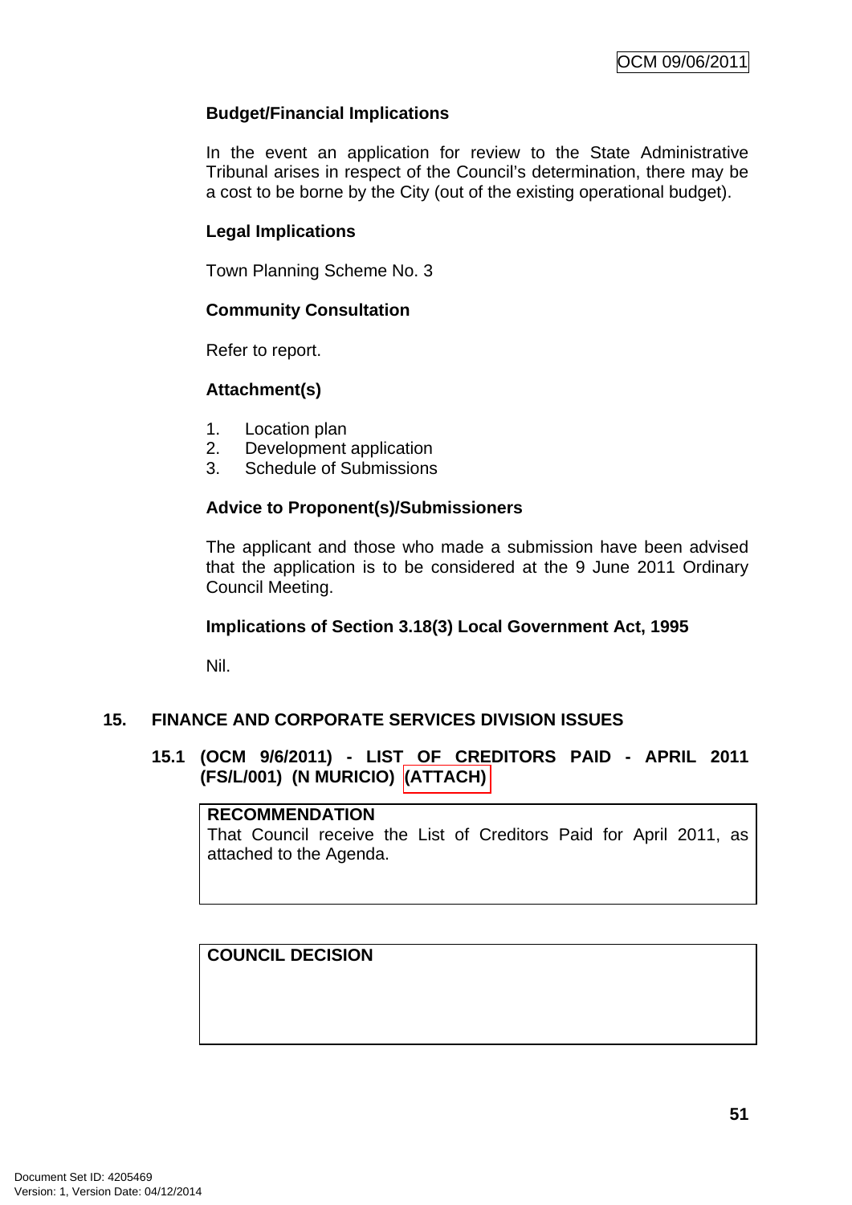**Budget/Financial Implications**

In the event an application for review to the State Administrative Tribunal arises in respect of the Council's determination, there may be a cost to be borne by the City (out of the existing operational budget).

**Legal Implications**

Town Planning Scheme No. 3

**Community Consultation**

Refer to report.

**Attachment(s)**

1. Location plan
2. Development application
3. Schedule of Submissions

**Advice to Proponent(s)/Submissioners**

The applicant and those who made a submission have been advised that the application is to be considered at the 9 June 2011 Ordinary Council Meeting.

**Implications of Section 3.18(3) Local Government Act, 1995**

Nil.

## 15. FINANCE AND CORPORATE SERVICES DIVISION ISSUES

### 15.1 (OCM 9/6/2011) - LIST OF CREDITORS PAID - APRIL 2011 (FS/L/001) (N MURICIO) (ATTACH)

**RECOMMENDATION**
That Council receive the List of Creditors Paid for April 2011, as attached to the Agenda.

**COUNCIL DECISION**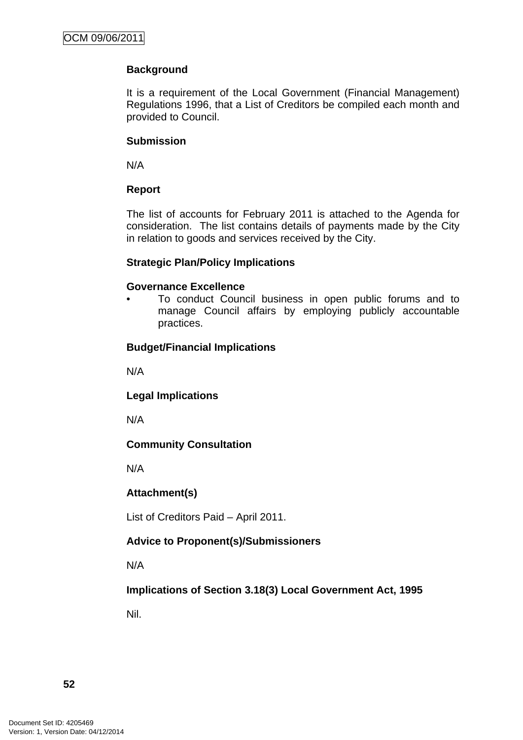**Background**

It is a requirement of the Local Government (Financial Management) Regulations 1996, that a List of Creditors be compiled each month and provided to Council.

**Submission**

N/A

**Report**

The list of accounts for February 2011 is attached to the Agenda for consideration. The list contains details of payments made by the City in relation to goods and services received by the City.

**Strategic Plan/Policy Implications**

**Governance Excellence**

- To conduct Council business in open public forums and to manage Council affairs by employing publicly accountable practices.

**Budget/Financial Implications**

N/A

**Legal Implications**

N/A

**Community Consultation**

N/A

**Attachment(s)**

List of Creditors Paid – April 2011.

**Advice to Proponent(s)/Submissioners**

N/A

**Implications of Section 3.18(3) Local Government Act, 1995**

Nil.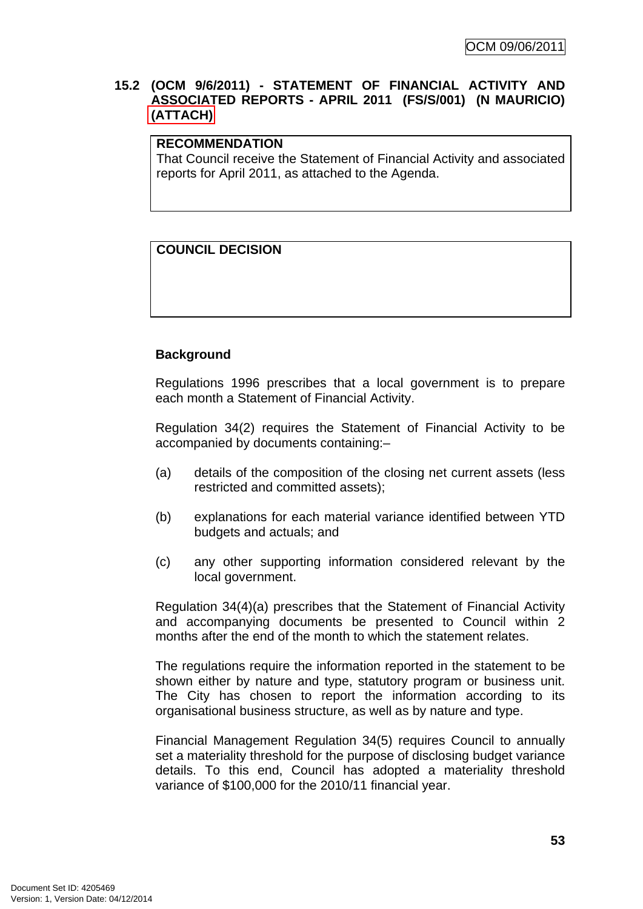## 15.2 (OCM 9/6/2011) - STATEMENT OF FINANCIAL ACTIVITY AND ASSOCIATED REPORTS - APRIL 2011 (FS/S/001) (N MAURICIO) (ATTACH)

**RECOMMENDATION**
That Council receive the Statement of Financial Activity and associated reports for April 2011, as attached to the Agenda.

**COUNCIL DECISION**

### Background

Regulations 1996 prescribes that a local government is to prepare each month a Statement of Financial Activity.

Regulation 34(2) requires the Statement of Financial Activity to be accompanied by documents containing:–

(a) details of the composition of the closing net current assets (less restricted and committed assets);

(b) explanations for each material variance identified between YTD budgets and actuals; and

(c) any other supporting information considered relevant by the local government.

Regulation 34(4)(a) prescribes that the Statement of Financial Activity and accompanying documents be presented to Council within 2 months after the end of the month to which the statement relates.

The regulations require the information reported in the statement to be shown either by nature and type, statutory program or business unit. The City has chosen to report the information according to its organisational business structure, as well as by nature and type.

Financial Management Regulation 34(5) requires Council to annually set a materiality threshold for the purpose of disclosing budget variance details. To this end, Council has adopted a materiality threshold variance of $100,000 for the 2010/11 financial year.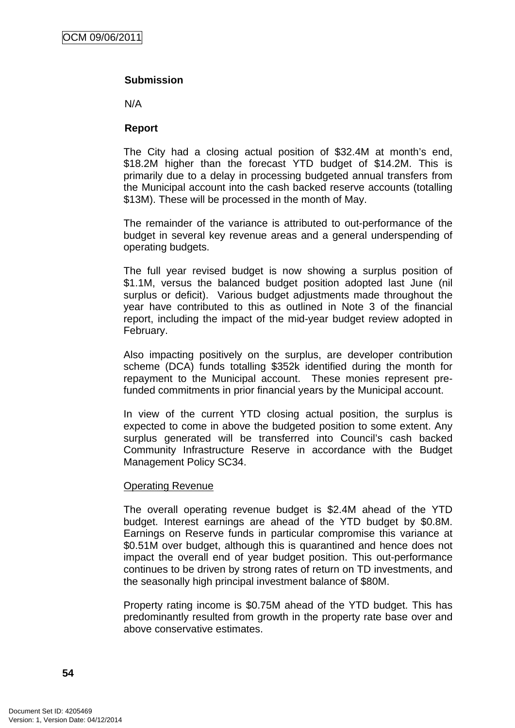**Submission**

N/A

**Report**

The City had a closing actual position of $32.4M at month's end, $18.2M higher than the forecast YTD budget of $14.2M. This is primarily due to a delay in processing budgeted annual transfers from the Municipal account into the cash backed reserve accounts (totalling $13M). These will be processed in the month of May.

The remainder of the variance is attributed to out-performance of the budget in several key revenue areas and a general underspending of operating budgets.

The full year revised budget is now showing a surplus position of $1.1M, versus the balanced budget position adopted last June (nil surplus or deficit). Various budget adjustments made throughout the year have contributed to this as outlined in Note 3 of the financial report, including the impact of the mid-year budget review adopted in February.

Also impacting positively on the surplus, are developer contribution scheme (DCA) funds totalling $352k identified during the month for repayment to the Municipal account. These monies represent pre-funded commitments in prior financial years by the Municipal account.

In view of the current YTD closing actual position, the surplus is expected to come in above the budgeted position to some extent. Any surplus generated will be transferred into Council's cash backed Community Infrastructure Reserve in accordance with the Budget Management Policy SC34.

Operating Revenue

The overall operating revenue budget is $2.4M ahead of the YTD budget. Interest earnings are ahead of the YTD budget by $0.8M. Earnings on Reserve funds in particular compromise this variance at $0.51M over budget, although this is quarantined and hence does not impact the overall end of year budget position. This out-performance continues to be driven by strong rates of return on TD investments, and the seasonally high principal investment balance of $80M.

Property rating income is $0.75M ahead of the YTD budget. This has predominantly resulted from growth in the property rate base over and above conservative estimates.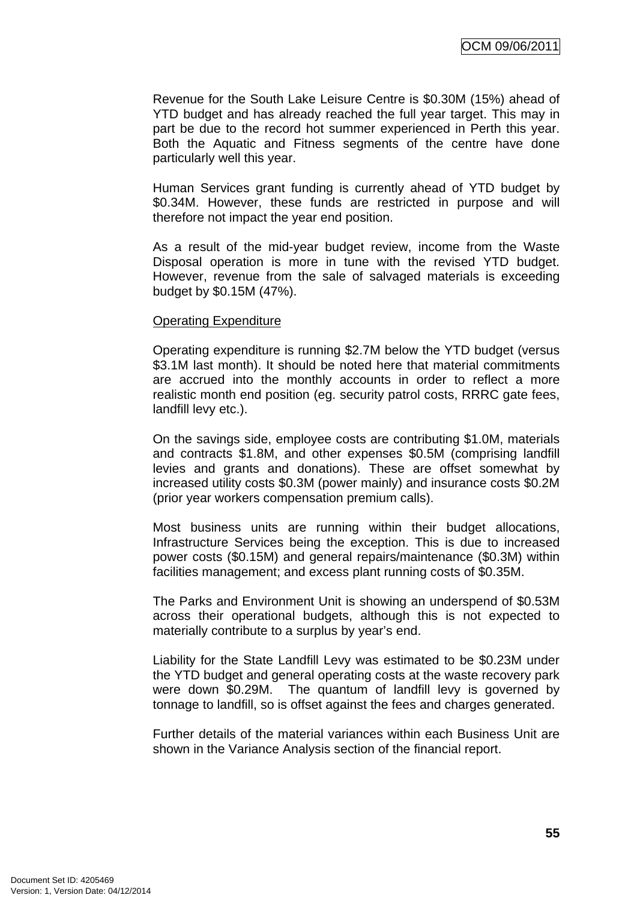Revenue for the South Lake Leisure Centre is $0.30M (15%) ahead of YTD budget and has already reached the full year target. This may in part be due to the record hot summer experienced in Perth this year. Both the Aquatic and Fitness segments of the centre have done particularly well this year.

Human Services grant funding is currently ahead of YTD budget by $0.34M. However, these funds are restricted in purpose and will therefore not impact the year end position.

As a result of the mid-year budget review, income from the Waste Disposal operation is more in tune with the revised YTD budget. However, revenue from the sale of salvaged materials is exceeding budget by $0.15M (47%).

<u>Operating Expenditure</u>

Operating expenditure is running $2.7M below the YTD budget (versus $3.1M last month). It should be noted here that material commitments are accrued into the monthly accounts in order to reflect a more realistic month end position (eg. security patrol costs, RRRC gate fees, landfill levy etc.).

On the savings side, employee costs are contributing $1.0M, materials and contracts $1.8M, and other expenses $0.5M (comprising landfill levies and grants and donations). These are offset somewhat by increased utility costs $0.3M (power mainly) and insurance costs $0.2M (prior year workers compensation premium calls).

Most business units are running within their budget allocations, Infrastructure Services being the exception. This is due to increased power costs ($0.15M) and general repairs/maintenance ($0.3M) within facilities management; and excess plant running costs of $0.35M.

The Parks and Environment Unit is showing an underspend of $0.53M across their operational budgets, although this is not expected to materially contribute to a surplus by year's end.

Liability for the State Landfill Levy was estimated to be $0.23M under the YTD budget and general operating costs at the waste recovery park were down $0.29M. The quantum of landfill levy is governed by tonnage to landfill, so is offset against the fees and charges generated.

Further details of the material variances within each Business Unit are shown in the Variance Analysis section of the financial report.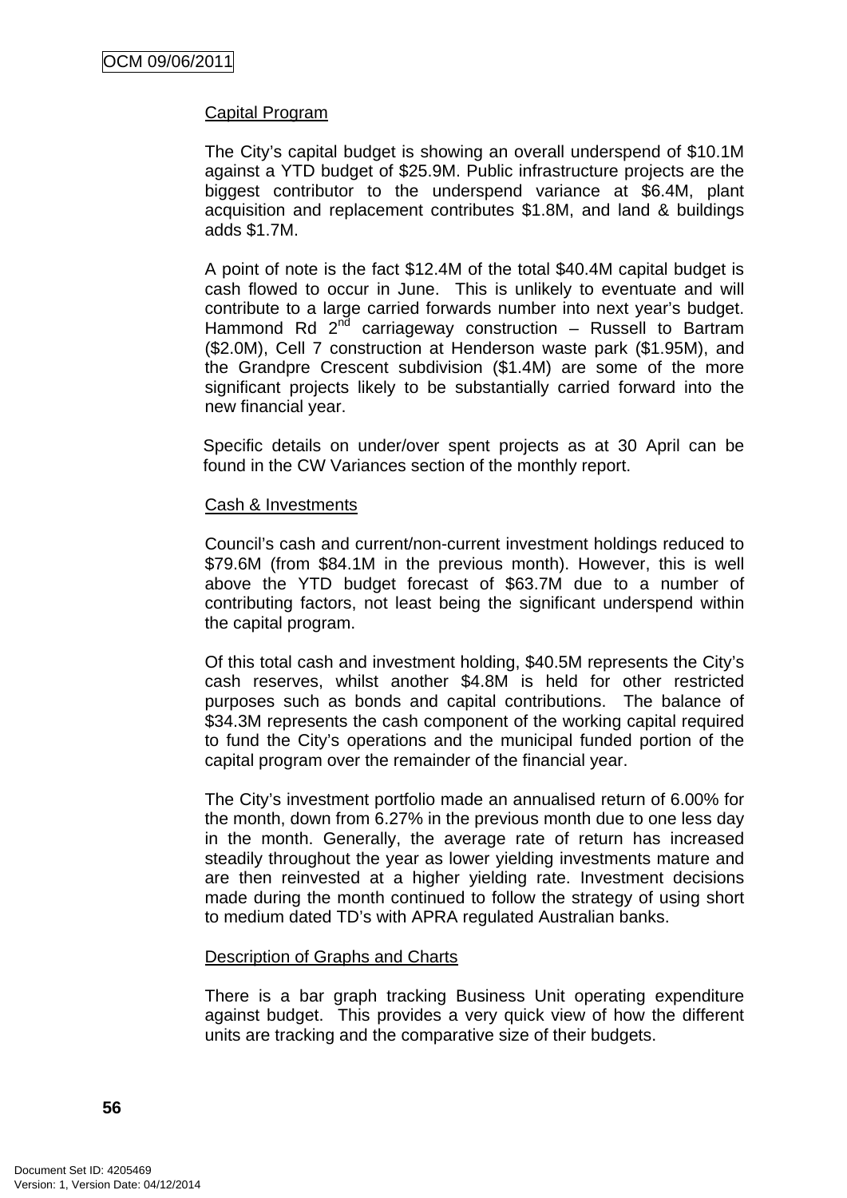Capital Program

The City's capital budget is showing an overall underspend of $10.1M against a YTD budget of $25.9M. Public infrastructure projects are the biggest contributor to the underspend variance at $6.4M, plant acquisition and replacement contributes $1.8M, and land & buildings adds $1.7M.

A point of note is the fact $12.4M of the total $40.4M capital budget is cash flowed to occur in June. This is unlikely to eventuate and will contribute to a large carried forwards number into next year's budget. Hammond Rd 2nd carriageway construction – Russell to Bartram ($2.0M), Cell 7 construction at Henderson waste park ($1.95M), and the Grandpre Crescent subdivision ($1.4M) are some of the more significant projects likely to be substantially carried forward into the new financial year.

Specific details on under/over spent projects as at 30 April can be found in the CW Variances section of the monthly report.

Cash & Investments

Council's cash and current/non-current investment holdings reduced to $79.6M (from $84.1M in the previous month). However, this is well above the YTD budget forecast of $63.7M due to a number of contributing factors, not least being the significant underspend within the capital program.

Of this total cash and investment holding, $40.5M represents the City's cash reserves, whilst another $4.8M is held for other restricted purposes such as bonds and capital contributions. The balance of $34.3M represents the cash component of the working capital required to fund the City's operations and the municipal funded portion of the capital program over the remainder of the financial year.

The City's investment portfolio made an annualised return of 6.00% for the month, down from 6.27% in the previous month due to one less day in the month. Generally, the average rate of return has increased steadily throughout the year as lower yielding investments mature and are then reinvested at a higher yielding rate. Investment decisions made during the month continued to follow the strategy of using short to medium dated TD's with APRA regulated Australian banks.

Description of Graphs and Charts

There is a bar graph tracking Business Unit operating expenditure against budget. This provides a very quick view of how the different units are tracking and the comparative size of their budgets.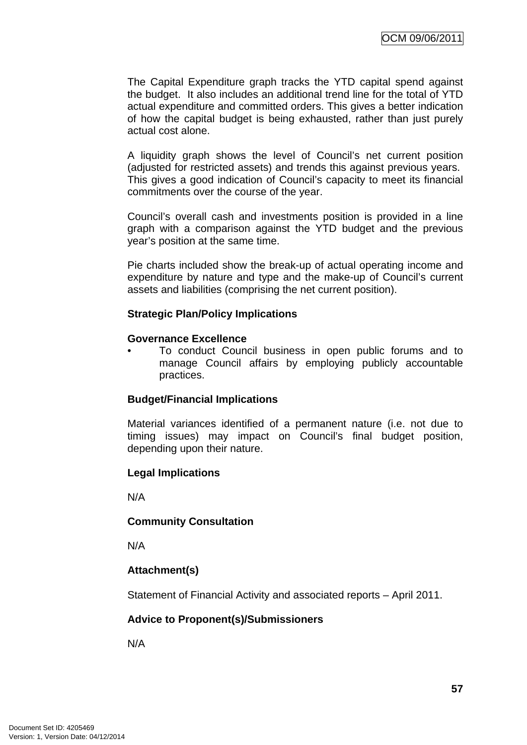The Capital Expenditure graph tracks the YTD capital spend against the budget. It also includes an additional trend line for the total of YTD actual expenditure and committed orders. This gives a better indication of how the capital budget is being exhausted, rather than just purely actual cost alone.

A liquidity graph shows the level of Council's net current position (adjusted for restricted assets) and trends this against previous years. This gives a good indication of Council's capacity to meet its financial commitments over the course of the year.

Council's overall cash and investments position is provided in a line graph with a comparison against the YTD budget and the previous year's position at the same time.

Pie charts included show the break-up of actual operating income and expenditure by nature and type and the make-up of Council's current assets and liabilities (comprising the net current position).

**Strategic Plan/Policy Implications**

**Governance Excellence**

- To conduct Council business in open public forums and to manage Council affairs by employing publicly accountable practices.

**Budget/Financial Implications**

Material variances identified of a permanent nature (i.e. not due to timing issues) may impact on Council's final budget position, depending upon their nature.

**Legal Implications**

N/A

**Community Consultation**

N/A

**Attachment(s)**

Statement of Financial Activity and associated reports – April 2011.

**Advice to Proponent(s)/Submissioners**

N/A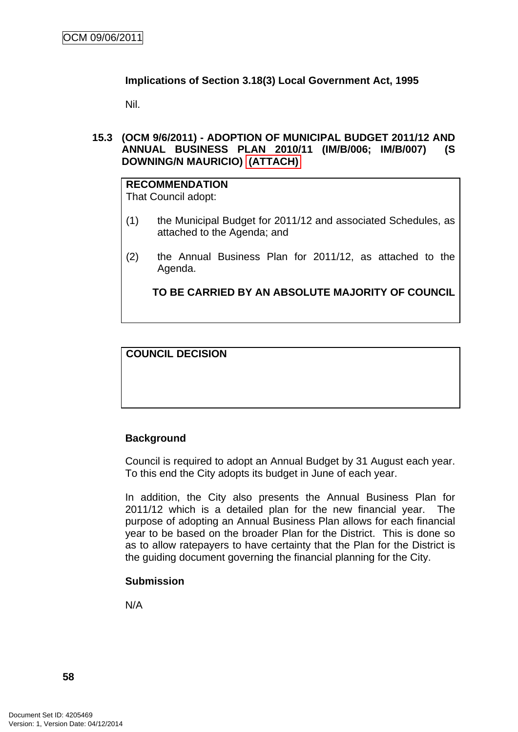**Implications of Section 3.18(3) Local Government Act, 1995**

Nil.

**15.3 (OCM 9/6/2011) - ADOPTION OF MUNICIPAL BUDGET 2011/12 AND ANNUAL BUSINESS PLAN 2010/11 (IM/B/006; IM/B/007) (S DOWNING/N MAURICIO) (ATTACH)**

**RECOMMENDATION**

That Council adopt:

(1) the Municipal Budget for 2011/12 and associated Schedules, as attached to the Agenda; and

(2) the Annual Business Plan for 2011/12, as attached to the Agenda.

**TO BE CARRIED BY AN ABSOLUTE MAJORITY OF COUNCIL**

**COUNCIL DECISION**

**Background**

Council is required to adopt an Annual Budget by 31 August each year. To this end the City adopts its budget in June of each year.

In addition, the City also presents the Annual Business Plan for 2011/12 which is a detailed plan for the new financial year. The purpose of adopting an Annual Business Plan allows for each financial year to be based on the broader Plan for the District. This is done so as to allow ratepayers to have certainty that the Plan for the District is the guiding document governing the financial planning for the City.

**Submission**

N/A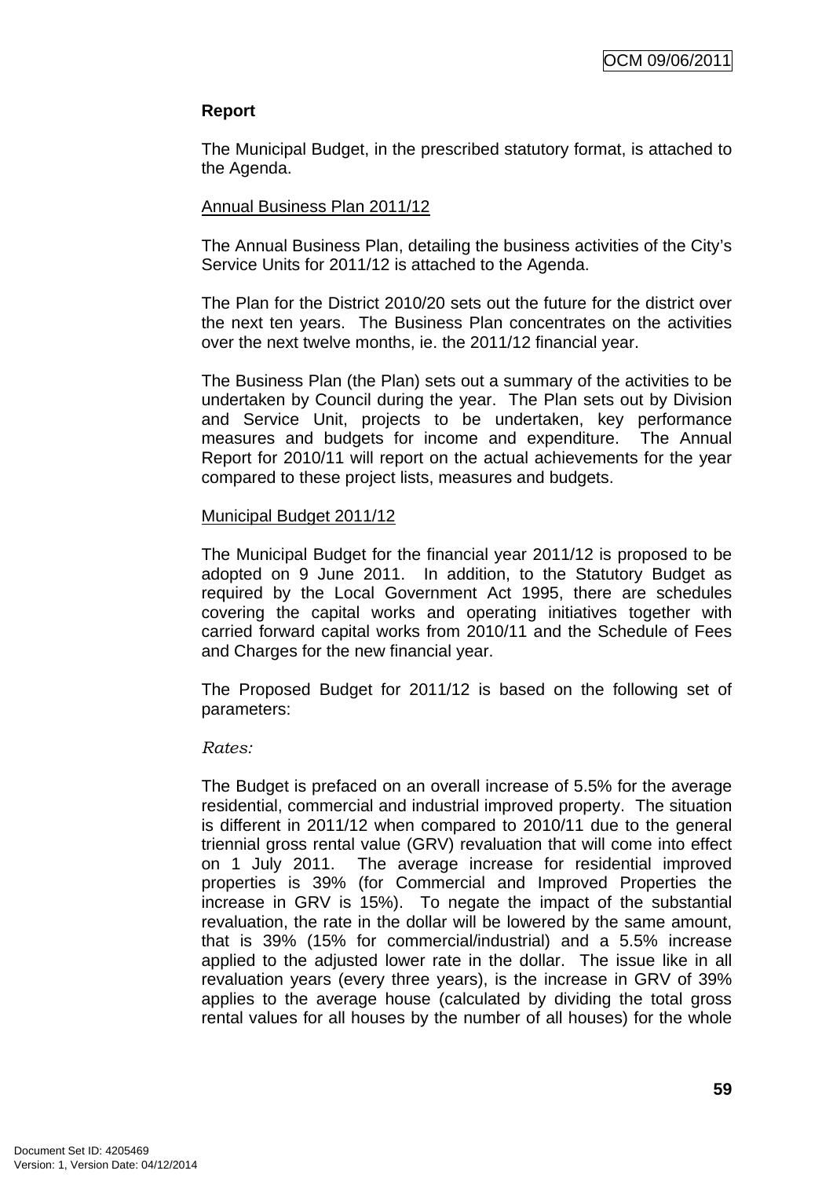**Report**

The Municipal Budget, in the prescribed statutory format, is attached to the Agenda.

Annual Business Plan 2011/12

The Annual Business Plan, detailing the business activities of the City's Service Units for 2011/12 is attached to the Agenda.

The Plan for the District 2010/20 sets out the future for the district over the next ten years. The Business Plan concentrates on the activities over the next twelve months, ie. the 2011/12 financial year.

The Business Plan (the Plan) sets out a summary of the activities to be undertaken by Council during the year. The Plan sets out by Division and Service Unit, projects to be undertaken, key performance measures and budgets for income and expenditure. The Annual Report for 2010/11 will report on the actual achievements for the year compared to these project lists, measures and budgets.

Municipal Budget 2011/12

The Municipal Budget for the financial year 2011/12 is proposed to be adopted on 9 June 2011. In addition, to the Statutory Budget as required by the Local Government Act 1995, there are schedules covering the capital works and operating initiatives together with carried forward capital works from 2010/11 and the Schedule of Fees and Charges for the new financial year.

The Proposed Budget for 2011/12 is based on the following set of parameters:

*Rates:*

The Budget is prefaced on an overall increase of 5.5% for the average residential, commercial and industrial improved property. The situation is different in 2011/12 when compared to 2010/11 due to the general triennial gross rental value (GRV) revaluation that will come into effect on 1 July 2011. The average increase for residential improved properties is 39% (for Commercial and Improved Properties the increase in GRV is 15%). To negate the impact of the substantial revaluation, the rate in the dollar will be lowered by the same amount, that is 39% (15% for commercial/industrial) and a 5.5% increase applied to the adjusted lower rate in the dollar. The issue like in all revaluation years (every three years), is the increase in GRV of 39% applies to the average house (calculated by dividing the total gross rental values for all houses by the number of all houses) for the whole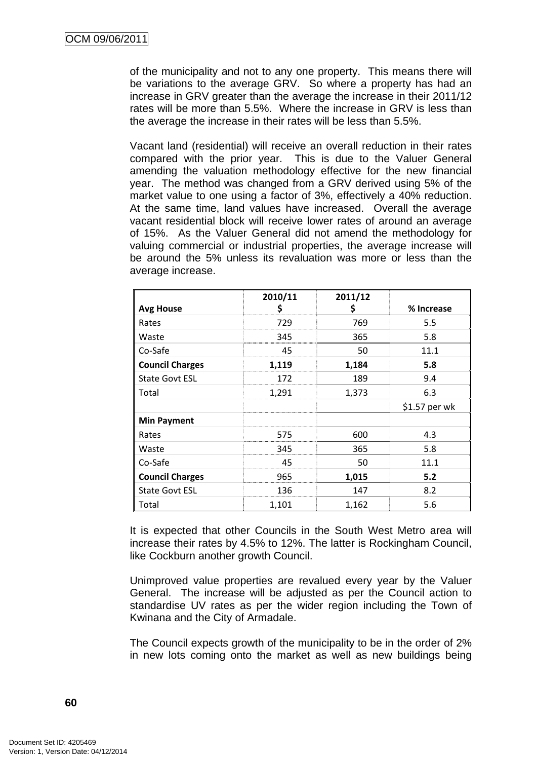of the municipality and not to any one property. This means there will be variations to the average GRV. So where a property has had an increase in GRV greater than the average the increase in their 2011/12 rates will be more than 5.5%. Where the increase in GRV is less than the average the increase in their rates will be less than 5.5%.

Vacant land (residential) will receive an overall reduction in their rates compared with the prior year. This is due to the Valuer General amending the valuation methodology effective for the new financial year. The method was changed from a GRV derived using 5% of the market value to one using a factor of 3%, effectively a 40% reduction. At the same time, land values have increased. Overall the average vacant residential block will receive lower rates of around an average of 15%. As the Valuer General did not amend the methodology for valuing commercial or industrial properties, the average increase will be around the 5% unless its revaluation was more or less than the average increase.

| **Avg House** | **2010/11 $** | **2011/12 $** | **% Increase** |
|---|---|---|---|
| Rates | 729 | 769 | 5.5 |
| Waste | 345 | 365 | 5.8 |
| Co-Safe | 45 | 50 | 11.1 |
| **Council Charges** | **1,119** | **1,184** | **5.8** |
| State Govt ESL | 172 | 189 | 9.4 |
| Total | 1,291 | 1,373 | 6.3 |
| | | | $1.57 per wk |
| **Min Payment** | | | |
| Rates | 575 | 600 | 4.3 |
| Waste | 345 | 365 | 5.8 |
| Co-Safe | 45 | 50 | 11.1 |
| **Council Charges** | 965 | **1,015** | **5.2** |
| State Govt ESL | 136 | 147 | 8.2 |
| Total | 1,101 | 1,162 | 5.6 |

It is expected that other Councils in the South West Metro area will increase their rates by 4.5% to 12%. The latter is Rockingham Council, like Cockburn another growth Council.

Unimproved value properties are revalued every year by the Valuer General. The increase will be adjusted as per the Council action to standardise UV rates as per the wider region including the Town of Kwinana and the City of Armadale.

The Council expects growth of the municipality to be in the order of 2% in new lots coming onto the market as well as new buildings being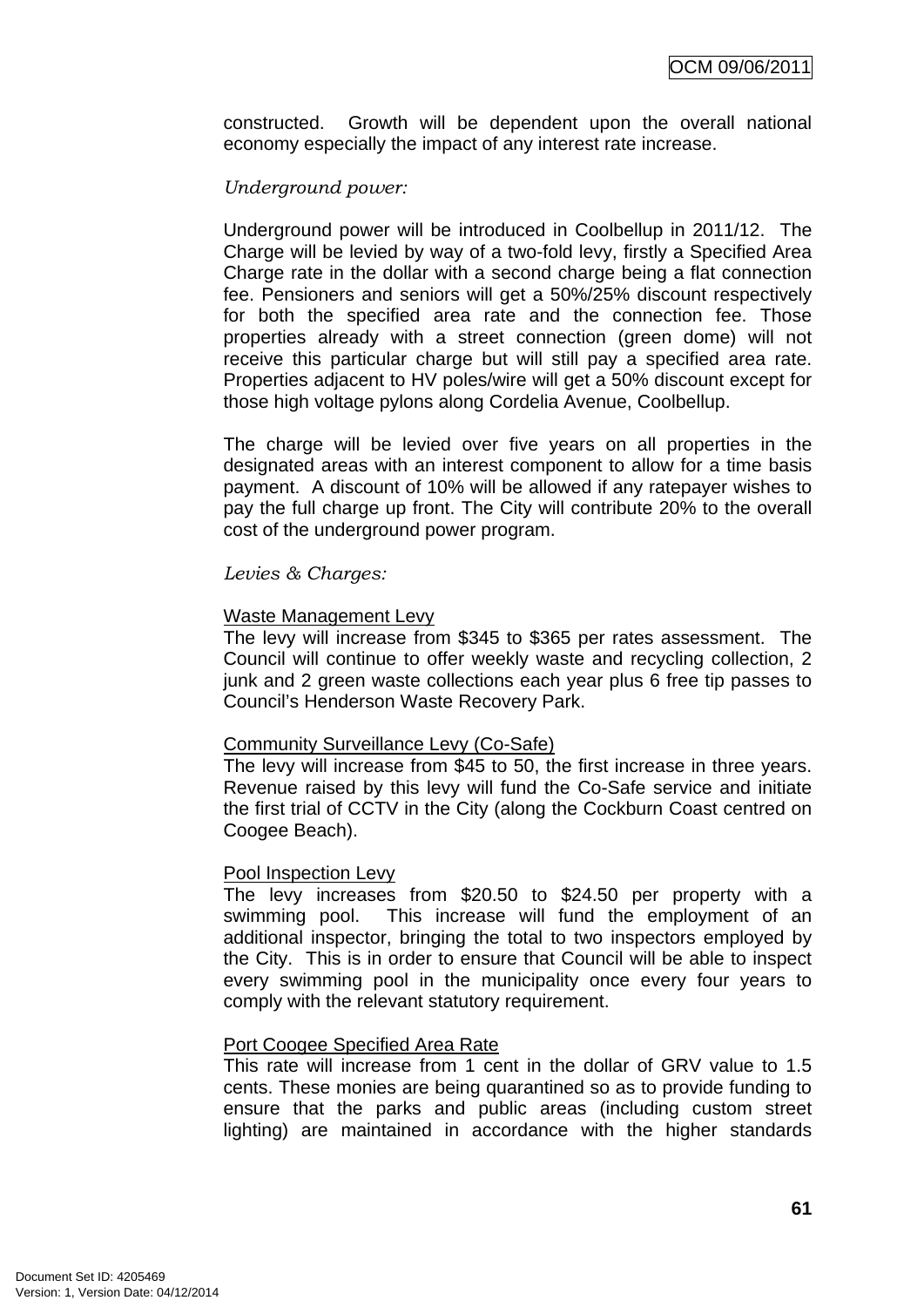constructed. Growth will be dependent upon the overall national economy especially the impact of any interest rate increase.

*Underground power:*

Underground power will be introduced in Coolbellup in 2011/12. The Charge will be levied by way of a two-fold levy, firstly a Specified Area Charge rate in the dollar with a second charge being a flat connection fee. Pensioners and seniors will get a 50%/25% discount respectively for both the specified area rate and the connection fee. Those properties already with a street connection (green dome) will not receive this particular charge but will still pay a specified area rate. Properties adjacent to HV poles/wire will get a 50% discount except for those high voltage pylons along Cordelia Avenue, Coolbellup.

The charge will be levied over five years on all properties in the designated areas with an interest component to allow for a time basis payment. A discount of 10% will be allowed if any ratepayer wishes to pay the full charge up front. The City will contribute 20% to the overall cost of the underground power program.

*Levies & Charges:*

<u>Waste Management Levy</u>
The levy will increase from $345 to $365 per rates assessment. The Council will continue to offer weekly waste and recycling collection, 2 junk and 2 green waste collections each year plus 6 free tip passes to Council's Henderson Waste Recovery Park.

<u>Community Surveillance Levy (Co-Safe)</u>
The levy will increase from $45 to 50, the first increase in three years. Revenue raised by this levy will fund the Co-Safe service and initiate the first trial of CCTV in the City (along the Cockburn Coast centred on Coogee Beach).

<u>Pool Inspection Levy</u>
The levy increases from $20.50 to $24.50 per property with a swimming pool. This increase will fund the employment of an additional inspector, bringing the total to two inspectors employed by the City. This is in order to ensure that Council will be able to inspect every swimming pool in the municipality once every four years to comply with the relevant statutory requirement.

<u>Port Coogee Specified Area Rate</u>
This rate will increase from 1 cent in the dollar of GRV value to 1.5 cents. These monies are being quarantined so as to provide funding to ensure that the parks and public areas (including custom street lighting) are maintained in accordance with the higher standards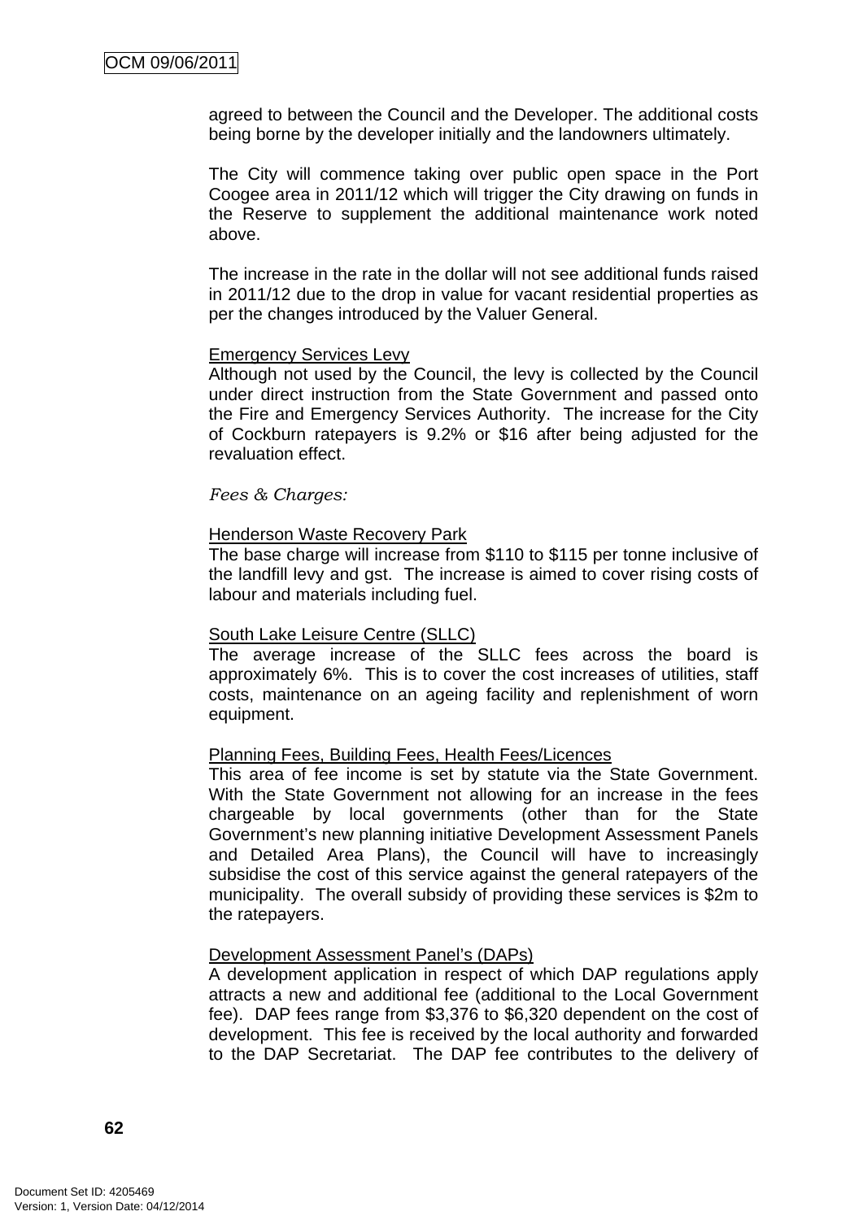agreed to between the Council and the Developer. The additional costs being borne by the developer initially and the landowners ultimately.

The City will commence taking over public open space in the Port Coogee area in 2011/12 which will trigger the City drawing on funds in the Reserve to supplement the additional maintenance work noted above.

The increase in the rate in the dollar will not see additional funds raised in 2011/12 due to the drop in value for vacant residential properties as per the changes introduced by the Valuer General.

Emergency Services Levy

Although not used by the Council, the levy is collected by the Council under direct instruction from the State Government and passed onto the Fire and Emergency Services Authority. The increase for the City of Cockburn ratepayers is 9.2% or $16 after being adjusted for the revaluation effect.

*Fees & Charges:*

Henderson Waste Recovery Park

The base charge will increase from $110 to $115 per tonne inclusive of the landfill levy and gst. The increase is aimed to cover rising costs of labour and materials including fuel.

South Lake Leisure Centre (SLLC)

The average increase of the SLLC fees across the board is approximately 6%. This is to cover the cost increases of utilities, staff costs, maintenance on an ageing facility and replenishment of worn equipment.

Planning Fees, Building Fees, Health Fees/Licences

This area of fee income is set by statute via the State Government. With the State Government not allowing for an increase in the fees chargeable by local governments (other than for the State Government's new planning initiative Development Assessment Panels and Detailed Area Plans), the Council will have to increasingly subsidise the cost of this service against the general ratepayers of the municipality. The overall subsidy of providing these services is $2m to the ratepayers.

Development Assessment Panel's (DAPs)

A development application in respect of which DAP regulations apply attracts a new and additional fee (additional to the Local Government fee). DAP fees range from $3,376 to $6,320 dependent on the cost of development. This fee is received by the local authority and forwarded to the DAP Secretariat. The DAP fee contributes to the delivery of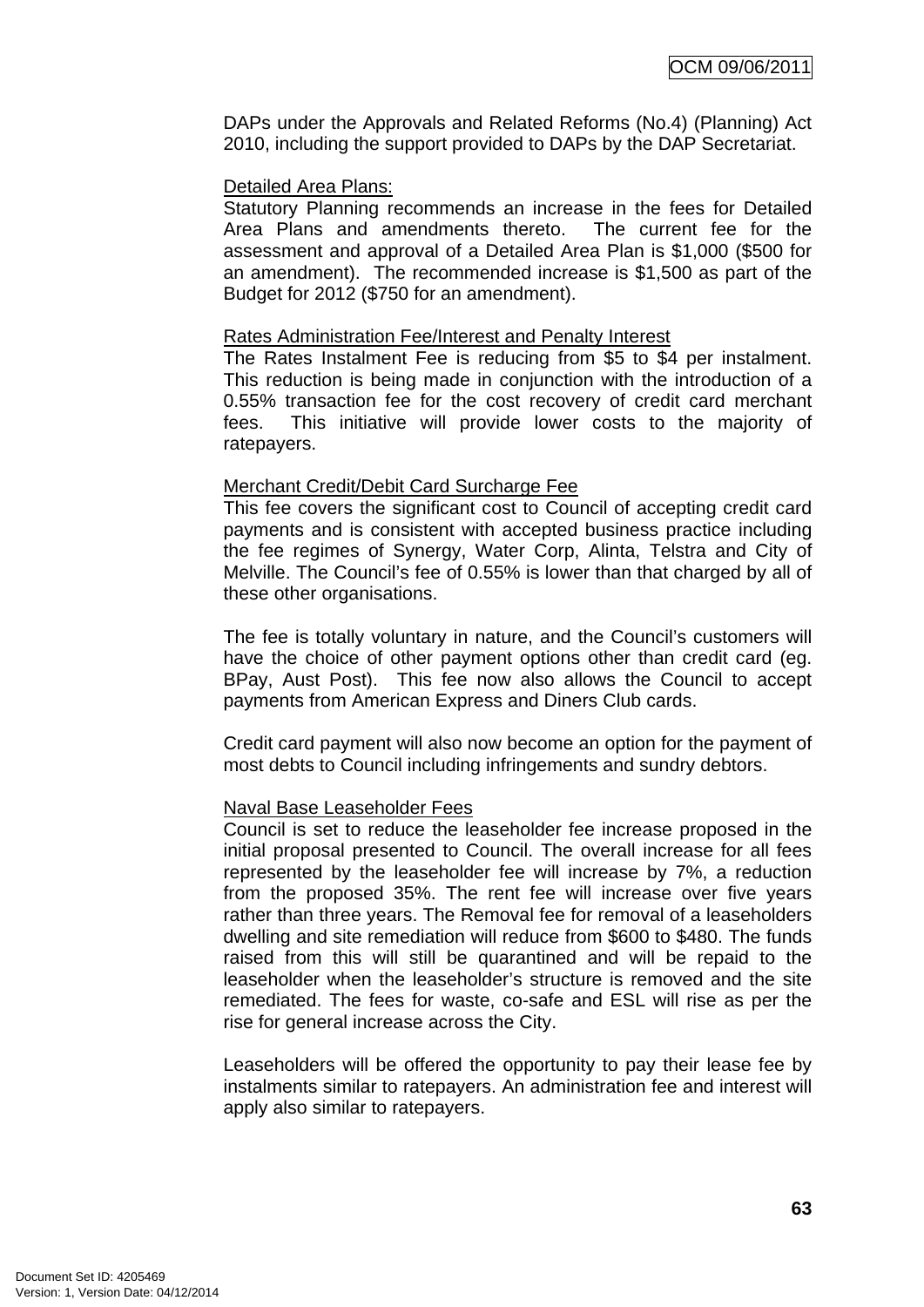DAPs under the Approvals and Related Reforms (No.4) (Planning) Act 2010, including the support provided to DAPs by the DAP Secretariat.

<u>Detailed Area Plans:</u>
Statutory Planning recommends an increase in the fees for Detailed Area Plans and amendments thereto. The current fee for the assessment and approval of a Detailed Area Plan is $1,000 ($500 for an amendment). The recommended increase is $1,500 as part of the Budget for 2012 ($750 for an amendment).

<u>Rates Administration Fee/Interest and Penalty Interest</u>
The Rates Instalment Fee is reducing from $5 to $4 per instalment. This reduction is being made in conjunction with the introduction of a 0.55% transaction fee for the cost recovery of credit card merchant fees. This initiative will provide lower costs to the majority of ratepayers.

<u>Merchant Credit/Debit Card Surcharge Fee</u>
This fee covers the significant cost to Council of accepting credit card payments and is consistent with accepted business practice including the fee regimes of Synergy, Water Corp, Alinta, Telstra and City of Melville. The Council's fee of 0.55% is lower than that charged by all of these other organisations.

The fee is totally voluntary in nature, and the Council's customers will have the choice of other payment options other than credit card (eg. BPay, Aust Post). This fee now also allows the Council to accept payments from American Express and Diners Club cards.

Credit card payment will also now become an option for the payment of most debts to Council including infringements and sundry debtors.

<u>Naval Base Leaseholder Fees</u>
Council is set to reduce the leaseholder fee increase proposed in the initial proposal presented to Council. The overall increase for all fees represented by the leaseholder fee will increase by 7%, a reduction from the proposed 35%. The rent fee will increase over five years rather than three years. The Removal fee for removal of a leaseholders dwelling and site remediation will reduce from $600 to $480. The funds raised from this will still be quarantined and will be repaid to the leaseholder when the leaseholder's structure is removed and the site remediated. The fees for waste, co-safe and ESL will rise as per the rise for general increase across the City.

Leaseholders will be offered the opportunity to pay their lease fee by instalments similar to ratepayers. An administration fee and interest will apply also similar to ratepayers.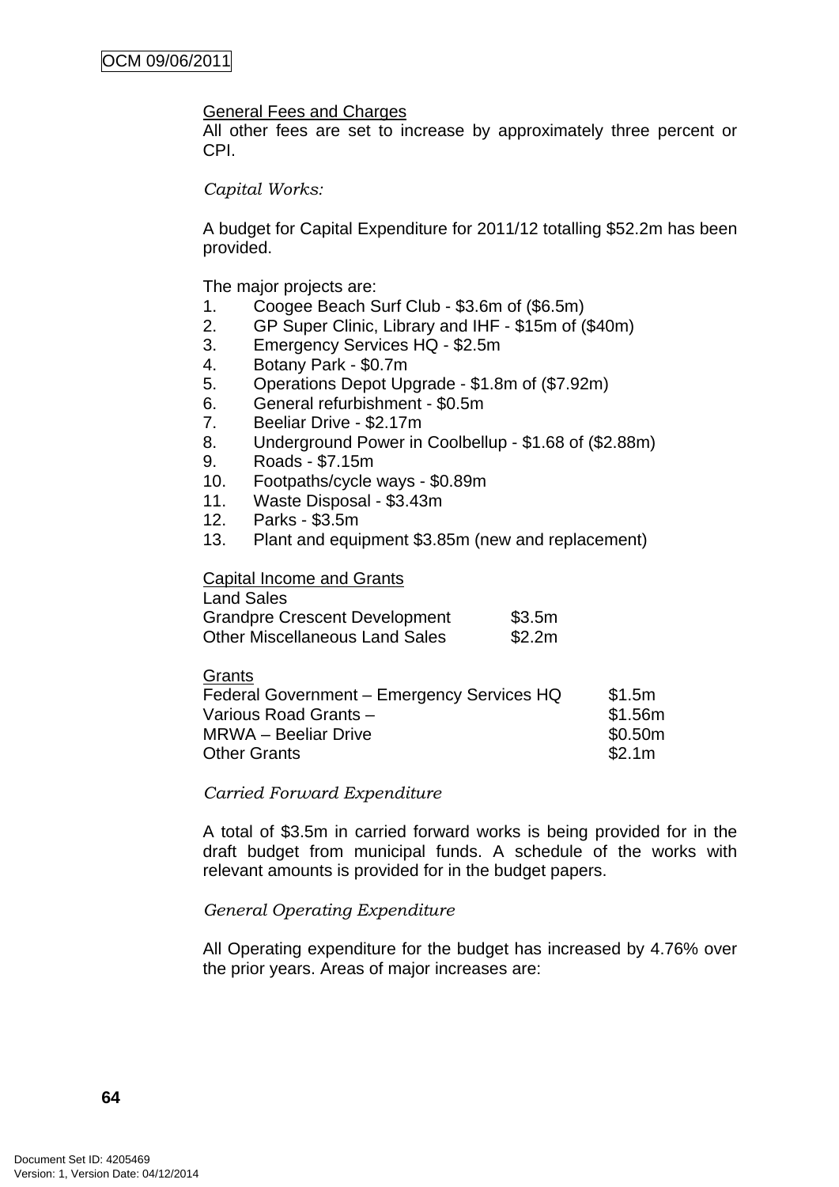General Fees and Charges

All other fees are set to increase by approximately three percent or CPI.

*Capital Works:*

A budget for Capital Expenditure for 2011/12 totalling $52.2m has been provided.

The major projects are:

1. Coogee Beach Surf Club - $3.6m of ($6.5m)
2. GP Super Clinic, Library and IHF - $15m of ($40m)
3. Emergency Services HQ - $2.5m
4. Botany Park - $0.7m
5. Operations Depot Upgrade - $1.8m of ($7.92m)
6. General refurbishment - $0.5m
7. Beeliar Drive - $2.17m
8. Underground Power in Coolbellup - $1.68 of ($2.88m)
9. Roads - $7.15m
10. Footpaths/cycle ways - $0.89m
11. Waste Disposal - $3.43m
12. Parks - $3.5m
13. Plant and equipment $3.85m (new and replacement)

Capital Income and Grants

Land Sales

| | |
|---|---|
| Grandpre Crescent Development | $3.5m |
| Other Miscellaneous Land Sales | $2.2m |

Grants

| | |
|---|---|
| Federal Government – Emergency Services HQ | $1.5m |
| Various Road Grants – | $1.56m |
| MRWA – Beeliar Drive | $0.50m |
| Other Grants | $2.1m |

*Carried Forward Expenditure*

A total of $3.5m in carried forward works is being provided for in the draft budget from municipal funds. A schedule of the works with relevant amounts is provided for in the budget papers.

*General Operating Expenditure*

All Operating expenditure for the budget has increased by 4.76% over the prior years. Areas of major increases are: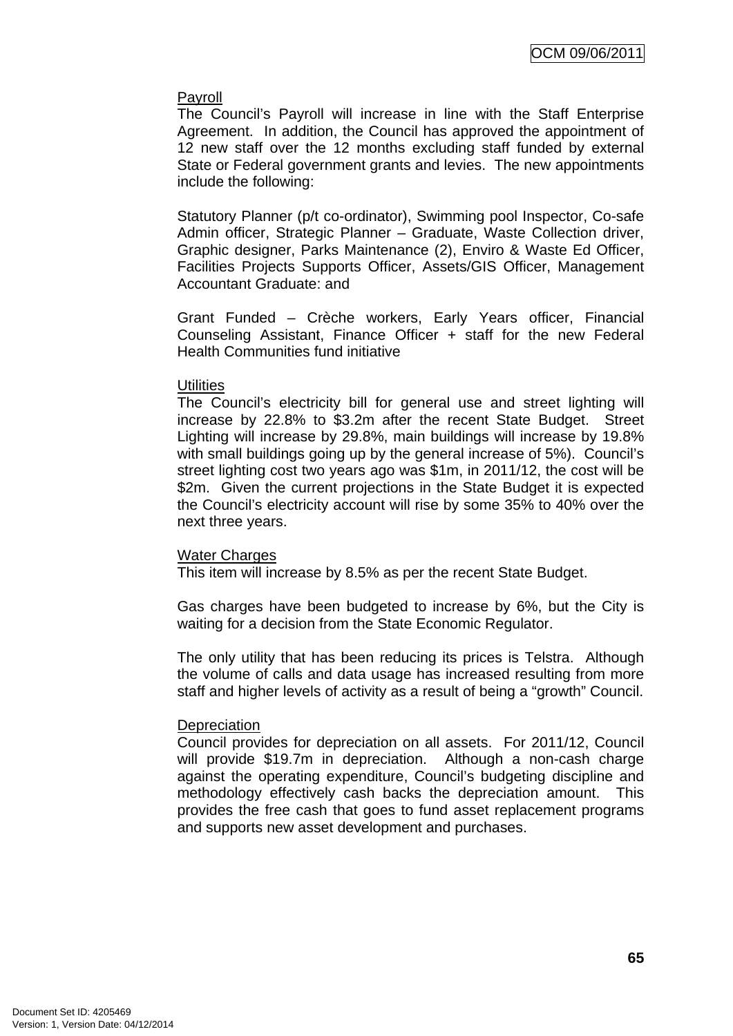Payroll

The Council's Payroll will increase in line with the Staff Enterprise Agreement. In addition, the Council has approved the appointment of 12 new staff over the 12 months excluding staff funded by external State or Federal government grants and levies. The new appointments include the following:

Statutory Planner (p/t co-ordinator), Swimming pool Inspector, Co-safe Admin officer, Strategic Planner – Graduate, Waste Collection driver, Graphic designer, Parks Maintenance (2), Enviro & Waste Ed Officer, Facilities Projects Supports Officer, Assets/GIS Officer, Management Accountant Graduate: and

Grant Funded – Crèche workers, Early Years officer, Financial Counseling Assistant, Finance Officer + staff for the new Federal Health Communities fund initiative

Utilities

The Council's electricity bill for general use and street lighting will increase by 22.8% to $3.2m after the recent State Budget. Street Lighting will increase by 29.8%, main buildings will increase by 19.8% with small buildings going up by the general increase of 5%). Council's street lighting cost two years ago was $1m, in 2011/12, the cost will be $2m. Given the current projections in the State Budget it is expected the Council's electricity account will rise by some 35% to 40% over the next three years.

Water Charges

This item will increase by 8.5% as per the recent State Budget.

Gas charges have been budgeted to increase by 6%, but the City is waiting for a decision from the State Economic Regulator.

The only utility that has been reducing its prices is Telstra. Although the volume of calls and data usage has increased resulting from more staff and higher levels of activity as a result of being a "growth" Council.

Depreciation

Council provides for depreciation on all assets. For 2011/12, Council will provide $19.7m in depreciation. Although a non-cash charge against the operating expenditure, Council's budgeting discipline and methodology effectively cash backs the depreciation amount. This provides the free cash that goes to fund asset replacement programs and supports new asset development and purchases.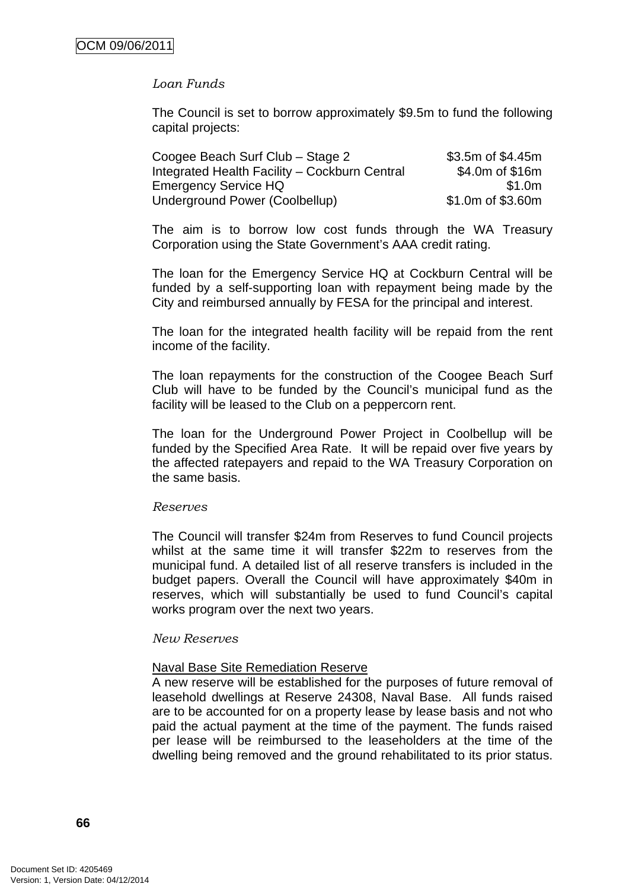*Loan Funds*

The Council is set to borrow approximately $9.5m to fund the following capital projects:

| Project | Amount |
|---|---|
| Coogee Beach Surf Club – Stage 2 | $3.5m of $4.45m |
| Integrated Health Facility – Cockburn Central | $4.0m of $16m |
| Emergency Service HQ | $1.0m |
| Underground Power (Coolbellup) | $1.0m of $3.60m |

The aim is to borrow low cost funds through the WA Treasury Corporation using the State Government's AAA credit rating.

The loan for the Emergency Service HQ at Cockburn Central will be funded by a self-supporting loan with repayment being made by the City and reimbursed annually by FESA for the principal and interest.

The loan for the integrated health facility will be repaid from the rent income of the facility.

The loan repayments for the construction of the Coogee Beach Surf Club will have to be funded by the Council's municipal fund as the facility will be leased to the Club on a peppercorn rent.

The loan for the Underground Power Project in Coolbellup will be funded by the Specified Area Rate. It will be repaid over five years by the affected ratepayers and repaid to the WA Treasury Corporation on the same basis.

*Reserves*

The Council will transfer $24m from Reserves to fund Council projects whilst at the same time it will transfer $22m to reserves from the municipal fund. A detailed list of all reserve transfers is included in the budget papers. Overall the Council will have approximately $40m in reserves, which will substantially be used to fund Council's capital works program over the next two years.

*New Reserves*

<u>Naval Base Site Remediation Reserve</u>
A new reserve will be established for the purposes of future removal of leasehold dwellings at Reserve 24308, Naval Base. All funds raised are to be accounted for on a property lease by lease basis and not who paid the actual payment at the time of the payment. The funds raised per lease will be reimbursed to the leaseholders at the time of the dwelling being removed and the ground rehabilitated to its prior status.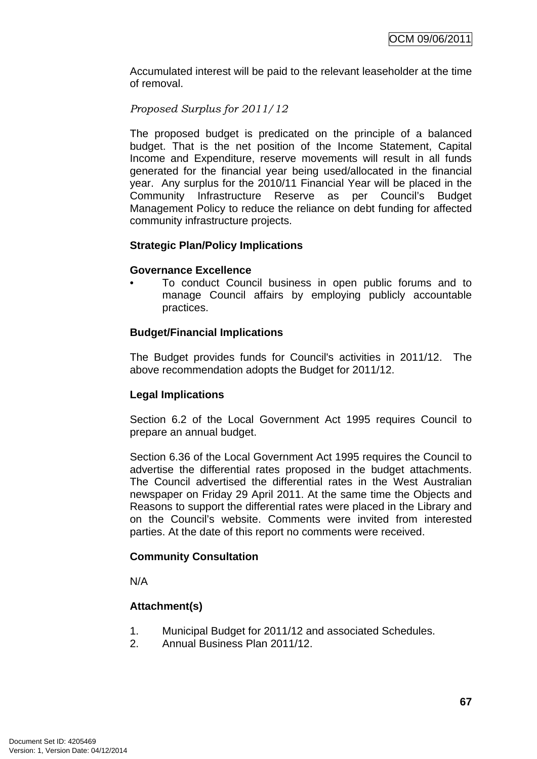Accumulated interest will be paid to the relevant leaseholder at the time of removal.

*Proposed Surplus for 2011/12*

The proposed budget is predicated on the principle of a balanced budget. That is the net position of the Income Statement, Capital Income and Expenditure, reserve movements will result in all funds generated for the financial year being used/allocated in the financial year. Any surplus for the 2010/11 Financial Year will be placed in the Community Infrastructure Reserve as per Council's Budget Management Policy to reduce the reliance on debt funding for affected community infrastructure projects.

**Strategic Plan/Policy Implications**

**Governance Excellence**

- To conduct Council business in open public forums and to manage Council affairs by employing publicly accountable practices.

**Budget/Financial Implications**

The Budget provides funds for Council's activities in 2011/12. The above recommendation adopts the Budget for 2011/12.

**Legal Implications**

Section 6.2 of the Local Government Act 1995 requires Council to prepare an annual budget.

Section 6.36 of the Local Government Act 1995 requires the Council to advertise the differential rates proposed in the budget attachments. The Council advertised the differential rates in the West Australian newspaper on Friday 29 April 2011. At the same time the Objects and Reasons to support the differential rates were placed in the Library and on the Council's website. Comments were invited from interested parties. At the date of this report no comments were received.

**Community Consultation**

N/A

**Attachment(s)**

1. Municipal Budget for 2011/12 and associated Schedules.
2. Annual Business Plan 2011/12.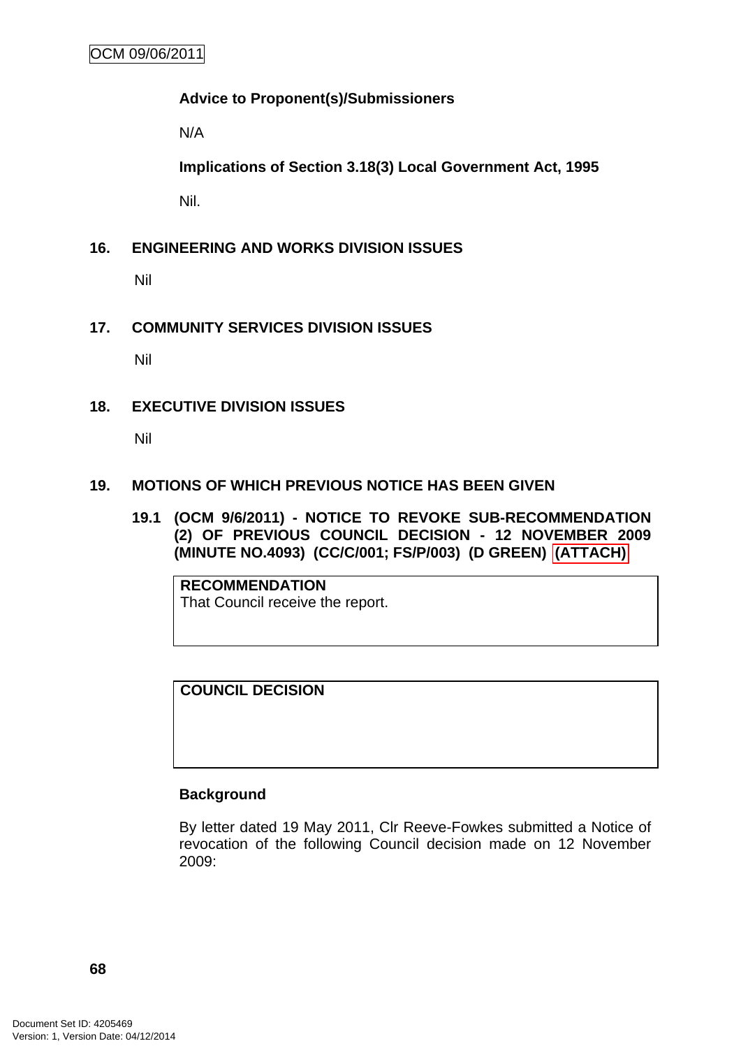**Advice to Proponent(s)/Submissioners**

N/A

**Implications of Section 3.18(3) Local Government Act, 1995**

Nil.

## 16. ENGINEERING AND WORKS DIVISION ISSUES

Nil

## 17. COMMUNITY SERVICES DIVISION ISSUES

Nil

## 18. EXECUTIVE DIVISION ISSUES

Nil

## 19. MOTIONS OF WHICH PREVIOUS NOTICE HAS BEEN GIVEN

### 19.1 (OCM 9/6/2011) - NOTICE TO REVOKE SUB-RECOMMENDATION (2) OF PREVIOUS COUNCIL DECISION - 12 NOVEMBER 2009 (MINUTE NO.4093) (CC/C/001; FS/P/003) (D GREEN) (ATTACH)

| RECOMMENDATION |
|---|
| That Council receive the report. |

| COUNCIL DECISION |
|---|
| |

**Background**

By letter dated 19 May 2011, Clr Reeve-Fowkes submitted a Notice of revocation of the following Council decision made on 12 November 2009: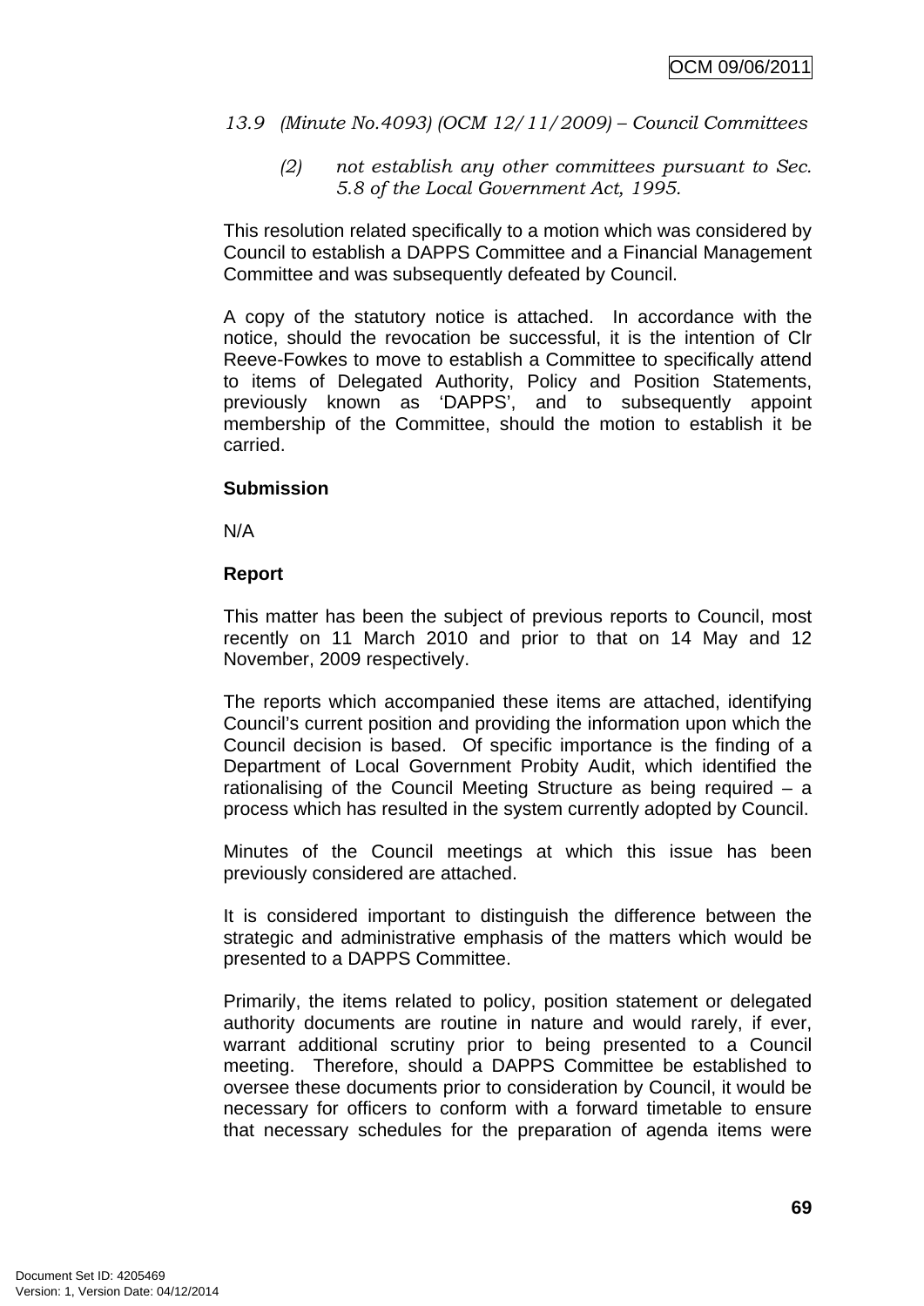*13.9 (Minute No.4093) (OCM 12/11/2009) – Council Committees*

> *(2) not establish any other committees pursuant to Sec. 5.8 of the Local Government Act, 1995.*

This resolution related specifically to a motion which was considered by Council to establish a DAPPS Committee and a Financial Management Committee and was subsequently defeated by Council.

A copy of the statutory notice is attached. In accordance with the notice, should the revocation be successful, it is the intention of Clr Reeve-Fowkes to move to establish a Committee to specifically attend to items of Delegated Authority, Policy and Position Statements, previously known as 'DAPPS', and to subsequently appoint membership of the Committee, should the motion to establish it be carried.

**Submission**

N/A

**Report**

This matter has been the subject of previous reports to Council, most recently on 11 March 2010 and prior to that on 14 May and 12 November, 2009 respectively.

The reports which accompanied these items are attached, identifying Council's current position and providing the information upon which the Council decision is based. Of specific importance is the finding of a Department of Local Government Probity Audit, which identified the rationalising of the Council Meeting Structure as being required – a process which has resulted in the system currently adopted by Council.

Minutes of the Council meetings at which this issue has been previously considered are attached.

It is considered important to distinguish the difference between the strategic and administrative emphasis of the matters which would be presented to a DAPPS Committee.

Primarily, the items related to policy, position statement or delegated authority documents are routine in nature and would rarely, if ever, warrant additional scrutiny prior to being presented to a Council meeting. Therefore, should a DAPPS Committee be established to oversee these documents prior to consideration by Council, it would be necessary for officers to conform with a forward timetable to ensure that necessary schedules for the preparation of agenda items were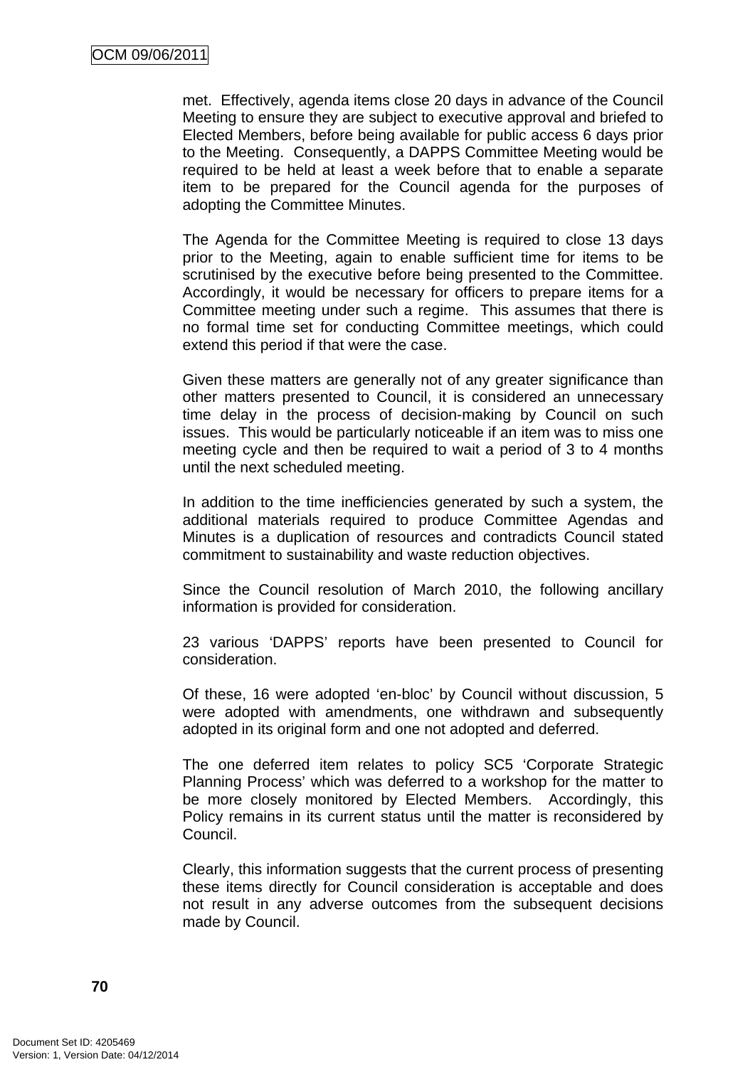met. Effectively, agenda items close 20 days in advance of the Council Meeting to ensure they are subject to executive approval and briefed to Elected Members, before being available for public access 6 days prior to the Meeting. Consequently, a DAPPS Committee Meeting would be required to be held at least a week before that to enable a separate item to be prepared for the Council agenda for the purposes of adopting the Committee Minutes.

The Agenda for the Committee Meeting is required to close 13 days prior to the Meeting, again to enable sufficient time for items to be scrutinised by the executive before being presented to the Committee. Accordingly, it would be necessary for officers to prepare items for a Committee meeting under such a regime. This assumes that there is no formal time set for conducting Committee meetings, which could extend this period if that were the case.

Given these matters are generally not of any greater significance than other matters presented to Council, it is considered an unnecessary time delay in the process of decision-making by Council on such issues. This would be particularly noticeable if an item was to miss one meeting cycle and then be required to wait a period of 3 to 4 months until the next scheduled meeting.

In addition to the time inefficiencies generated by such a system, the additional materials required to produce Committee Agendas and Minutes is a duplication of resources and contradicts Council stated commitment to sustainability and waste reduction objectives.

Since the Council resolution of March 2010, the following ancillary information is provided for consideration.

23 various 'DAPPS' reports have been presented to Council for consideration.

Of these, 16 were adopted 'en-bloc' by Council without discussion, 5 were adopted with amendments, one withdrawn and subsequently adopted in its original form and one not adopted and deferred.

The one deferred item relates to policy SC5 'Corporate Strategic Planning Process' which was deferred to a workshop for the matter to be more closely monitored by Elected Members. Accordingly, this Policy remains in its current status until the matter is reconsidered by Council.

Clearly, this information suggests that the current process of presenting these items directly for Council consideration is acceptable and does not result in any adverse outcomes from the subsequent decisions made by Council.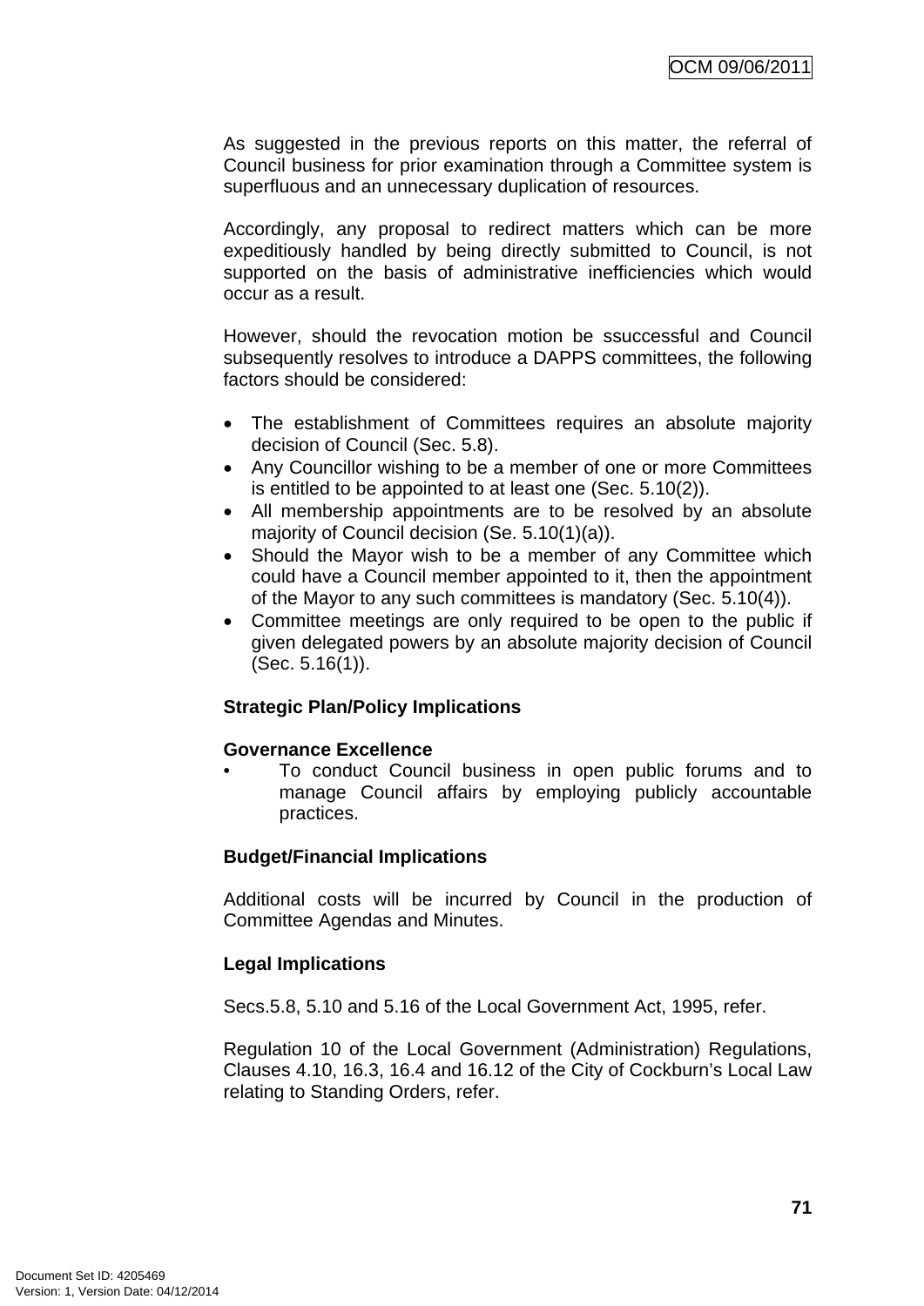As suggested in the previous reports on this matter, the referral of Council business for prior examination through a Committee system is superfluous and an unnecessary duplication of resources.

Accordingly, any proposal to redirect matters which can be more expeditiously handled by being directly submitted to Council, is not supported on the basis of administrative inefficiencies which would occur as a result.

However, should the revocation motion be ssuccessful and Council subsequently resolves to introduce a DAPPS committees, the following factors should be considered:

- The establishment of Committees requires an absolute majority decision of Council (Sec. 5.8).
- Any Councillor wishing to be a member of one or more Committees is entitled to be appointed to at least one (Sec. 5.10(2)).
- All membership appointments are to be resolved by an absolute majority of Council decision (Se. 5.10(1)(a)).
- Should the Mayor wish to be a member of any Committee which could have a Council member appointed to it, then the appointment of the Mayor to any such committees is mandatory (Sec. 5.10(4)).
- Committee meetings are only required to be open to the public if given delegated powers by an absolute majority decision of Council (Sec. 5.16(1)).

**Strategic Plan/Policy Implications**

**Governance Excellence**

- To conduct Council business in open public forums and to manage Council affairs by employing publicly accountable practices.

**Budget/Financial Implications**

Additional costs will be incurred by Council in the production of Committee Agendas and Minutes.

**Legal Implications**

Secs.5.8, 5.10 and 5.16 of the Local Government Act, 1995, refer.

Regulation 10 of the Local Government (Administration) Regulations, Clauses 4.10, 16.3, 16.4 and 16.12 of the City of Cockburn's Local Law relating to Standing Orders, refer.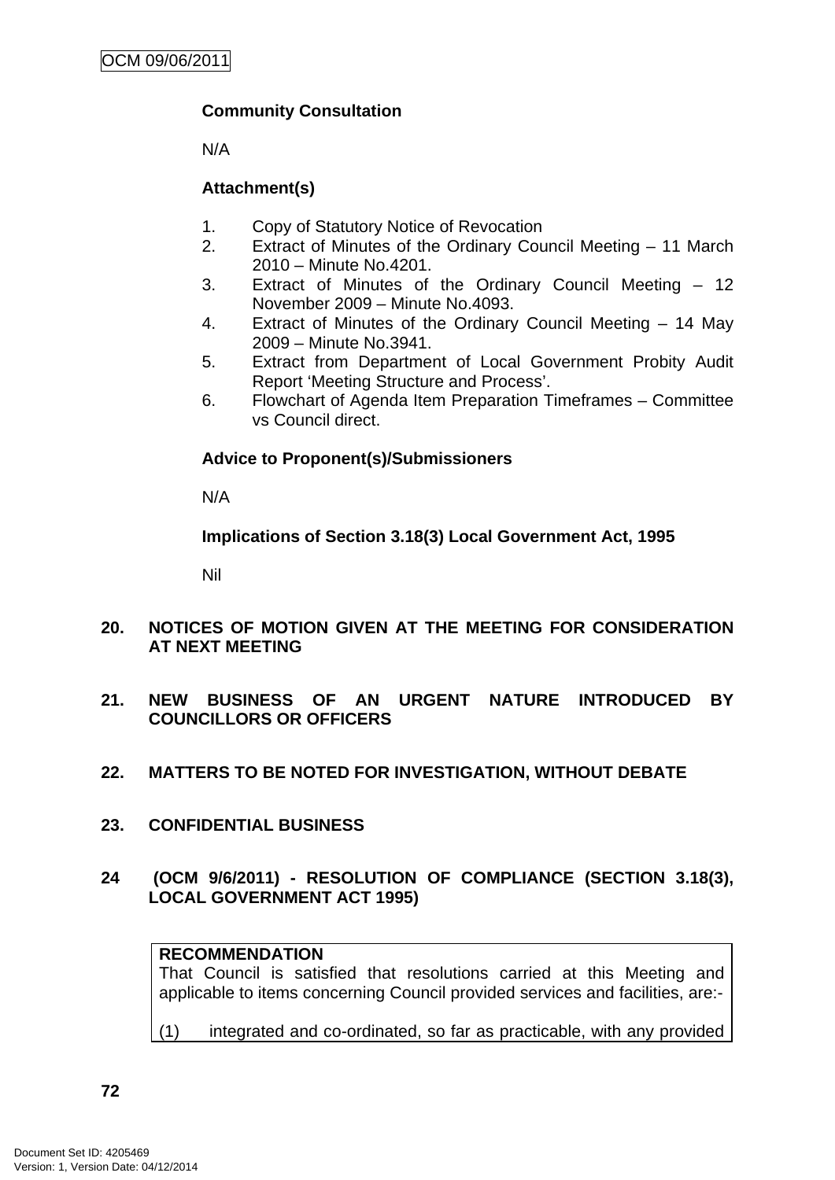**Community Consultation**

N/A

**Attachment(s)**

1. Copy of Statutory Notice of Revocation
2. Extract of Minutes of the Ordinary Council Meeting – 11 March 2010 – Minute No.4201.
3. Extract of Minutes of the Ordinary Council Meeting – 12 November 2009 – Minute No.4093.
4. Extract of Minutes of the Ordinary Council Meeting – 14 May 2009 – Minute No.3941.
5. Extract from Department of Local Government Probity Audit Report 'Meeting Structure and Process'.
6. Flowchart of Agenda Item Preparation Timeframes – Committee vs Council direct.

**Advice to Proponent(s)/Submissioners**

N/A

**Implications of Section 3.18(3) Local Government Act, 1995**

Nil

## 20. NOTICES OF MOTION GIVEN AT THE MEETING FOR CONSIDERATION AT NEXT MEETING

## 21. NEW BUSINESS OF AN URGENT NATURE INTRODUCED BY COUNCILLORS OR OFFICERS

## 22. MATTERS TO BE NOTED FOR INVESTIGATION, WITHOUT DEBATE

## 23. CONFIDENTIAL BUSINESS

## 24 (OCM 9/6/2011) - RESOLUTION OF COMPLIANCE (SECTION 3.18(3), LOCAL GOVERNMENT ACT 1995)

**RECOMMENDATION**
That Council is satisfied that resolutions carried at this Meeting and applicable to items concerning Council provided services and facilities, are:-

(1) integrated and co-ordinated, so far as practicable, with any provided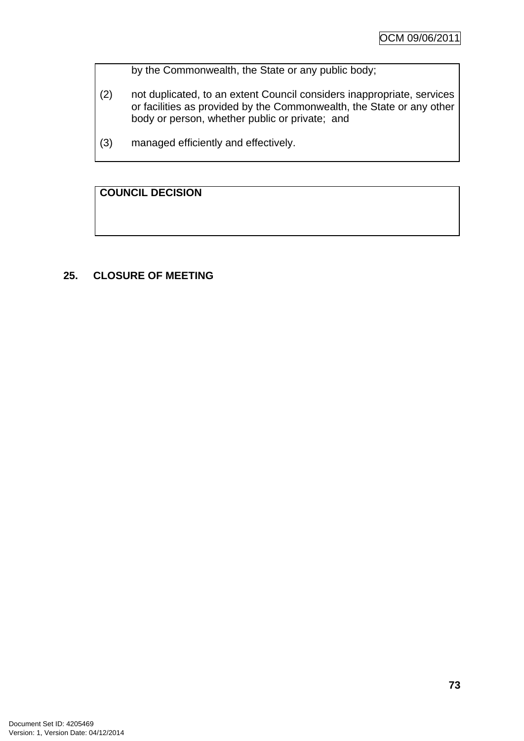by the Commonwealth, the State or any public body;

(2) not duplicated, to an extent Council considers inappropriate, services or facilities as provided by the Commonwealth, the State or any other body or person, whether public or private; and

(3) managed efficiently and effectively.

**COUNCIL DECISION**

## 25. CLOSURE OF MEETING

Document Set ID: 4205469
Version: 1, Version Date: 04/12/2014